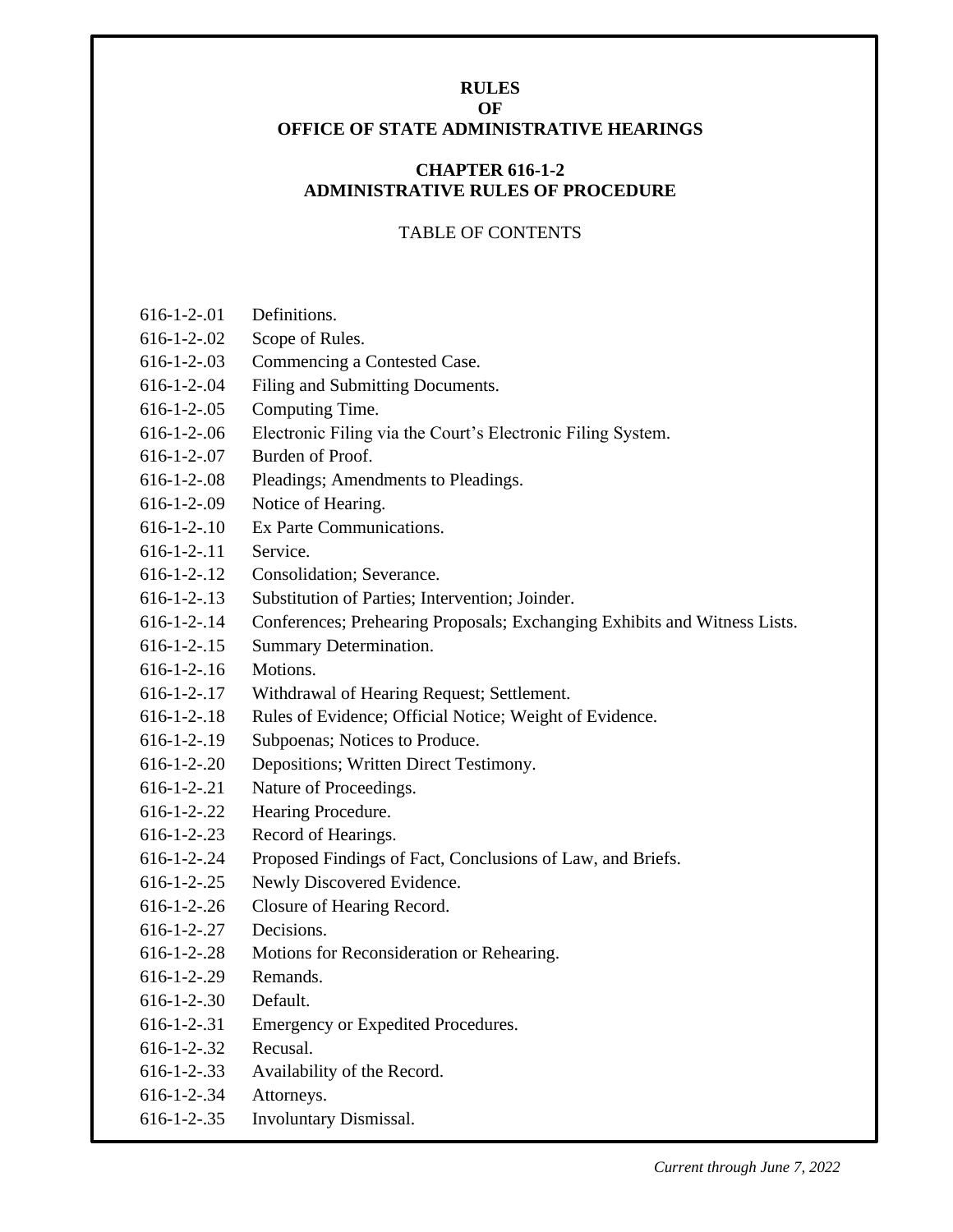# RULES
# OF
# OFFICE OF STATE ADMINISTRATIVE HEARINGS

## CHAPTER 616-1-2
## ADMINISTRATIVE RULES OF PROCEDURE

TABLE OF CONTENTS

| | |
|---|---|
| 616-1-2-.01 | Definitions. |
| 616-1-2-.02 | Scope of Rules. |
| 616-1-2-.03 | Commencing a Contested Case. |
| 616-1-2-.04 | Filing and Submitting Documents. |
| 616-1-2-.05 | Computing Time. |
| 616-1-2-.06 | Electronic Filing via the Court's Electronic Filing System. |
| 616-1-2-.07 | Burden of Proof. |
| 616-1-2-.08 | Pleadings; Amendments to Pleadings. |
| 616-1-2-.09 | Notice of Hearing. |
| 616-1-2-.10 | Ex Parte Communications. |
| 616-1-2-.11 | Service. |
| 616-1-2-.12 | Consolidation; Severance. |
| 616-1-2-.13 | Substitution of Parties; Intervention; Joinder. |
| 616-1-2-.14 | Conferences; Prehearing Proposals; Exchanging Exhibits and Witness Lists. |
| 616-1-2-.15 | Summary Determination. |
| 616-1-2-.16 | Motions. |
| 616-1-2-.17 | Withdrawal of Hearing Request; Settlement. |
| 616-1-2-.18 | Rules of Evidence; Official Notice; Weight of Evidence. |
| 616-1-2-.19 | Subpoenas; Notices to Produce. |
| 616-1-2-.20 | Depositions; Written Direct Testimony. |
| 616-1-2-.21 | Nature of Proceedings. |
| 616-1-2-.22 | Hearing Procedure. |
| 616-1-2-.23 | Record of Hearings. |
| 616-1-2-.24 | Proposed Findings of Fact, Conclusions of Law, and Briefs. |
| 616-1-2-.25 | Newly Discovered Evidence. |
| 616-1-2-.26 | Closure of Hearing Record. |
| 616-1-2-.27 | Decisions. |
| 616-1-2-.28 | Motions for Reconsideration or Rehearing. |
| 616-1-2-.29 | Remands. |
| 616-1-2-.30 | Default. |
| 616-1-2-.31 | Emergency or Expedited Procedures. |
| 616-1-2-.32 | Recusal. |
| 616-1-2-.33 | Availability of the Record. |
| 616-1-2-.34 | Attorneys. |
| 616-1-2-.35 | Involuntary Dismissal. |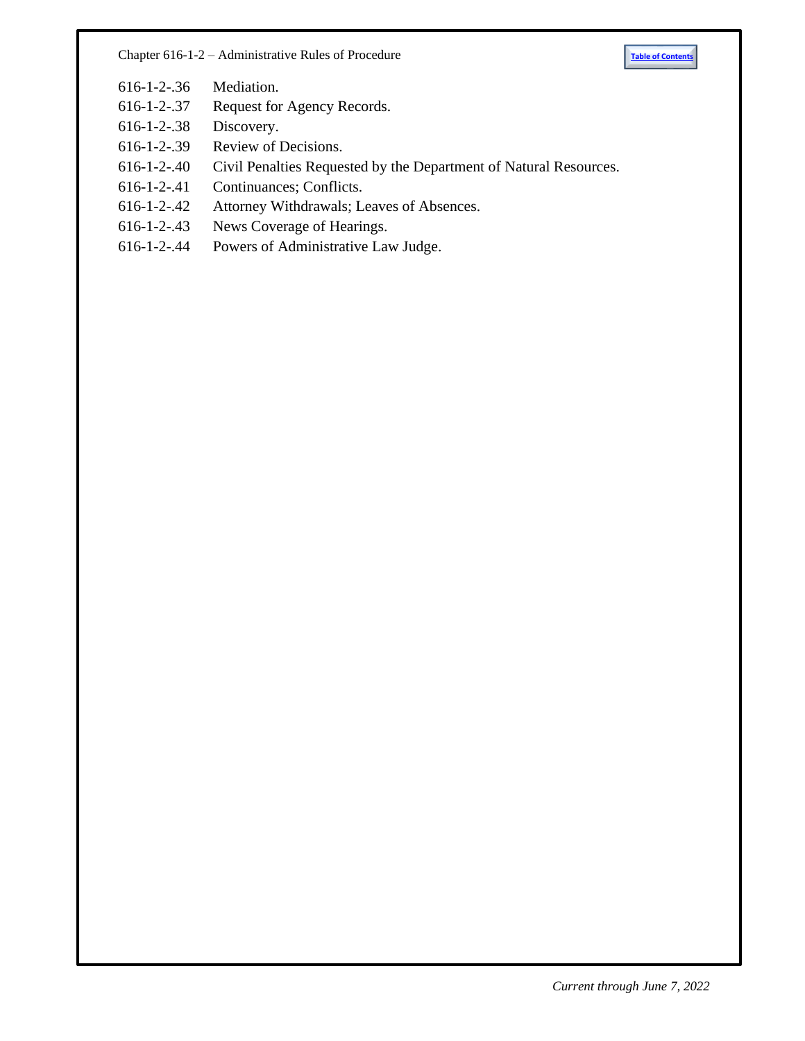616-1-2-.36 Mediation.
616-1-2-.37 Request for Agency Records.
616-1-2-.38 Discovery.
616-1-2-.39 Review of Decisions.
616-1-2-.40 Civil Penalties Requested by the Department of Natural Resources.
616-1-2-.41 Continuances; Conflicts.
616-1-2-.42 Attorney Withdrawals; Leaves of Absences.
616-1-2-.43 News Coverage of Hearings.
616-1-2-.44 Powers of Administrative Law Judge.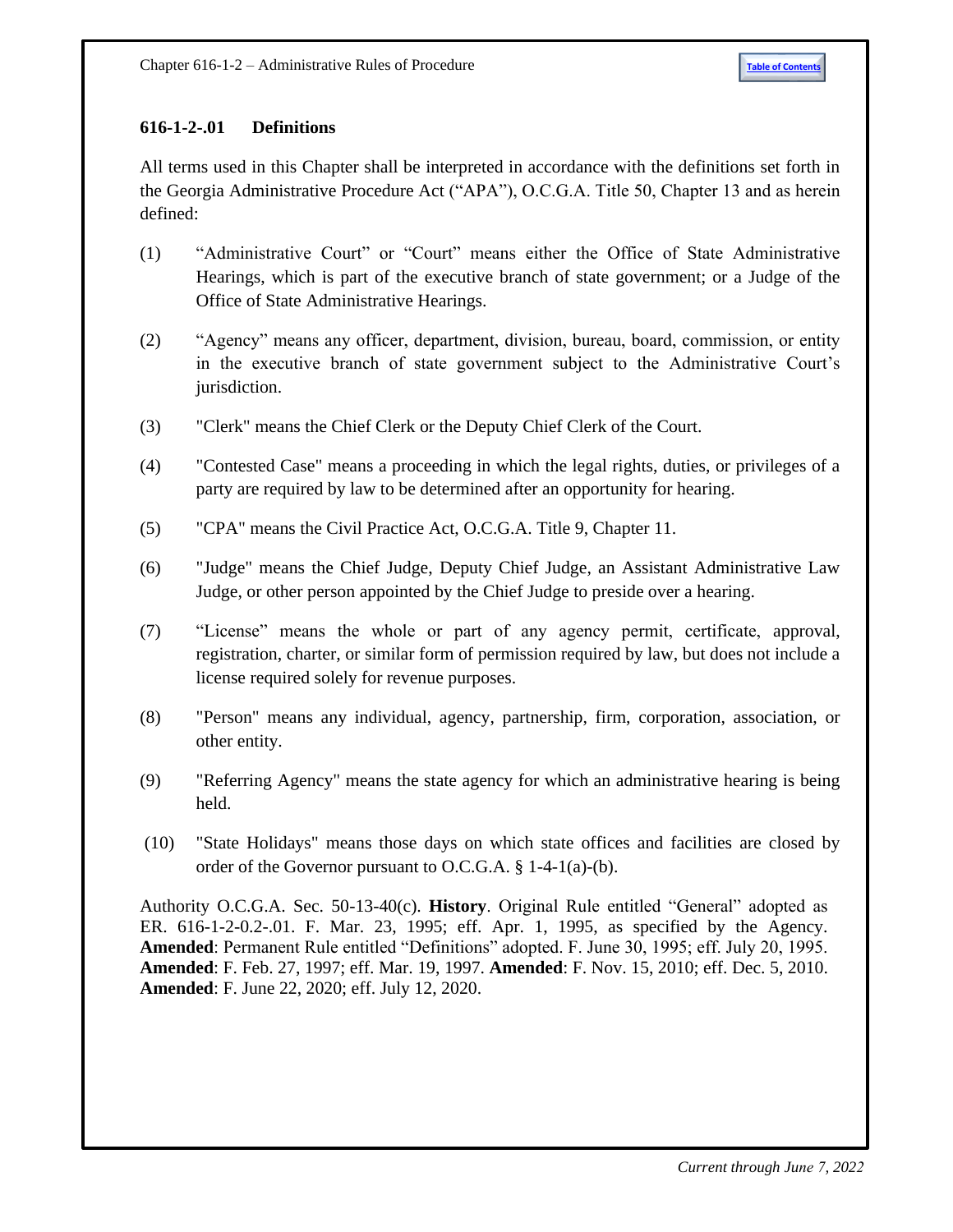## 616-1-2-.01 Definitions

All terms used in this Chapter shall be interpreted in accordance with the definitions set forth in the Georgia Administrative Procedure Act ("APA"), O.C.G.A. Title 50, Chapter 13 and as herein defined:

(1) "Administrative Court" or "Court" means either the Office of State Administrative Hearings, which is part of the executive branch of state government; or a Judge of the Office of State Administrative Hearings.

(2) "Agency" means any officer, department, division, bureau, board, commission, or entity in the executive branch of state government subject to the Administrative Court's jurisdiction.

(3) "Clerk" means the Chief Clerk or the Deputy Chief Clerk of the Court.

(4) "Contested Case" means a proceeding in which the legal rights, duties, or privileges of a party are required by law to be determined after an opportunity for hearing.

(5) "CPA" means the Civil Practice Act, O.C.G.A. Title 9, Chapter 11.

(6) "Judge" means the Chief Judge, Deputy Chief Judge, an Assistant Administrative Law Judge, or other person appointed by the Chief Judge to preside over a hearing.

(7) "License" means the whole or part of any agency permit, certificate, approval, registration, charter, or similar form of permission required by law, but does not include a license required solely for revenue purposes.

(8) "Person" means any individual, agency, partnership, firm, corporation, association, or other entity.

(9) "Referring Agency" means the state agency for which an administrative hearing is being held.

(10) "State Holidays" means those days on which state offices and facilities are closed by order of the Governor pursuant to O.C.G.A. § 1-4-1(a)-(b).

Authority O.C.G.A. Sec. 50-13-40(c). **History**. Original Rule entitled "General" adopted as ER. 616-1-2-0.2-.01. F. Mar. 23, 1995; eff. Apr. 1, 1995, as specified by the Agency. **Amended**: Permanent Rule entitled "Definitions" adopted. F. June 30, 1995; eff. July 20, 1995. **Amended**: F. Feb. 27, 1997; eff. Mar. 19, 1997. **Amended**: F. Nov. 15, 2010; eff. Dec. 5, 2010. **Amended**: F. June 22, 2020; eff. July 12, 2020.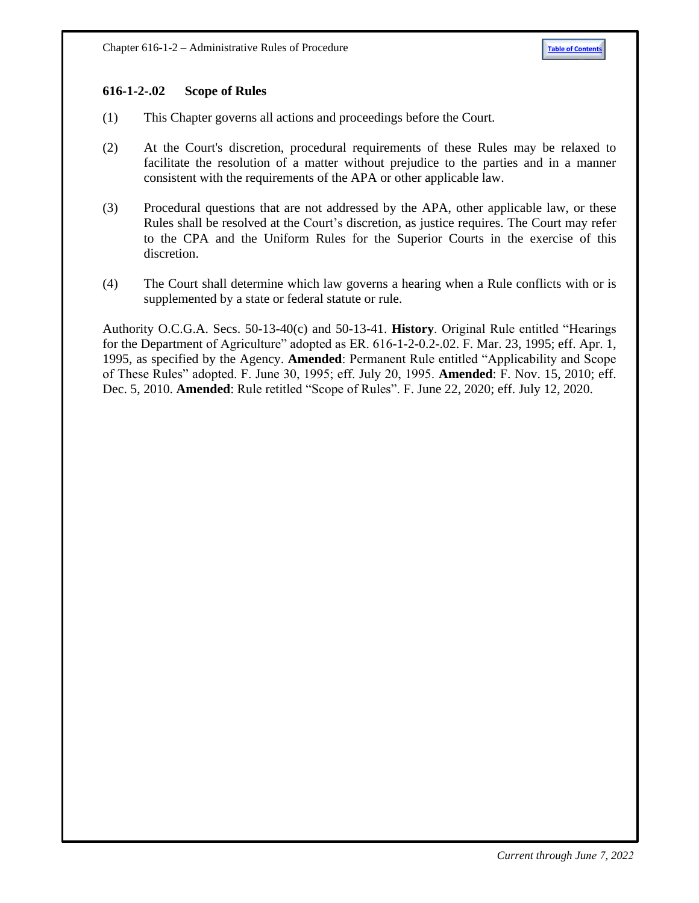## 616-1-2-.02 Scope of Rules

(1) This Chapter governs all actions and proceedings before the Court.

(2) At the Court's discretion, procedural requirements of these Rules may be relaxed to facilitate the resolution of a matter without prejudice to the parties and in a manner consistent with the requirements of the APA or other applicable law.

(3) Procedural questions that are not addressed by the APA, other applicable law, or these Rules shall be resolved at the Court's discretion, as justice requires. The Court may refer to the CPA and the Uniform Rules for the Superior Courts in the exercise of this discretion.

(4) The Court shall determine which law governs a hearing when a Rule conflicts with or is supplemented by a state or federal statute or rule.

Authority O.C.G.A. Secs. 50-13-40(c) and 50-13-41. **History**. Original Rule entitled "Hearings for the Department of Agriculture" adopted as ER. 616-1-2-0.2-.02. F. Mar. 23, 1995; eff. Apr. 1, 1995, as specified by the Agency. **Amended**: Permanent Rule entitled "Applicability and Scope of These Rules" adopted. F. June 30, 1995; eff. July 20, 1995. **Amended**: F. Nov. 15, 2010; eff. Dec. 5, 2010. **Amended**: Rule retitled "Scope of Rules". F. June 22, 2020; eff. July 12, 2020.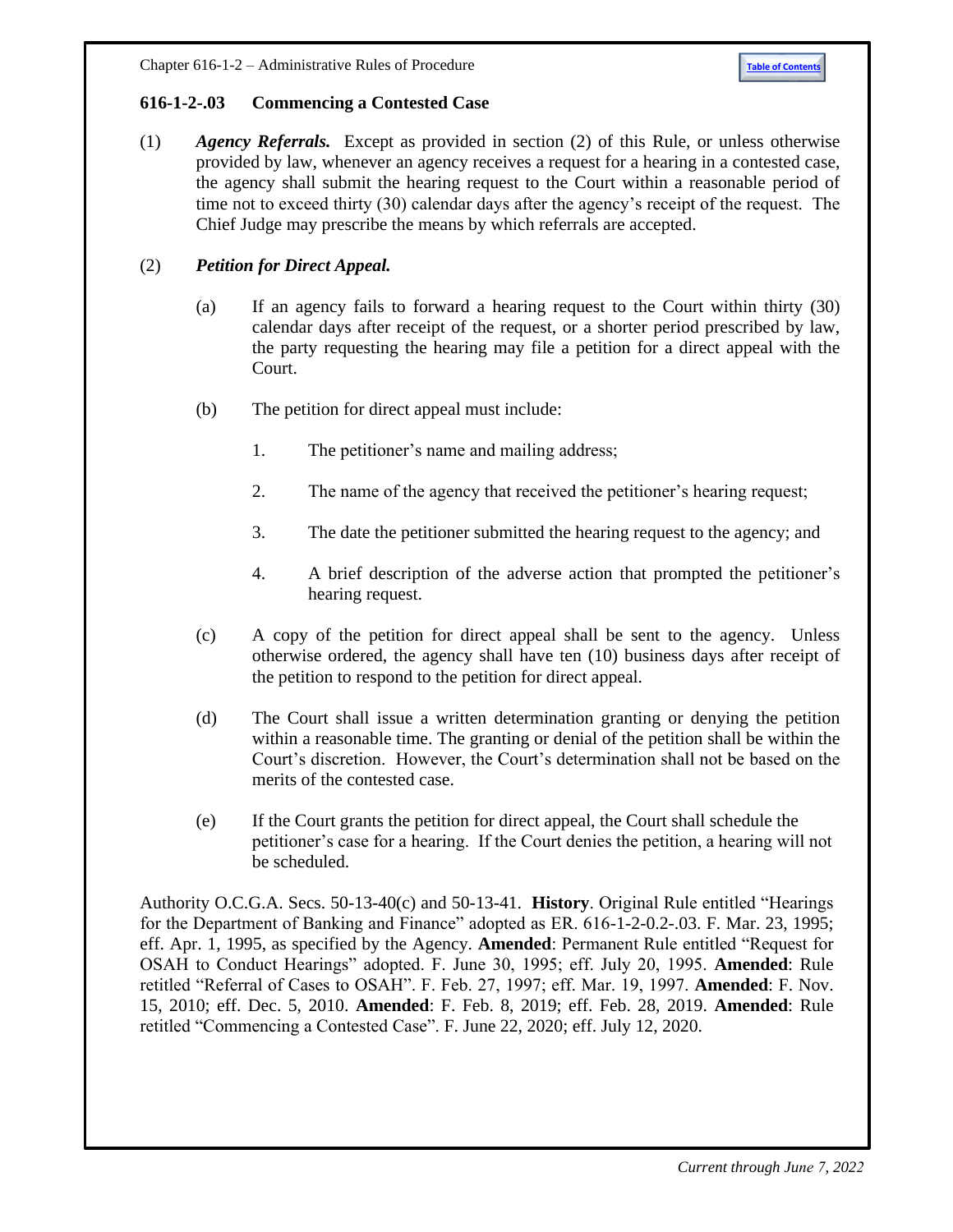### 616-1-2-.03 Commencing a Contested Case

(1) ***Agency Referrals.*** Except as provided in section (2) of this Rule, or unless otherwise provided by law, whenever an agency receives a request for a hearing in a contested case, the agency shall submit the hearing request to the Court within a reasonable period of time not to exceed thirty (30) calendar days after the agency's receipt of the request. The Chief Judge may prescribe the means by which referrals are accepted.

(2) ***Petition for Direct Appeal.***

(a) If an agency fails to forward a hearing request to the Court within thirty (30) calendar days after receipt of the request, or a shorter period prescribed by law, the party requesting the hearing may file a petition for a direct appeal with the Court.

(b) The petition for direct appeal must include:

1. The petitioner's name and mailing address;

2. The name of the agency that received the petitioner's hearing request;

3. The date the petitioner submitted the hearing request to the agency; and

4. A brief description of the adverse action that prompted the petitioner's hearing request.

(c) A copy of the petition for direct appeal shall be sent to the agency. Unless otherwise ordered, the agency shall have ten (10) business days after receipt of the petition to respond to the petition for direct appeal.

(d) The Court shall issue a written determination granting or denying the petition within a reasonable time. The granting or denial of the petition shall be within the Court's discretion. However, the Court's determination shall not be based on the merits of the contested case.

(e) If the Court grants the petition for direct appeal, the Court shall schedule the petitioner's case for a hearing. If the Court denies the petition, a hearing will not be scheduled.

Authority O.C.G.A. Secs. 50-13-40(c) and 50-13-41. **History**. Original Rule entitled "Hearings for the Department of Banking and Finance" adopted as ER. 616-1-2-0.2-.03. F. Mar. 23, 1995; eff. Apr. 1, 1995, as specified by the Agency. **Amended**: Permanent Rule entitled "Request for OSAH to Conduct Hearings" adopted. F. June 30, 1995; eff. July 20, 1995. **Amended**: Rule retitled "Referral of Cases to OSAH". F. Feb. 27, 1997; eff. Mar. 19, 1997. **Amended**: F. Nov. 15, 2010; eff. Dec. 5, 2010. **Amended**: F. Feb. 8, 2019; eff. Feb. 28, 2019. **Amended**: Rule retitled "Commencing a Contested Case". F. June 22, 2020; eff. July 12, 2020.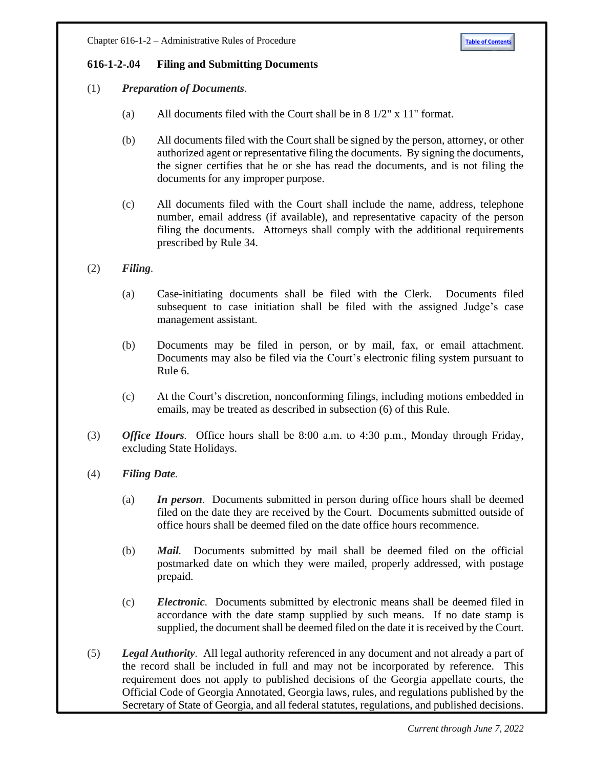## 616-1-2-.04 Filing and Submitting Documents

(1) ***Preparation of Documents.***

(a) All documents filed with the Court shall be in 8 1/2" x 11" format.

(b) All documents filed with the Court shall be signed by the person, attorney, or other authorized agent or representative filing the documents. By signing the documents, the signer certifies that he or she has read the documents, and is not filing the documents for any improper purpose.

(c) All documents filed with the Court shall include the name, address, telephone number, email address (if available), and representative capacity of the person filing the documents. Attorneys shall comply with the additional requirements prescribed by Rule 34.

(2) ***Filing.***

(a) Case-initiating documents shall be filed with the Clerk. Documents filed subsequent to case initiation shall be filed with the assigned Judge's case management assistant.

(b) Documents may be filed in person, or by mail, fax, or email attachment. Documents may also be filed via the Court's electronic filing system pursuant to Rule 6.

(c) At the Court's discretion, nonconforming filings, including motions embedded in emails, may be treated as described in subsection (6) of this Rule.

(3) ***Office Hours.*** Office hours shall be 8:00 a.m. to 4:30 p.m., Monday through Friday, excluding State Holidays.

(4) ***Filing Date.***

(a) ***In person.*** Documents submitted in person during office hours shall be deemed filed on the date they are received by the Court. Documents submitted outside of office hours shall be deemed filed on the date office hours recommence.

(b) ***Mail.*** Documents submitted by mail shall be deemed filed on the official postmarked date on which they were mailed, properly addressed, with postage prepaid.

(c) ***Electronic.*** Documents submitted by electronic means shall be deemed filed in accordance with the date stamp supplied by such means. If no date stamp is supplied, the document shall be deemed filed on the date it is received by the Court.

(5) ***Legal Authority.*** All legal authority referenced in any document and not already a part of the record shall be included in full and may not be incorporated by reference. This requirement does not apply to published decisions of the Georgia appellate courts, the Official Code of Georgia Annotated, Georgia laws, rules, and regulations published by the Secretary of State of Georgia, and all federal statutes, regulations, and published decisions.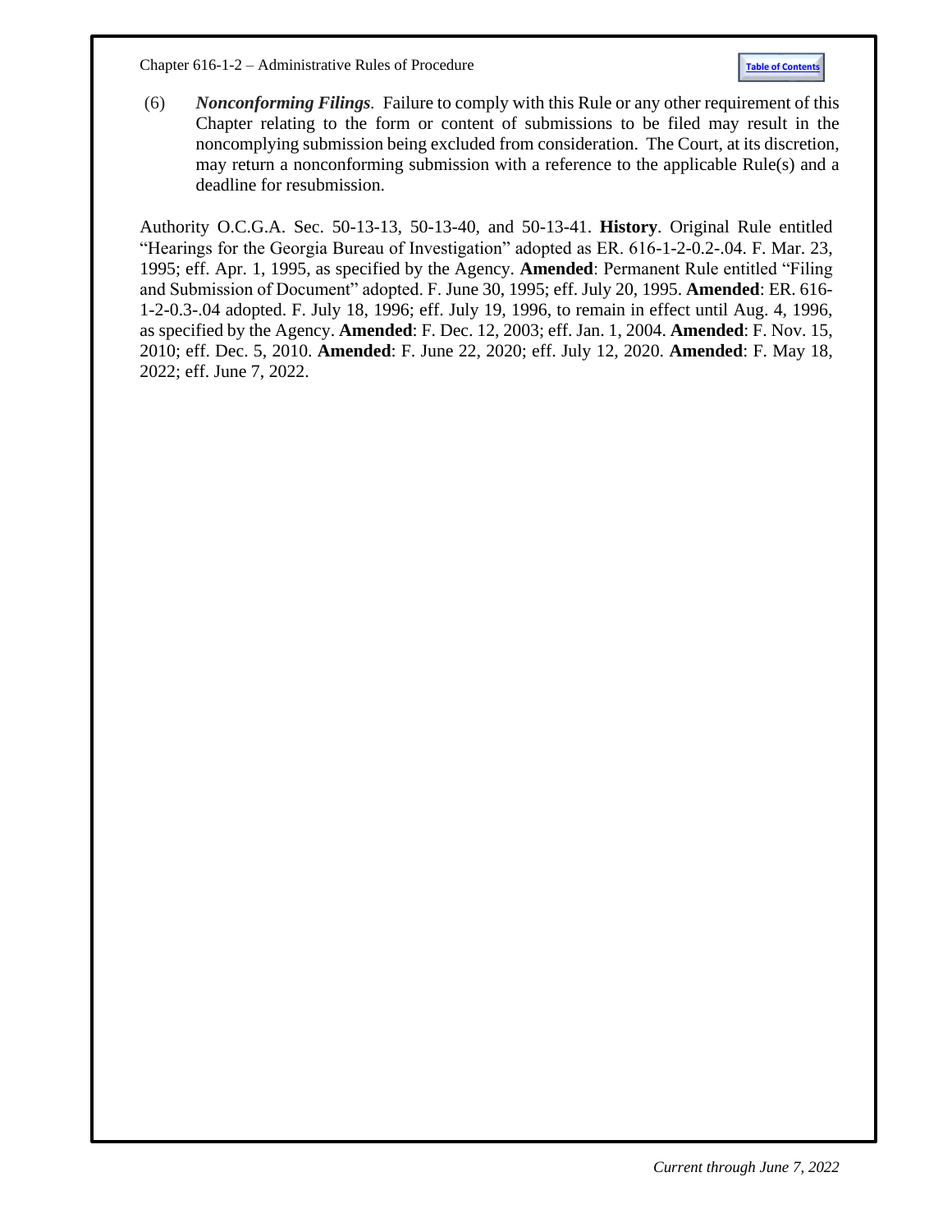(6) ***Nonconforming Filings***. Failure to comply with this Rule or any other requirement of this Chapter relating to the form or content of submissions to be filed may result in the noncomplying submission being excluded from consideration. The Court, at its discretion, may return a nonconforming submission with a reference to the applicable Rule(s) and a deadline for resubmission.

Authority O.C.G.A. Sec. 50-13-13, 50-13-40, and 50-13-41. **History**. Original Rule entitled "Hearings for the Georgia Bureau of Investigation" adopted as ER. 616-1-2-0.2-.04. F. Mar. 23, 1995; eff. Apr. 1, 1995, as specified by the Agency. **Amended**: Permanent Rule entitled "Filing and Submission of Document" adopted. F. June 30, 1995; eff. July 20, 1995. **Amended**: ER. 616-1-2-0.3-.04 adopted. F. July 18, 1996; eff. July 19, 1996, to remain in effect until Aug. 4, 1996, as specified by the Agency. **Amended**: F. Dec. 12, 2003; eff. Jan. 1, 2004. **Amended**: F. Nov. 15, 2010; eff. Dec. 5, 2010. **Amended**: F. June 22, 2020; eff. July 12, 2020. **Amended**: F. May 18, 2022; eff. June 7, 2022.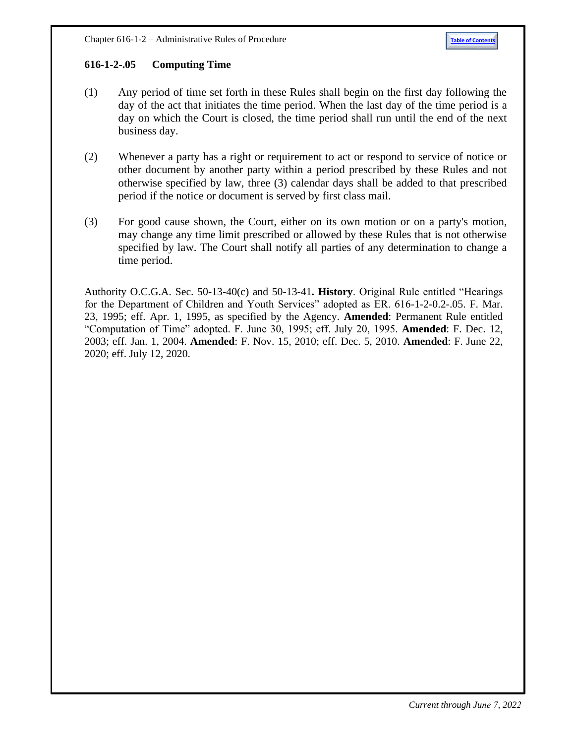## 616-1-2-.05 Computing Time

(1) Any period of time set forth in these Rules shall begin on the first day following the day of the act that initiates the time period. When the last day of the time period is a day on which the Court is closed, the time period shall run until the end of the next business day.

(2) Whenever a party has a right or requirement to act or respond to service of notice or other document by another party within a period prescribed by these Rules and not otherwise specified by law, three (3) calendar days shall be added to that prescribed period if the notice or document is served by first class mail.

(3) For good cause shown, the Court, either on its own motion or on a party's motion, may change any time limit prescribed or allowed by these Rules that is not otherwise specified by law. The Court shall notify all parties of any determination to change a time period.

Authority O.C.G.A. Sec. 50-13-40(c) and 50-13-41**. History**. Original Rule entitled "Hearings for the Department of Children and Youth Services" adopted as ER. 616-1-2-0.2-.05. F. Mar. 23, 1995; eff. Apr. 1, 1995, as specified by the Agency. **Amended**: Permanent Rule entitled "Computation of Time" adopted. F. June 30, 1995; eff. July 20, 1995. **Amended**: F. Dec. 12, 2003; eff. Jan. 1, 2004. **Amended**: F. Nov. 15, 2010; eff. Dec. 5, 2010. **Amended**: F. June 22, 2020; eff. July 12, 2020.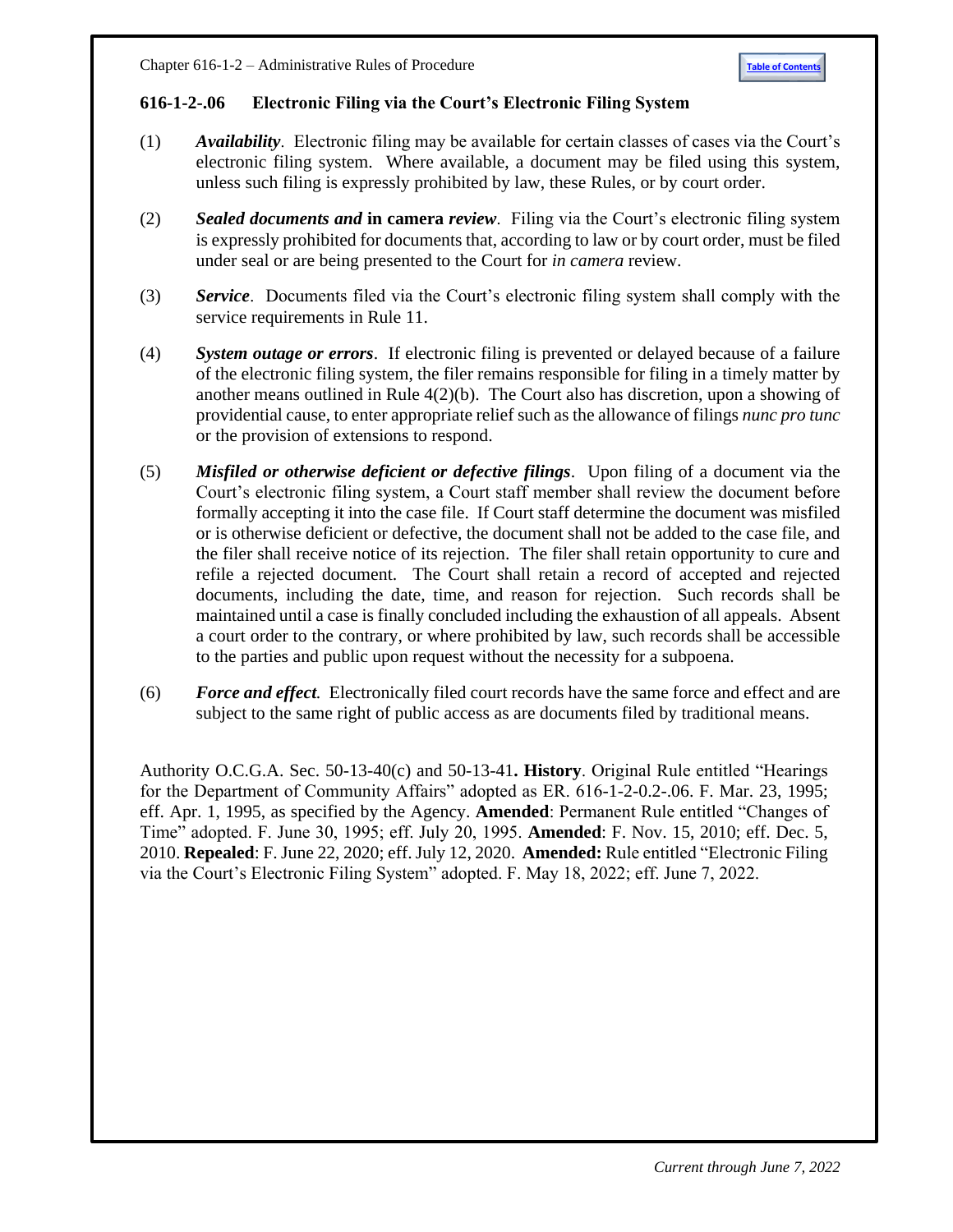## 616-1-2-.06 Electronic Filing via the Court's Electronic Filing System

(1) ***Availability***. Electronic filing may be available for certain classes of cases via the Court's electronic filing system. Where available, a document may be filed using this system, unless such filing is expressly prohibited by law, these Rules, or by court order.

(2) ***Sealed documents and* in camera *review***. Filing via the Court's electronic filing system is expressly prohibited for documents that, according to law or by court order, must be filed under seal or are being presented to the Court for *in camera* review.

(3) ***Service***. Documents filed via the Court's electronic filing system shall comply with the service requirements in Rule 11.

(4) ***System outage or errors***. If electronic filing is prevented or delayed because of a failure of the electronic filing system, the filer remains responsible for filing in a timely matter by another means outlined in Rule 4(2)(b). The Court also has discretion, upon a showing of providential cause, to enter appropriate relief such as the allowance of filings *nunc pro tunc* or the provision of extensions to respond.

(5) ***Misfiled or otherwise deficient or defective filings***. Upon filing of a document via the Court's electronic filing system, a Court staff member shall review the document before formally accepting it into the case file. If Court staff determine the document was misfiled or is otherwise deficient or defective, the document shall not be added to the case file, and the filer shall receive notice of its rejection. The filer shall retain opportunity to cure and refile a rejected document. The Court shall retain a record of accepted and rejected documents, including the date, time, and reason for rejection. Such records shall be maintained until a case is finally concluded including the exhaustion of all appeals. Absent a court order to the contrary, or where prohibited by law, such records shall be accessible to the parties and public upon request without the necessity for a subpoena.

(6) ***Force and effect***. Electronically filed court records have the same force and effect and are subject to the same right of public access as are documents filed by traditional means.

Authority O.C.G.A. Sec. 50-13-40(c) and 50-13-41**. History**. Original Rule entitled "Hearings for the Department of Community Affairs" adopted as ER. 616-1-2-0.2-.06. F. Mar. 23, 1995; eff. Apr. 1, 1995, as specified by the Agency. **Amended**: Permanent Rule entitled "Changes of Time" adopted. F. June 30, 1995; eff. July 20, 1995. **Amended**: F. Nov. 15, 2010; eff. Dec. 5, 2010. **Repealed**: F. June 22, 2020; eff. July 12, 2020. **Amended:** Rule entitled "Electronic Filing via the Court's Electronic Filing System" adopted. F. May 18, 2022; eff. June 7, 2022.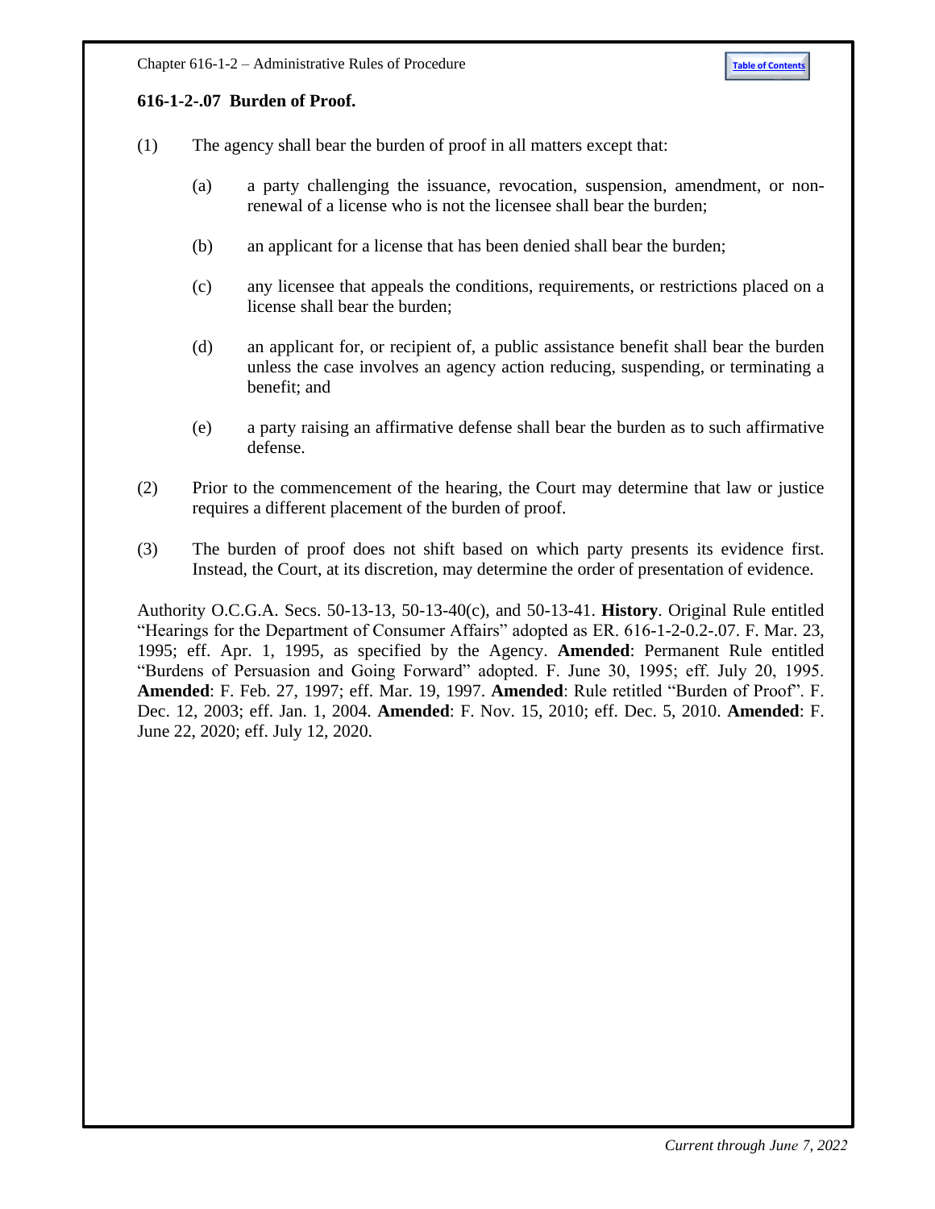### 616-1-2-.07 Burden of Proof.

(1) The agency shall bear the burden of proof in all matters except that:

   (a) a party challenging the issuance, revocation, suspension, amendment, or non-renewal of a license who is not the licensee shall bear the burden;

   (b) an applicant for a license that has been denied shall bear the burden;

   (c) any licensee that appeals the conditions, requirements, or restrictions placed on a license shall bear the burden;

   (d) an applicant for, or recipient of, a public assistance benefit shall bear the burden unless the case involves an agency action reducing, suspending, or terminating a benefit; and

   (e) a party raising an affirmative defense shall bear the burden as to such affirmative defense.

(2) Prior to the commencement of the hearing, the Court may determine that law or justice requires a different placement of the burden of proof.

(3) The burden of proof does not shift based on which party presents its evidence first. Instead, the Court, at its discretion, may determine the order of presentation of evidence.

Authority O.C.G.A. Secs. 50-13-13, 50-13-40(c), and 50-13-41. **History**. Original Rule entitled "Hearings for the Department of Consumer Affairs" adopted as ER. 616-1-2-0.2-.07. F. Mar. 23, 1995; eff. Apr. 1, 1995, as specified by the Agency. **Amended**: Permanent Rule entitled "Burdens of Persuasion and Going Forward" adopted. F. June 30, 1995; eff. July 20, 1995. **Amended**: F. Feb. 27, 1997; eff. Mar. 19, 1997. **Amended**: Rule retitled "Burden of Proof". F. Dec. 12, 2003; eff. Jan. 1, 2004. **Amended**: F. Nov. 15, 2010; eff. Dec. 5, 2010. **Amended**: F. June 22, 2020; eff. July 12, 2020.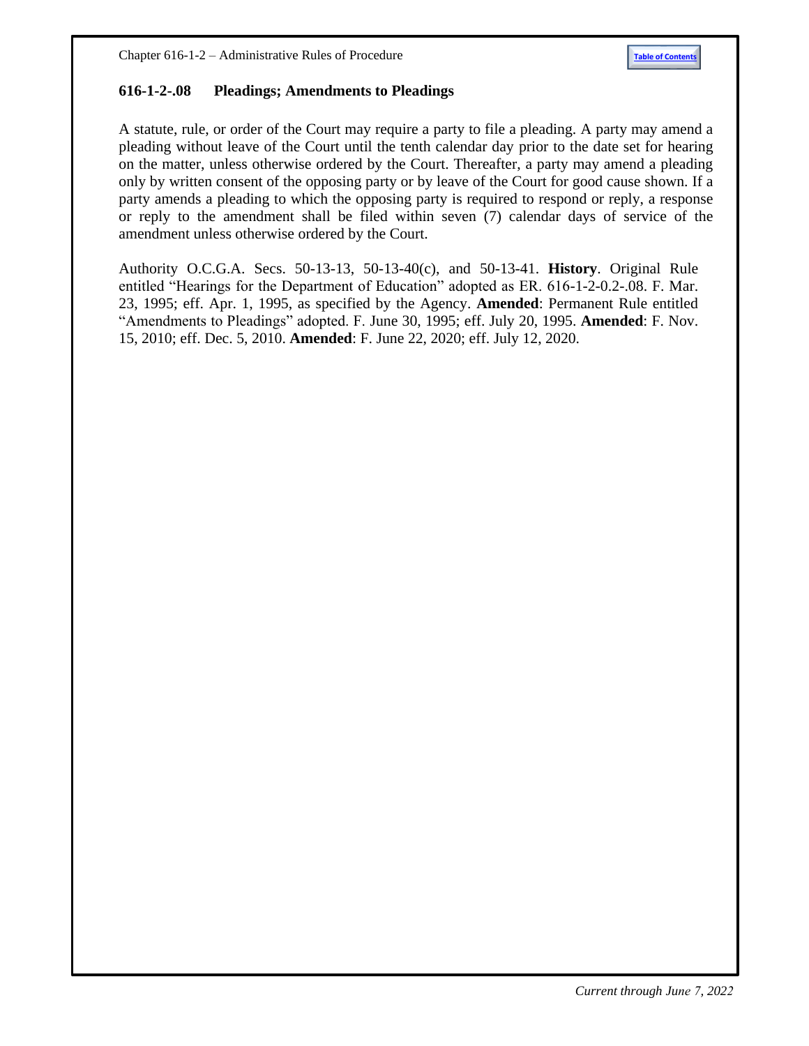### 616-1-2-.08 Pleadings; Amendments to Pleadings

A statute, rule, or order of the Court may require a party to file a pleading. A party may amend a pleading without leave of the Court until the tenth calendar day prior to the date set for hearing on the matter, unless otherwise ordered by the Court. Thereafter, a party may amend a pleading only by written consent of the opposing party or by leave of the Court for good cause shown. If a party amends a pleading to which the opposing party is required to respond or reply, a response or reply to the amendment shall be filed within seven (7) calendar days of service of the amendment unless otherwise ordered by the Court.

Authority O.C.G.A. Secs. 50-13-13, 50-13-40(c), and 50-13-41. **History**. Original Rule entitled "Hearings for the Department of Education" adopted as ER. 616-1-2-0.2-.08. F. Mar. 23, 1995; eff. Apr. 1, 1995, as specified by the Agency. **Amended**: Permanent Rule entitled "Amendments to Pleadings" adopted. F. June 30, 1995; eff. July 20, 1995. **Amended**: F. Nov. 15, 2010; eff. Dec. 5, 2010. **Amended**: F. June 22, 2020; eff. July 12, 2020.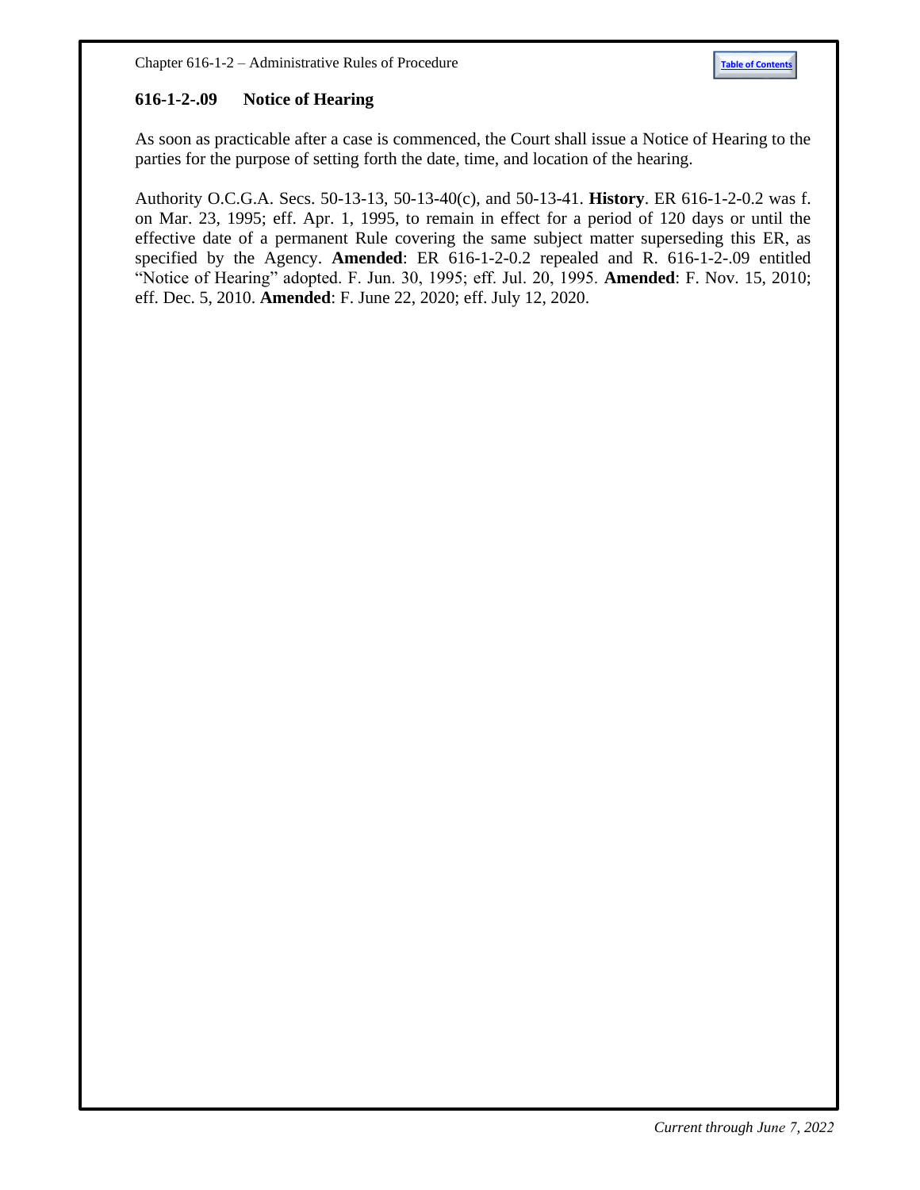### 616-1-2-.09 Notice of Hearing

As soon as practicable after a case is commenced, the Court shall issue a Notice of Hearing to the parties for the purpose of setting forth the date, time, and location of the hearing.

Authority O.C.G.A. Secs. 50-13-13, 50-13-40(c), and 50-13-41. **History**. ER 616-1-2-0.2 was f. on Mar. 23, 1995; eff. Apr. 1, 1995, to remain in effect for a period of 120 days or until the effective date of a permanent Rule covering the same subject matter superseding this ER, as specified by the Agency. **Amended**: ER 616-1-2-0.2 repealed and R. 616-1-2-.09 entitled "Notice of Hearing" adopted. F. Jun. 30, 1995; eff. Jul. 20, 1995. **Amended**: F. Nov. 15, 2010; eff. Dec. 5, 2010. **Amended**: F. June 22, 2020; eff. July 12, 2020.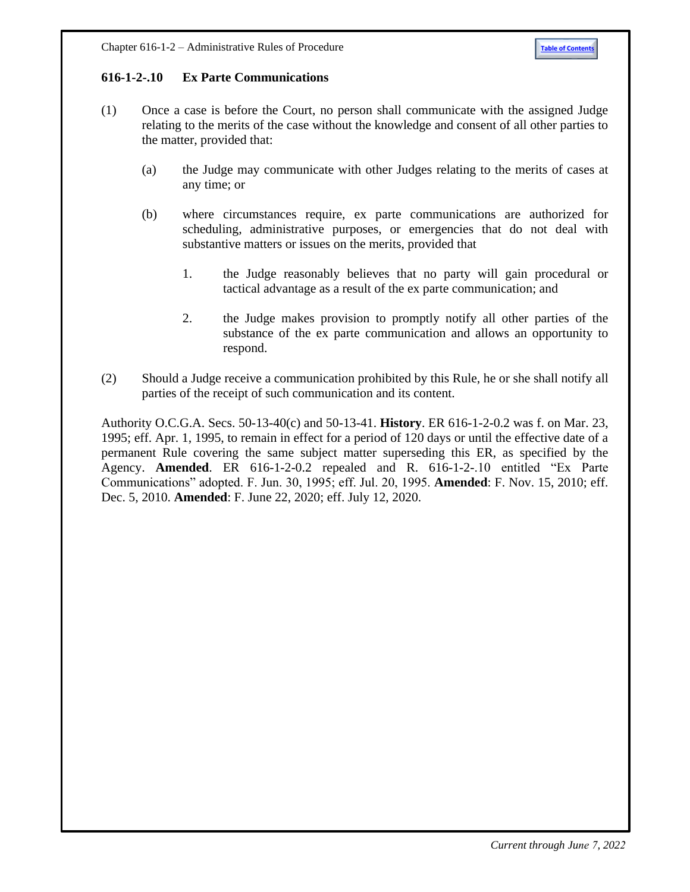### 616-1-2-.10 Ex Parte Communications

(1) Once a case is before the Court, no person shall communicate with the assigned Judge relating to the merits of the case without the knowledge and consent of all other parties to the matter, provided that:

  (a) the Judge may communicate with other Judges relating to the merits of cases at any time; or

  (b) where circumstances require, ex parte communications are authorized for scheduling, administrative purposes, or emergencies that do not deal with substantive matters or issues on the merits, provided that

    1. the Judge reasonably believes that no party will gain procedural or tactical advantage as a result of the ex parte communication; and

    2. the Judge makes provision to promptly notify all other parties of the substance of the ex parte communication and allows an opportunity to respond.

(2) Should a Judge receive a communication prohibited by this Rule, he or she shall notify all parties of the receipt of such communication and its content.

Authority O.C.G.A. Secs. 50-13-40(c) and 50-13-41. **History**. ER 616-1-2-0.2 was f. on Mar. 23, 1995; eff. Apr. 1, 1995, to remain in effect for a period of 120 days or until the effective date of a permanent Rule covering the same subject matter superseding this ER, as specified by the Agency. **Amended**. ER 616-1-2-0.2 repealed and R. 616-1-2-.10 entitled "Ex Parte Communications" adopted. F. Jun. 30, 1995; eff. Jul. 20, 1995. **Amended**: F. Nov. 15, 2010; eff. Dec. 5, 2010. **Amended**: F. June 22, 2020; eff. July 12, 2020.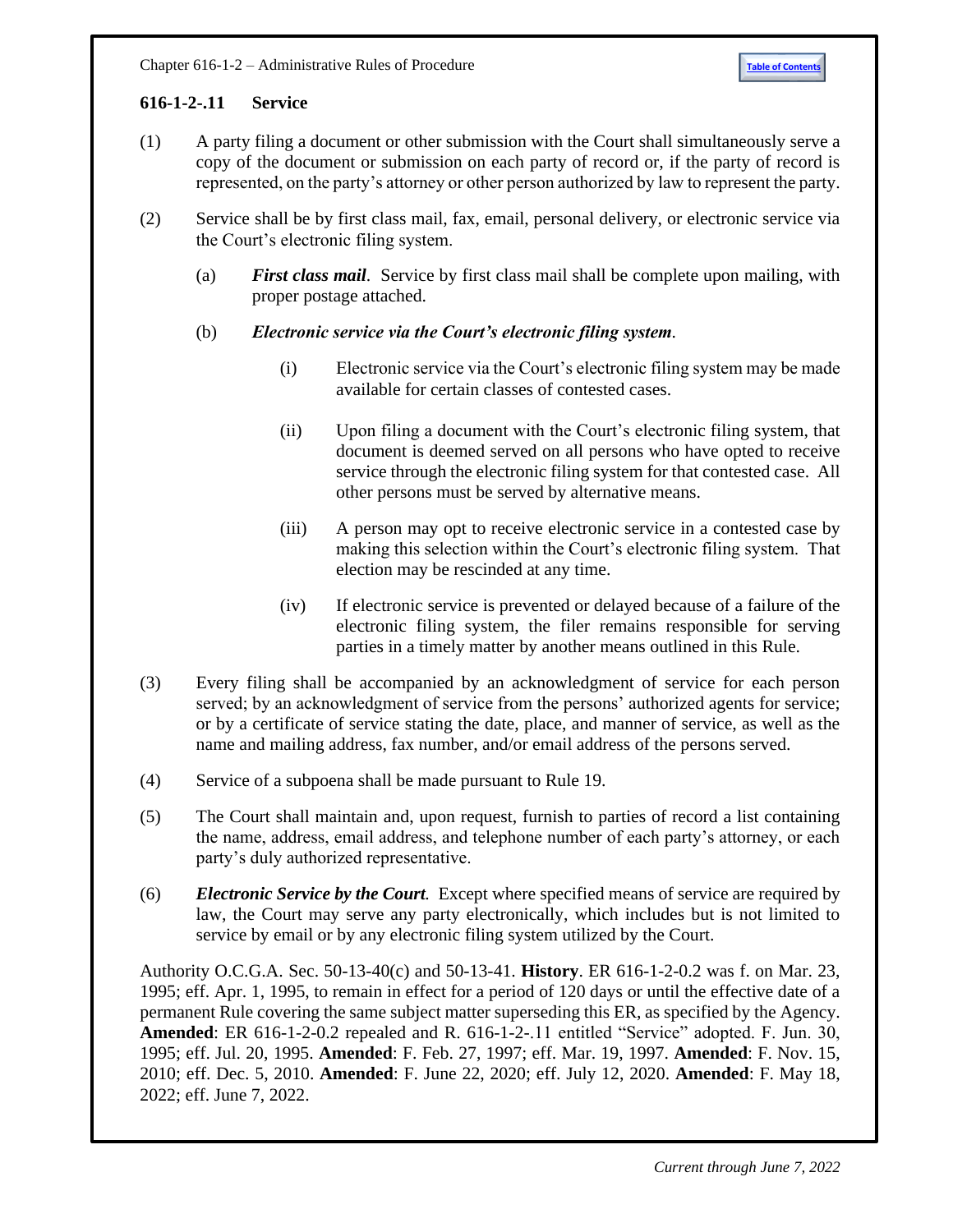### 616-1-2-.11 Service

(1) A party filing a document or other submission with the Court shall simultaneously serve a copy of the document or submission on each party of record or, if the party of record is represented, on the party's attorney or other person authorized by law to represent the party.

(2) Service shall be by first class mail, fax, email, personal delivery, or electronic service via the Court's electronic filing system.

(a) ***First class mail***. Service by first class mail shall be complete upon mailing, with proper postage attached.

(b) ***Electronic service via the Court's electronic filing system***.

(i) Electronic service via the Court's electronic filing system may be made available for certain classes of contested cases.

(ii) Upon filing a document with the Court's electronic filing system, that document is deemed served on all persons who have opted to receive service through the electronic filing system for that contested case. All other persons must be served by alternative means.

(iii) A person may opt to receive electronic service in a contested case by making this selection within the Court's electronic filing system. That election may be rescinded at any time.

(iv) If electronic service is prevented or delayed because of a failure of the electronic filing system, the filer remains responsible for serving parties in a timely matter by another means outlined in this Rule.

(3) Every filing shall be accompanied by an acknowledgment of service for each person served; by an acknowledgment of service from the persons' authorized agents for service; or by a certificate of service stating the date, place, and manner of service, as well as the name and mailing address, fax number, and/or email address of the persons served.

(4) Service of a subpoena shall be made pursuant to Rule 19.

(5) The Court shall maintain and, upon request, furnish to parties of record a list containing the name, address, email address, and telephone number of each party's attorney, or each party's duly authorized representative.

(6) ***Electronic Service by the Court.*** Except where specified means of service are required by law, the Court may serve any party electronically, which includes but is not limited to service by email or by any electronic filing system utilized by the Court.

Authority O.C.G.A. Sec. 50-13-40(c) and 50-13-41. **History**. ER 616-1-2-0.2 was f. on Mar. 23, 1995; eff. Apr. 1, 1995, to remain in effect for a period of 120 days or until the effective date of a permanent Rule covering the same subject matter superseding this ER, as specified by the Agency. **Amended**: ER 616-1-2-0.2 repealed and R. 616-1-2-.11 entitled "Service" adopted. F. Jun. 30, 1995; eff. Jul. 20, 1995. **Amended**: F. Feb. 27, 1997; eff. Mar. 19, 1997. **Amended**: F. Nov. 15, 2010; eff. Dec. 5, 2010. **Amended**: F. June 22, 2020; eff. July 12, 2020. **Amended**: F. May 18, 2022; eff. June 7, 2022.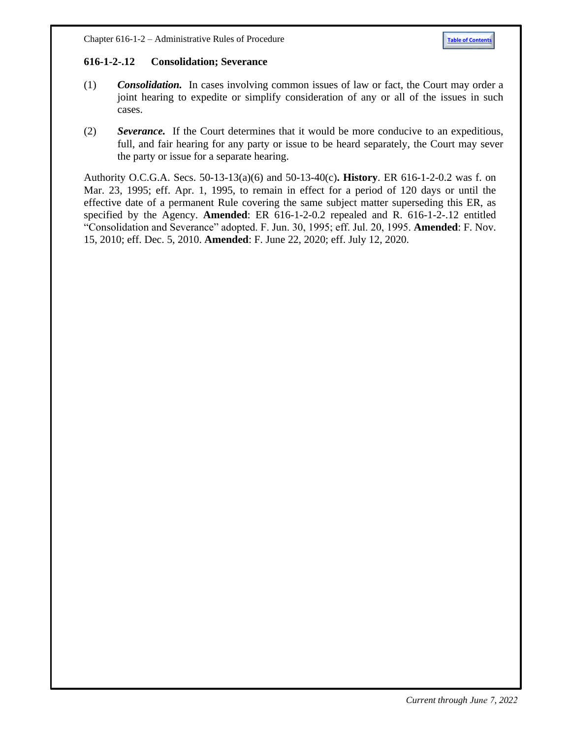### 616-1-2-.12 Consolidation; Severance

(1) ***Consolidation.*** In cases involving common issues of law or fact, the Court may order a joint hearing to expedite or simplify consideration of any or all of the issues in such cases.

(2) ***Severance.*** If the Court determines that it would be more conducive to an expeditious, full, and fair hearing for any party or issue to be heard separately, the Court may sever the party or issue for a separate hearing.

Authority O.C.G.A. Secs. 50-13-13(a)(6) and 50-13-40(c)**. History**. ER 616-1-2-0.2 was f. on Mar. 23, 1995; eff. Apr. 1, 1995, to remain in effect for a period of 120 days or until the effective date of a permanent Rule covering the same subject matter superseding this ER, as specified by the Agency. **Amended**: ER 616-1-2-0.2 repealed and R. 616-1-2-.12 entitled "Consolidation and Severance" adopted. F. Jun. 30, 1995; eff. Jul. 20, 1995. **Amended**: F. Nov. 15, 2010; eff. Dec. 5, 2010. **Amended**: F. June 22, 2020; eff. July 12, 2020.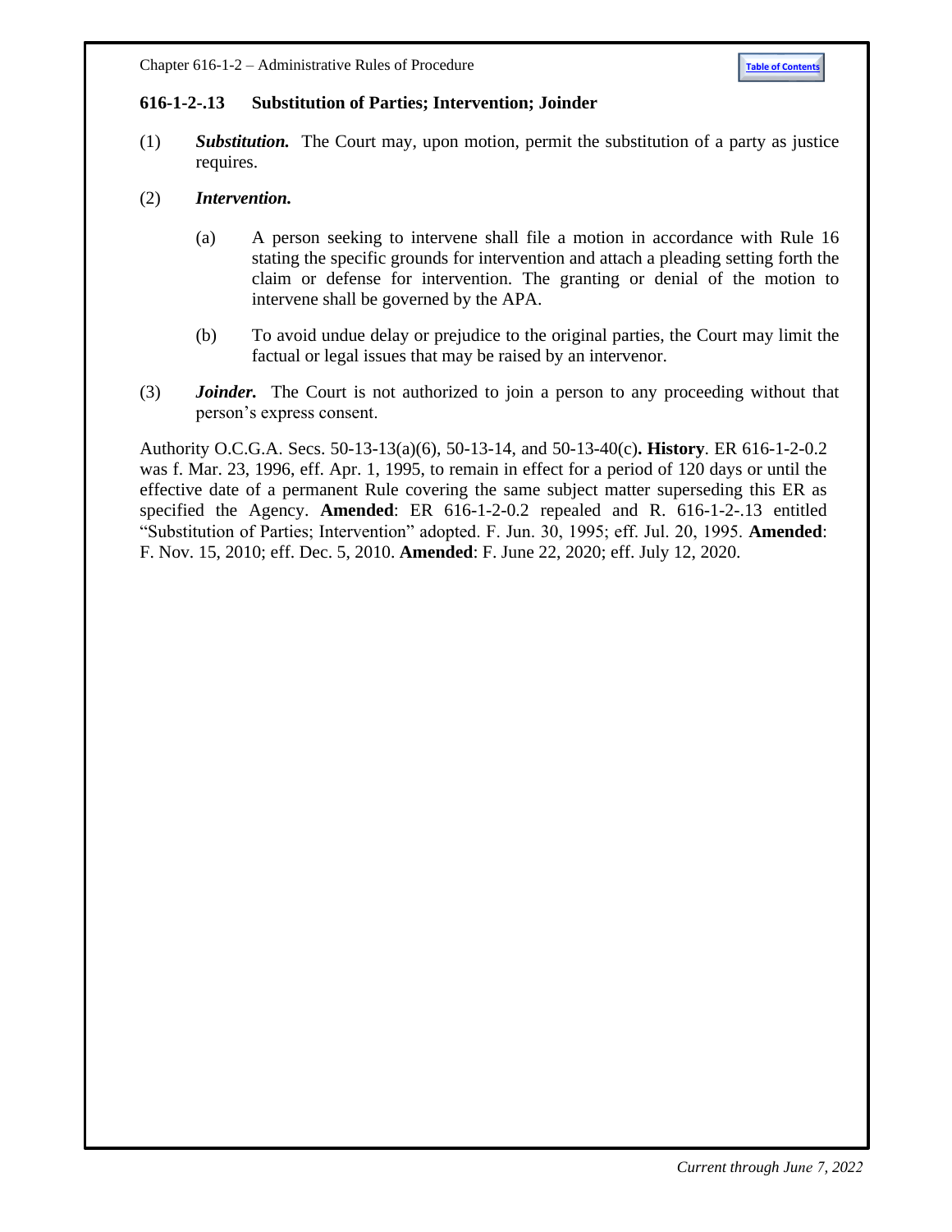## 616-1-2-.13 Substitution of Parties; Intervention; Joinder

(1) ***Substitution.*** The Court may, upon motion, permit the substitution of a party as justice requires.

(2) ***Intervention.***

(a) A person seeking to intervene shall file a motion in accordance with Rule 16 stating the specific grounds for intervention and attach a pleading setting forth the claim or defense for intervention. The granting or denial of the motion to intervene shall be governed by the APA.

(b) To avoid undue delay or prejudice to the original parties, the Court may limit the factual or legal issues that may be raised by an intervenor.

(3) ***Joinder.*** The Court is not authorized to join a person to any proceeding without that person's express consent.

Authority O.C.G.A. Secs. 50-13-13(a)(6), 50-13-14, and 50-13-40(c)**. History**. ER 616-1-2-0.2 was f. Mar. 23, 1996, eff. Apr. 1, 1995, to remain in effect for a period of 120 days or until the effective date of a permanent Rule covering the same subject matter superseding this ER as specified the Agency. **Amended**: ER 616-1-2-0.2 repealed and R. 616-1-2-.13 entitled "Substitution of Parties; Intervention" adopted. F. Jun. 30, 1995; eff. Jul. 20, 1995. **Amended**: F. Nov. 15, 2010; eff. Dec. 5, 2010. **Amended**: F. June 22, 2020; eff. July 12, 2020.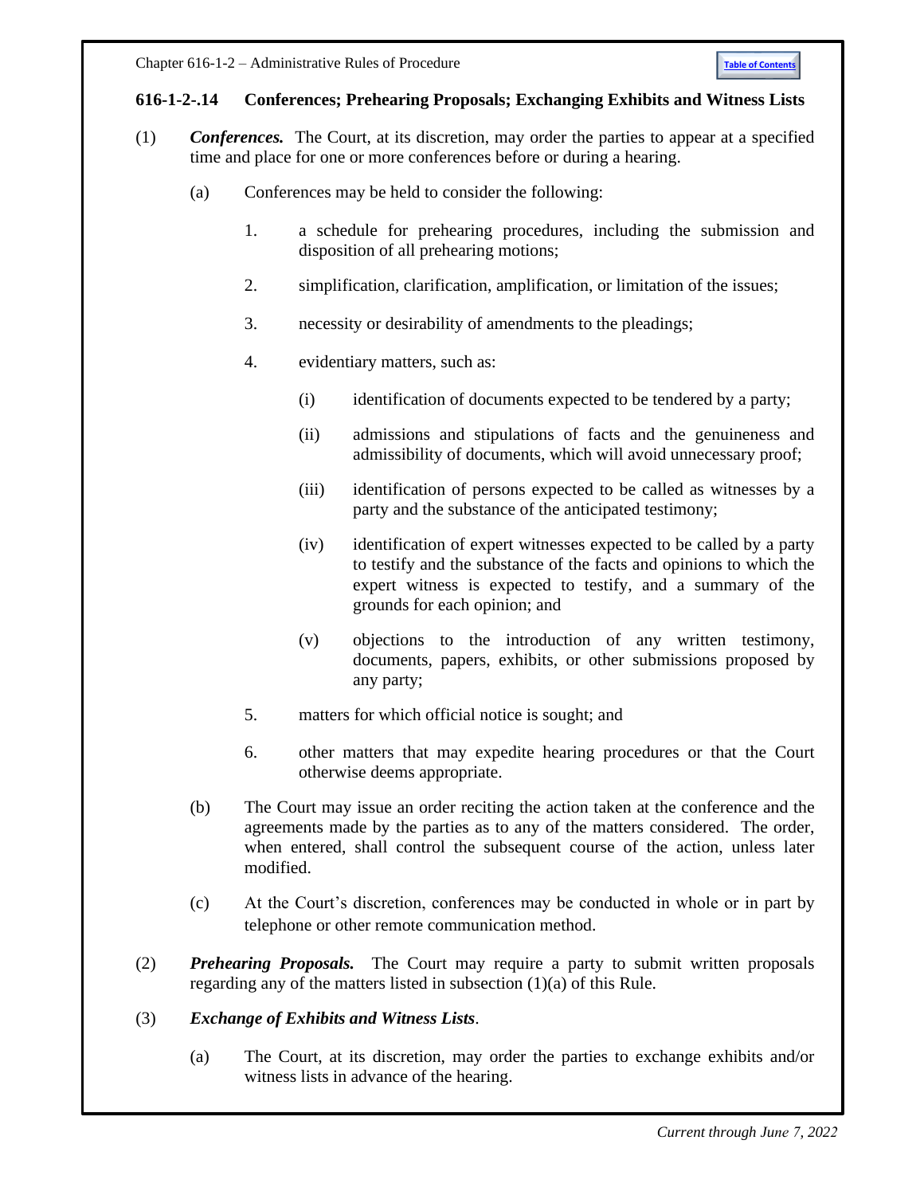### 616-1-2-.14 Conferences; Prehearing Proposals; Exchanging Exhibits and Witness Lists

(1) ***Conferences.*** The Court, at its discretion, may order the parties to appear at a specified time and place for one or more conferences before or during a hearing.

(a) Conferences may be held to consider the following:

1. a schedule for prehearing procedures, including the submission and disposition of all prehearing motions;

2. simplification, clarification, amplification, or limitation of the issues;

3. necessity or desirability of amendments to the pleadings;

4. evidentiary matters, such as:

(i) identification of documents expected to be tendered by a party;

(ii) admissions and stipulations of facts and the genuineness and admissibility of documents, which will avoid unnecessary proof;

(iii) identification of persons expected to be called as witnesses by a party and the substance of the anticipated testimony;

(iv) identification of expert witnesses expected to be called by a party to testify and the substance of the facts and opinions to which the expert witness is expected to testify, and a summary of the grounds for each opinion; and

(v) objections to the introduction of any written testimony, documents, papers, exhibits, or other submissions proposed by any party;

5. matters for which official notice is sought; and

6. other matters that may expedite hearing procedures or that the Court otherwise deems appropriate.

(b) The Court may issue an order reciting the action taken at the conference and the agreements made by the parties as to any of the matters considered. The order, when entered, shall control the subsequent course of the action, unless later modified.

(c) At the Court's discretion, conferences may be conducted in whole or in part by telephone or other remote communication method.

(2) ***Prehearing Proposals.*** The Court may require a party to submit written proposals regarding any of the matters listed in subsection (1)(a) of this Rule.

(3) ***Exchange of Exhibits and Witness Lists***.

(a) The Court, at its discretion, may order the parties to exchange exhibits and/or witness lists in advance of the hearing.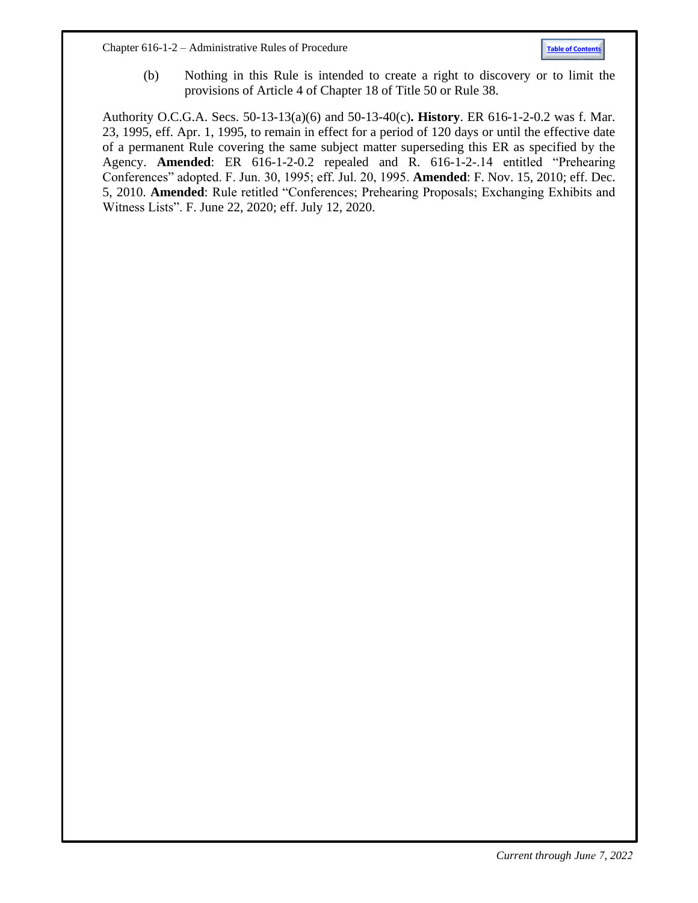(b) Nothing in this Rule is intended to create a right to discovery or to limit the provisions of Article 4 of Chapter 18 of Title 50 or Rule 38.

Authority O.C.G.A. Secs. 50-13-13(a)(6) and 50-13-40(c)**. History**. ER 616-1-2-0.2 was f. Mar. 23, 1995, eff. Apr. 1, 1995, to remain in effect for a period of 120 days or until the effective date of a permanent Rule covering the same subject matter superseding this ER as specified by the Agency. **Amended**: ER 616-1-2-0.2 repealed and R. 616-1-2-.14 entitled "Prehearing Conferences" adopted. F. Jun. 30, 1995; eff. Jul. 20, 1995. **Amended**: F. Nov. 15, 2010; eff. Dec. 5, 2010. **Amended**: Rule retitled "Conferences; Prehearing Proposals; Exchanging Exhibits and Witness Lists". F. June 22, 2020; eff. July 12, 2020.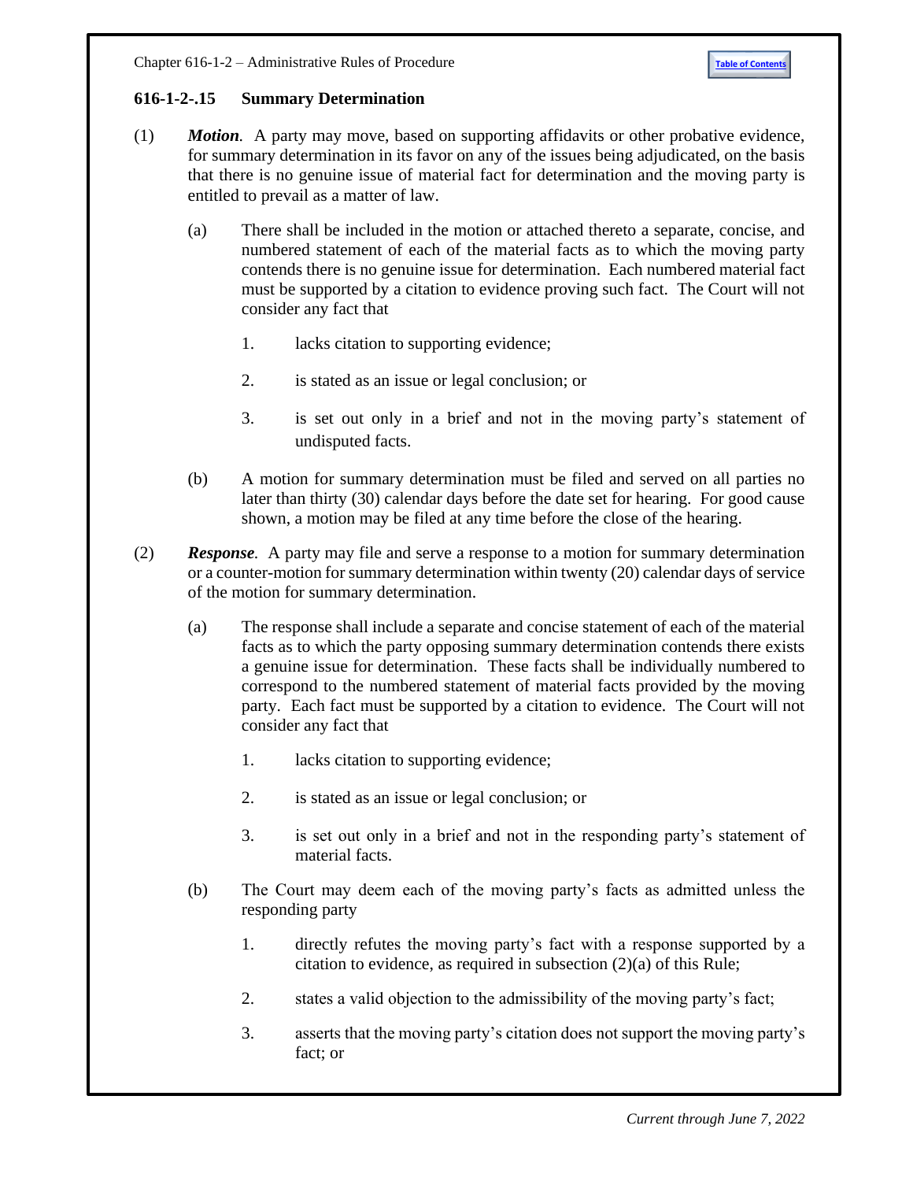### 616-1-2-.15 Summary Determination

(1) ***Motion***. A party may move, based on supporting affidavits or other probative evidence, for summary determination in its favor on any of the issues being adjudicated, on the basis that there is no genuine issue of material fact for determination and the moving party is entitled to prevail as a matter of law.

(a) There shall be included in the motion or attached thereto a separate, concise, and numbered statement of each of the material facts as to which the moving party contends there is no genuine issue for determination. Each numbered material fact must be supported by a citation to evidence proving such fact. The Court will not consider any fact that

1. lacks citation to supporting evidence;

2. is stated as an issue or legal conclusion; or

3. is set out only in a brief and not in the moving party's statement of undisputed facts.

(b) A motion for summary determination must be filed and served on all parties no later than thirty (30) calendar days before the date set for hearing. For good cause shown, a motion may be filed at any time before the close of the hearing.

(2) ***Response***. A party may file and serve a response to a motion for summary determination or a counter-motion for summary determination within twenty (20) calendar days of service of the motion for summary determination.

(a) The response shall include a separate and concise statement of each of the material facts as to which the party opposing summary determination contends there exists a genuine issue for determination. These facts shall be individually numbered to correspond to the numbered statement of material facts provided by the moving party. Each fact must be supported by a citation to evidence. The Court will not consider any fact that

1. lacks citation to supporting evidence;

2. is stated as an issue or legal conclusion; or

3. is set out only in a brief and not in the responding party's statement of material facts.

(b) The Court may deem each of the moving party's facts as admitted unless the responding party

1. directly refutes the moving party's fact with a response supported by a citation to evidence, as required in subsection (2)(a) of this Rule;

2. states a valid objection to the admissibility of the moving party's fact;

3. asserts that the moving party's citation does not support the moving party's fact; or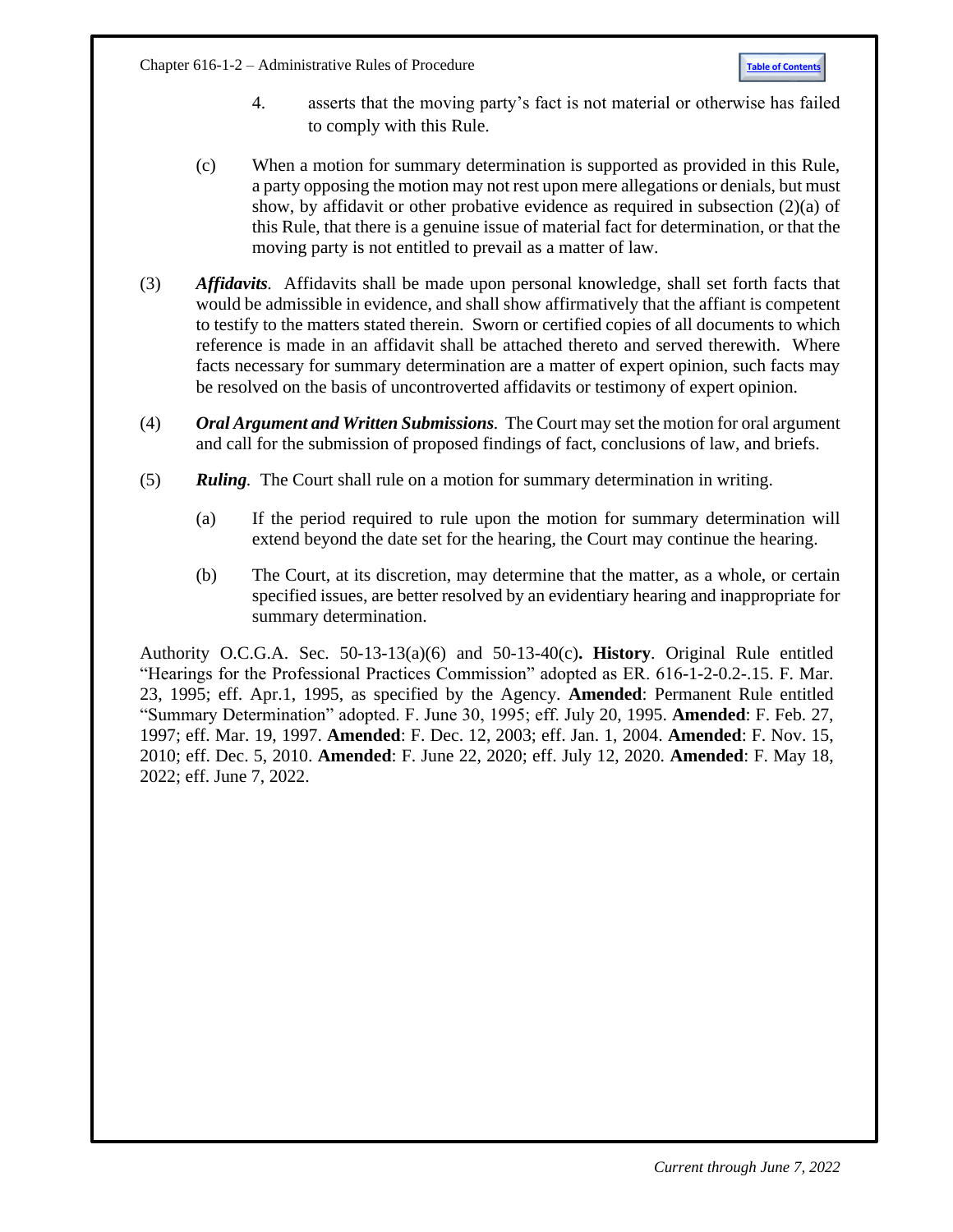4. asserts that the moving party's fact is not material or otherwise has failed to comply with this Rule.

(c) When a motion for summary determination is supported as provided in this Rule, a party opposing the motion may not rest upon mere allegations or denials, but must show, by affidavit or other probative evidence as required in subsection (2)(a) of this Rule, that there is a genuine issue of material fact for determination, or that the moving party is not entitled to prevail as a matter of law.

(3) ***Affidavits.*** Affidavits shall be made upon personal knowledge, shall set forth facts that would be admissible in evidence, and shall show affirmatively that the affiant is competent to testify to the matters stated therein. Sworn or certified copies of all documents to which reference is made in an affidavit shall be attached thereto and served therewith. Where facts necessary for summary determination are a matter of expert opinion, such facts may be resolved on the basis of uncontroverted affidavits or testimony of expert opinion.

(4) ***Oral Argument and Written Submissions.*** The Court may set the motion for oral argument and call for the submission of proposed findings of fact, conclusions of law, and briefs.

(5) ***Ruling.*** The Court shall rule on a motion for summary determination in writing.

(a) If the period required to rule upon the motion for summary determination will extend beyond the date set for the hearing, the Court may continue the hearing.

(b) The Court, at its discretion, may determine that the matter, as a whole, or certain specified issues, are better resolved by an evidentiary hearing and inappropriate for summary determination.

Authority O.C.G.A. Sec. 50-13-13(a)(6) and 50-13-40(c)**. History**. Original Rule entitled "Hearings for the Professional Practices Commission" adopted as ER. 616-1-2-0.2-.15. F. Mar. 23, 1995; eff. Apr.1, 1995, as specified by the Agency. **Amended**: Permanent Rule entitled "Summary Determination" adopted. F. June 30, 1995; eff. July 20, 1995. **Amended**: F. Feb. 27, 1997; eff. Mar. 19, 1997. **Amended**: F. Dec. 12, 2003; eff. Jan. 1, 2004. **Amended**: F. Nov. 15, 2010; eff. Dec. 5, 2010. **Amended**: F. June 22, 2020; eff. July 12, 2020. **Amended**: F. May 18, 2022; eff. June 7, 2022.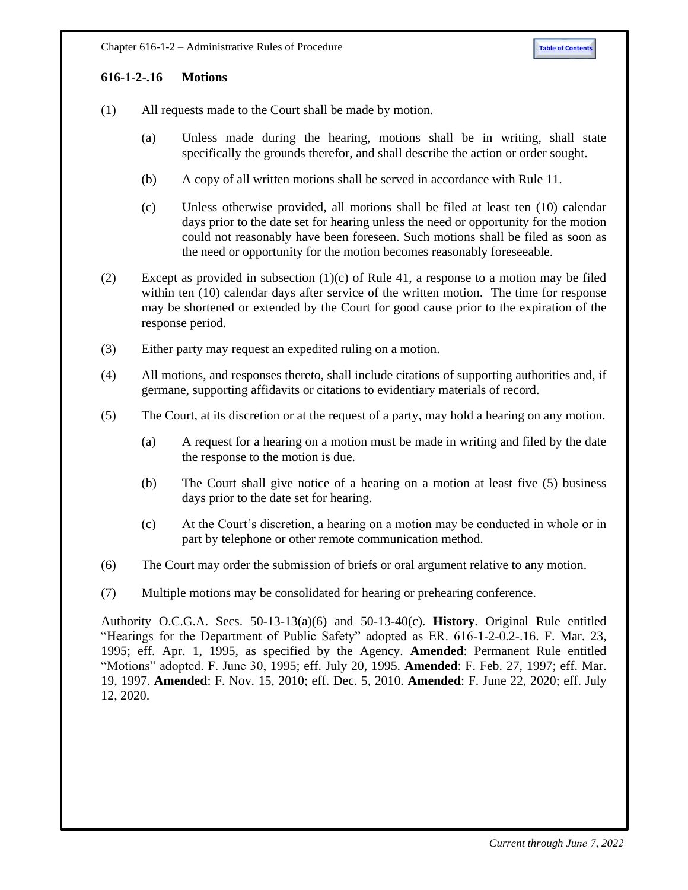### 616-1-2-.16 Motions

(1) All requests made to the Court shall be made by motion.

> (a) Unless made during the hearing, motions shall be in writing, shall state specifically the grounds therefor, and shall describe the action or order sought.
>
> (b) A copy of all written motions shall be served in accordance with Rule 11.
>
> (c) Unless otherwise provided, all motions shall be filed at least ten (10) calendar days prior to the date set for hearing unless the need or opportunity for the motion could not reasonably have been foreseen. Such motions shall be filed as soon as the need or opportunity for the motion becomes reasonably foreseeable.

(2) Except as provided in subsection (1)(c) of Rule 41, a response to a motion may be filed within ten (10) calendar days after service of the written motion. The time for response may be shortened or extended by the Court for good cause prior to the expiration of the response period.

(3) Either party may request an expedited ruling on a motion.

(4) All motions, and responses thereto, shall include citations of supporting authorities and, if germane, supporting affidavits or citations to evidentiary materials of record.

(5) The Court, at its discretion or at the request of a party, may hold a hearing on any motion.

> (a) A request for a hearing on a motion must be made in writing and filed by the date the response to the motion is due.
>
> (b) The Court shall give notice of a hearing on a motion at least five (5) business days prior to the date set for hearing.
>
> (c) At the Court's discretion, a hearing on a motion may be conducted in whole or in part by telephone or other remote communication method.

(6) The Court may order the submission of briefs or oral argument relative to any motion.

(7) Multiple motions may be consolidated for hearing or prehearing conference.

Authority O.C.G.A. Secs. 50-13-13(a)(6) and 50-13-40(c). **History**. Original Rule entitled "Hearings for the Department of Public Safety" adopted as ER. 616-1-2-0.2-.16. F. Mar. 23, 1995; eff. Apr. 1, 1995, as specified by the Agency. **Amended**: Permanent Rule entitled "Motions" adopted. F. June 30, 1995; eff. July 20, 1995. **Amended**: F. Feb. 27, 1997; eff. Mar. 19, 1997. **Amended**: F. Nov. 15, 2010; eff. Dec. 5, 2010. **Amended**: F. June 22, 2020; eff. July 12, 2020.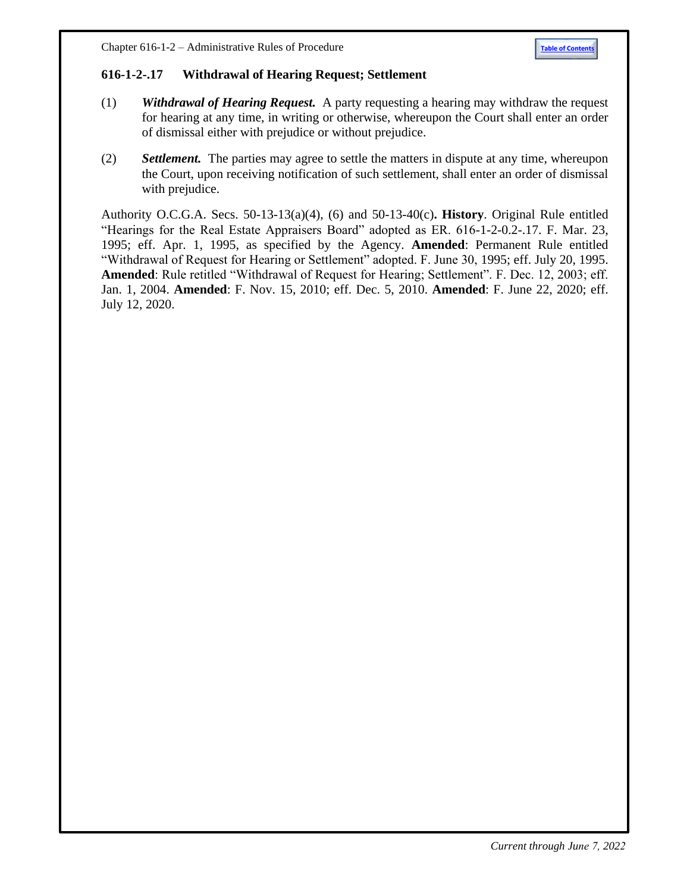### 616-1-2-.17 Withdrawal of Hearing Request; Settlement

(1) ***Withdrawal of Hearing Request.*** A party requesting a hearing may withdraw the request for hearing at any time, in writing or otherwise, whereupon the Court shall enter an order of dismissal either with prejudice or without prejudice.

(2) ***Settlement.*** The parties may agree to settle the matters in dispute at any time, whereupon the Court, upon receiving notification of such settlement, shall enter an order of dismissal with prejudice.

Authority O.C.G.A. Secs. 50-13-13(a)(4), (6) and 50-13-40(c)**. History**. Original Rule entitled "Hearings for the Real Estate Appraisers Board" adopted as ER. 616-1-2-0.2-.17. F. Mar. 23, 1995; eff. Apr. 1, 1995, as specified by the Agency. **Amended**: Permanent Rule entitled "Withdrawal of Request for Hearing or Settlement" adopted. F. June 30, 1995; eff. July 20, 1995. **Amended**: Rule retitled "Withdrawal of Request for Hearing; Settlement". F. Dec. 12, 2003; eff. Jan. 1, 2004. **Amended**: F. Nov. 15, 2010; eff. Dec. 5, 2010. **Amended**: F. June 22, 2020; eff. July 12, 2020.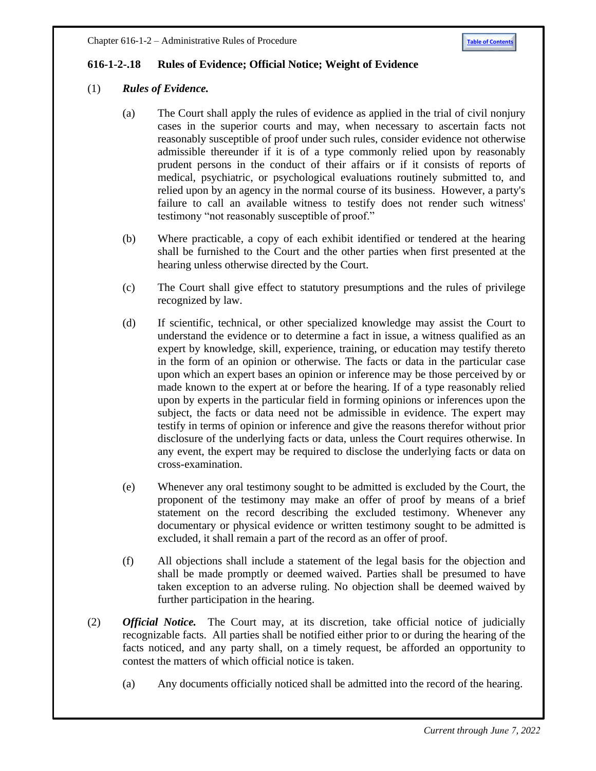## 616-1-2-.18 Rules of Evidence; Official Notice; Weight of Evidence

(1) ***Rules of Evidence.***

(a) The Court shall apply the rules of evidence as applied in the trial of civil nonjury cases in the superior courts and may, when necessary to ascertain facts not reasonably susceptible of proof under such rules, consider evidence not otherwise admissible thereunder if it is of a type commonly relied upon by reasonably prudent persons in the conduct of their affairs or if it consists of reports of medical, psychiatric, or psychological evaluations routinely submitted to, and relied upon by an agency in the normal course of its business. However, a party's failure to call an available witness to testify does not render such witness' testimony "not reasonably susceptible of proof."

(b) Where practicable, a copy of each exhibit identified or tendered at the hearing shall be furnished to the Court and the other parties when first presented at the hearing unless otherwise directed by the Court.

(c) The Court shall give effect to statutory presumptions and the rules of privilege recognized by law.

(d) If scientific, technical, or other specialized knowledge may assist the Court to understand the evidence or to determine a fact in issue, a witness qualified as an expert by knowledge, skill, experience, training, or education may testify thereto in the form of an opinion or otherwise. The facts or data in the particular case upon which an expert bases an opinion or inference may be those perceived by or made known to the expert at or before the hearing. If of a type reasonably relied upon by experts in the particular field in forming opinions or inferences upon the subject, the facts or data need not be admissible in evidence. The expert may testify in terms of opinion or inference and give the reasons therefor without prior disclosure of the underlying facts or data, unless the Court requires otherwise. In any event, the expert may be required to disclose the underlying facts or data on cross-examination.

(e) Whenever any oral testimony sought to be admitted is excluded by the Court, the proponent of the testimony may make an offer of proof by means of a brief statement on the record describing the excluded testimony. Whenever any documentary or physical evidence or written testimony sought to be admitted is excluded, it shall remain a part of the record as an offer of proof.

(f) All objections shall include a statement of the legal basis for the objection and shall be made promptly or deemed waived. Parties shall be presumed to have taken exception to an adverse ruling. No objection shall be deemed waived by further participation in the hearing.

(2) ***Official Notice.*** The Court may, at its discretion, take official notice of judicially recognizable facts. All parties shall be notified either prior to or during the hearing of the facts noticed, and any party shall, on a timely request, be afforded an opportunity to contest the matters of which official notice is taken.

(a) Any documents officially noticed shall be admitted into the record of the hearing.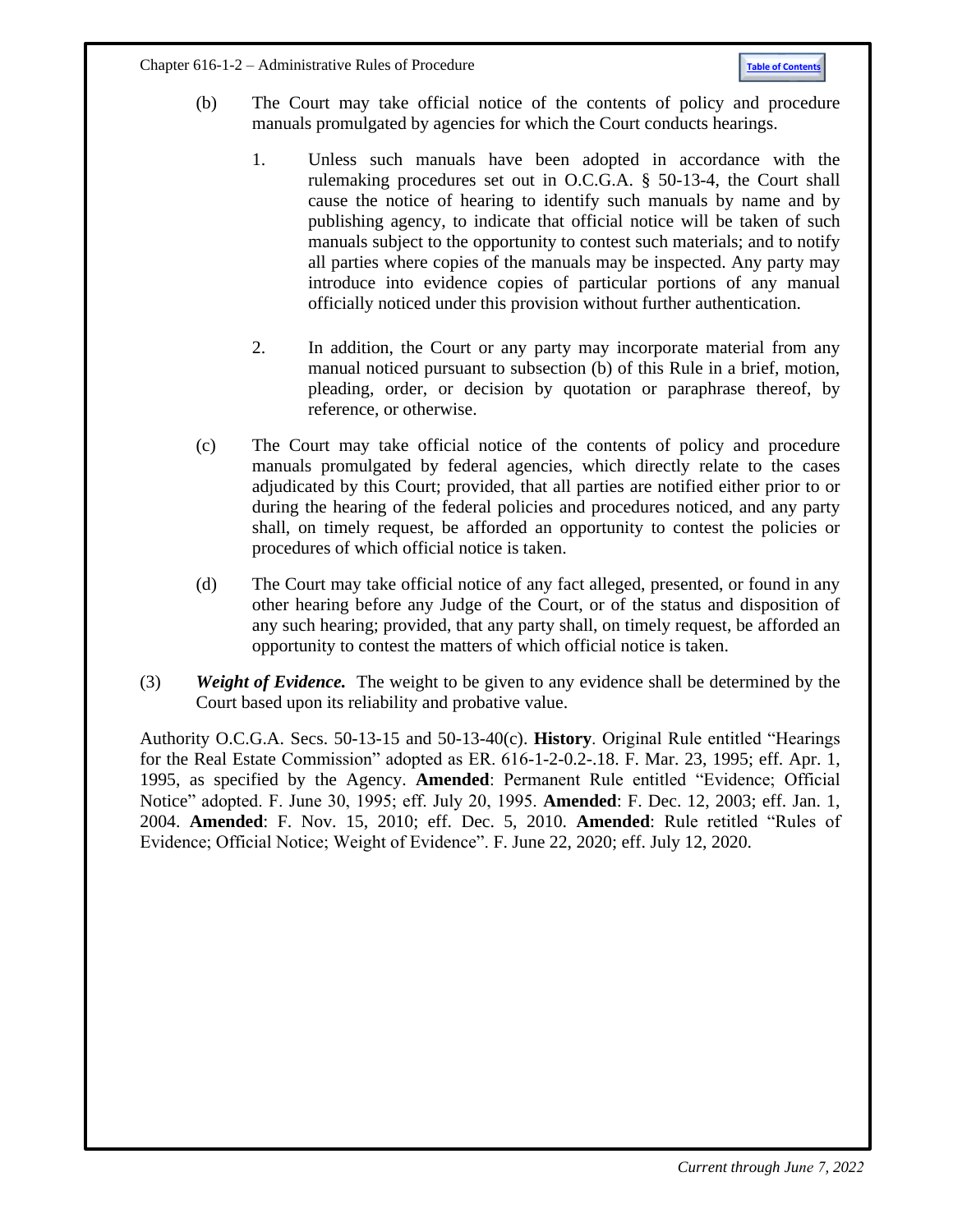(b) The Court may take official notice of the contents of policy and procedure manuals promulgated by agencies for which the Court conducts hearings.

1. Unless such manuals have been adopted in accordance with the rulemaking procedures set out in O.C.G.A. § 50-13-4, the Court shall cause the notice of hearing to identify such manuals by name and by publishing agency, to indicate that official notice will be taken of such manuals subject to the opportunity to contest such materials; and to notify all parties where copies of the manuals may be inspected. Any party may introduce into evidence copies of particular portions of any manual officially noticed under this provision without further authentication.

2. In addition, the Court or any party may incorporate material from any manual noticed pursuant to subsection (b) of this Rule in a brief, motion, pleading, order, or decision by quotation or paraphrase thereof, by reference, or otherwise.

(c) The Court may take official notice of the contents of policy and procedure manuals promulgated by federal agencies, which directly relate to the cases adjudicated by this Court; provided, that all parties are notified either prior to or during the hearing of the federal policies and procedures noticed, and any party shall, on timely request, be afforded an opportunity to contest the policies or procedures of which official notice is taken.

(d) The Court may take official notice of any fact alleged, presented, or found in any other hearing before any Judge of the Court, or of the status and disposition of any such hearing; provided, that any party shall, on timely request, be afforded an opportunity to contest the matters of which official notice is taken.

(3) ***Weight of Evidence.*** The weight to be given to any evidence shall be determined by the Court based upon its reliability and probative value.

Authority O.C.G.A. Secs. 50-13-15 and 50-13-40(c). **History**. Original Rule entitled "Hearings for the Real Estate Commission" adopted as ER. 616-1-2-0.2-.18. F. Mar. 23, 1995; eff. Apr. 1, 1995, as specified by the Agency. **Amended**: Permanent Rule entitled "Evidence; Official Notice" adopted. F. June 30, 1995; eff. July 20, 1995. **Amended**: F. Dec. 12, 2003; eff. Jan. 1, 2004. **Amended**: F. Nov. 15, 2010; eff. Dec. 5, 2010. **Amended**: Rule retitled "Rules of Evidence; Official Notice; Weight of Evidence". F. June 22, 2020; eff. July 12, 2020.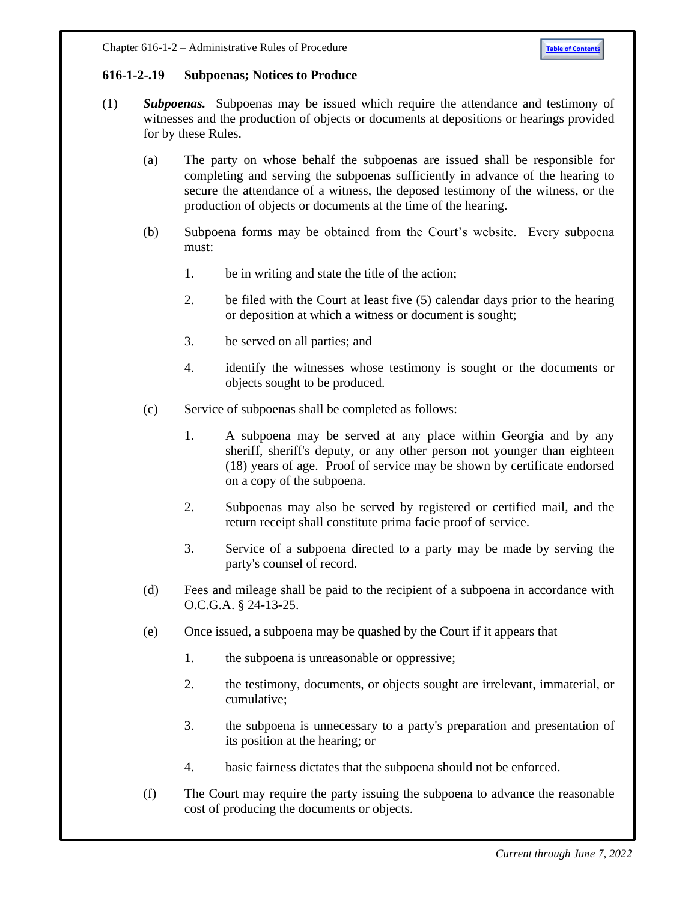### 616-1-2-.19 Subpoenas; Notices to Produce

(1) ***Subpoenas.*** Subpoenas may be issued which require the attendance and testimony of witnesses and the production of objects or documents at depositions or hearings provided for by these Rules.

  (a) The party on whose behalf the subpoenas are issued shall be responsible for completing and serving the subpoenas sufficiently in advance of the hearing to secure the attendance of a witness, the deposed testimony of the witness, or the production of objects or documents at the time of the hearing.

  (b) Subpoena forms may be obtained from the Court's website. Every subpoena must:

    1. be in writing and state the title of the action;

    2. be filed with the Court at least five (5) calendar days prior to the hearing or deposition at which a witness or document is sought;

    3. be served on all parties; and

    4. identify the witnesses whose testimony is sought or the documents or objects sought to be produced.

  (c) Service of subpoenas shall be completed as follows:

    1. A subpoena may be served at any place within Georgia and by any sheriff, sheriff's deputy, or any other person not younger than eighteen (18) years of age. Proof of service may be shown by certificate endorsed on a copy of the subpoena.

    2. Subpoenas may also be served by registered or certified mail, and the return receipt shall constitute prima facie proof of service.

    3. Service of a subpoena directed to a party may be made by serving the party's counsel of record.

  (d) Fees and mileage shall be paid to the recipient of a subpoena in accordance with O.C.G.A. § 24-13-25.

  (e) Once issued, a subpoena may be quashed by the Court if it appears that

    1. the subpoena is unreasonable or oppressive;

    2. the testimony, documents, or objects sought are irrelevant, immaterial, or cumulative;

    3. the subpoena is unnecessary to a party's preparation and presentation of its position at the hearing; or

    4. basic fairness dictates that the subpoena should not be enforced.

  (f) The Court may require the party issuing the subpoena to advance the reasonable cost of producing the documents or objects.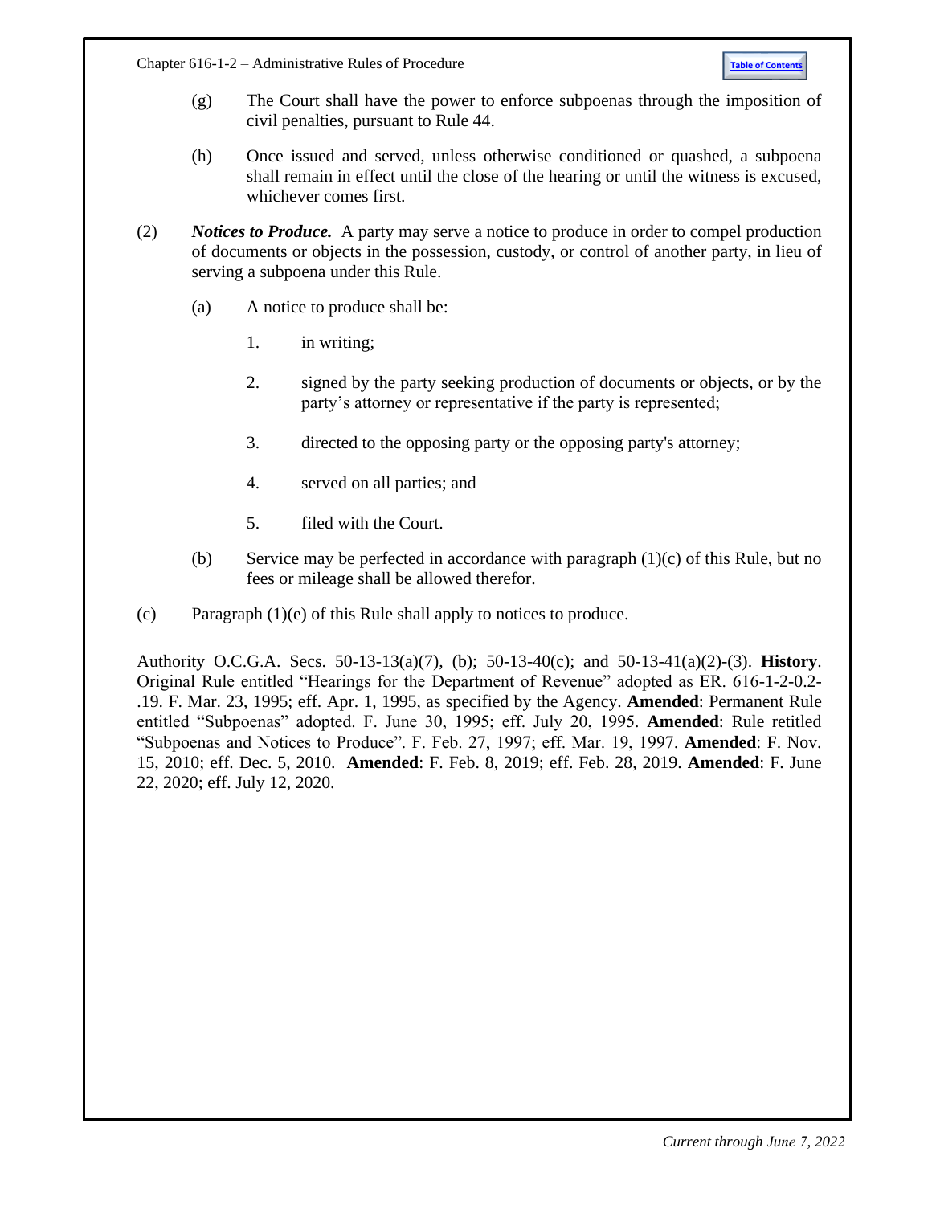(g) The Court shall have the power to enforce subpoenas through the imposition of civil penalties, pursuant to Rule 44.

(h) Once issued and served, unless otherwise conditioned or quashed, a subpoena shall remain in effect until the close of the hearing or until the witness is excused, whichever comes first.

(2) ***Notices to Produce.*** A party may serve a notice to produce in order to compel production of documents or objects in the possession, custody, or control of another party, in lieu of serving a subpoena under this Rule.

(a) A notice to produce shall be:

1. in writing;

2. signed by the party seeking production of documents or objects, or by the party's attorney or representative if the party is represented;

3. directed to the opposing party or the opposing party's attorney;

4. served on all parties; and

5. filed with the Court.

(b) Service may be perfected in accordance with paragraph (1)(c) of this Rule, but no fees or mileage shall be allowed therefor.

(c) Paragraph (1)(e) of this Rule shall apply to notices to produce.

Authority O.C.G.A. Secs. 50-13-13(a)(7), (b); 50-13-40(c); and 50-13-41(a)(2)-(3). **History**. Original Rule entitled "Hearings for the Department of Revenue" adopted as ER. 616-1-2-0.2-.19. F. Mar. 23, 1995; eff. Apr. 1, 1995, as specified by the Agency. **Amended**: Permanent Rule entitled "Subpoenas" adopted. F. June 30, 1995; eff. July 20, 1995. **Amended**: Rule retitled "Subpoenas and Notices to Produce". F. Feb. 27, 1997; eff. Mar. 19, 1997. **Amended**: F. Nov. 15, 2010; eff. Dec. 5, 2010. **Amended**: F. Feb. 8, 2019; eff. Feb. 28, 2019. **Amended**: F. June 22, 2020; eff. July 12, 2020.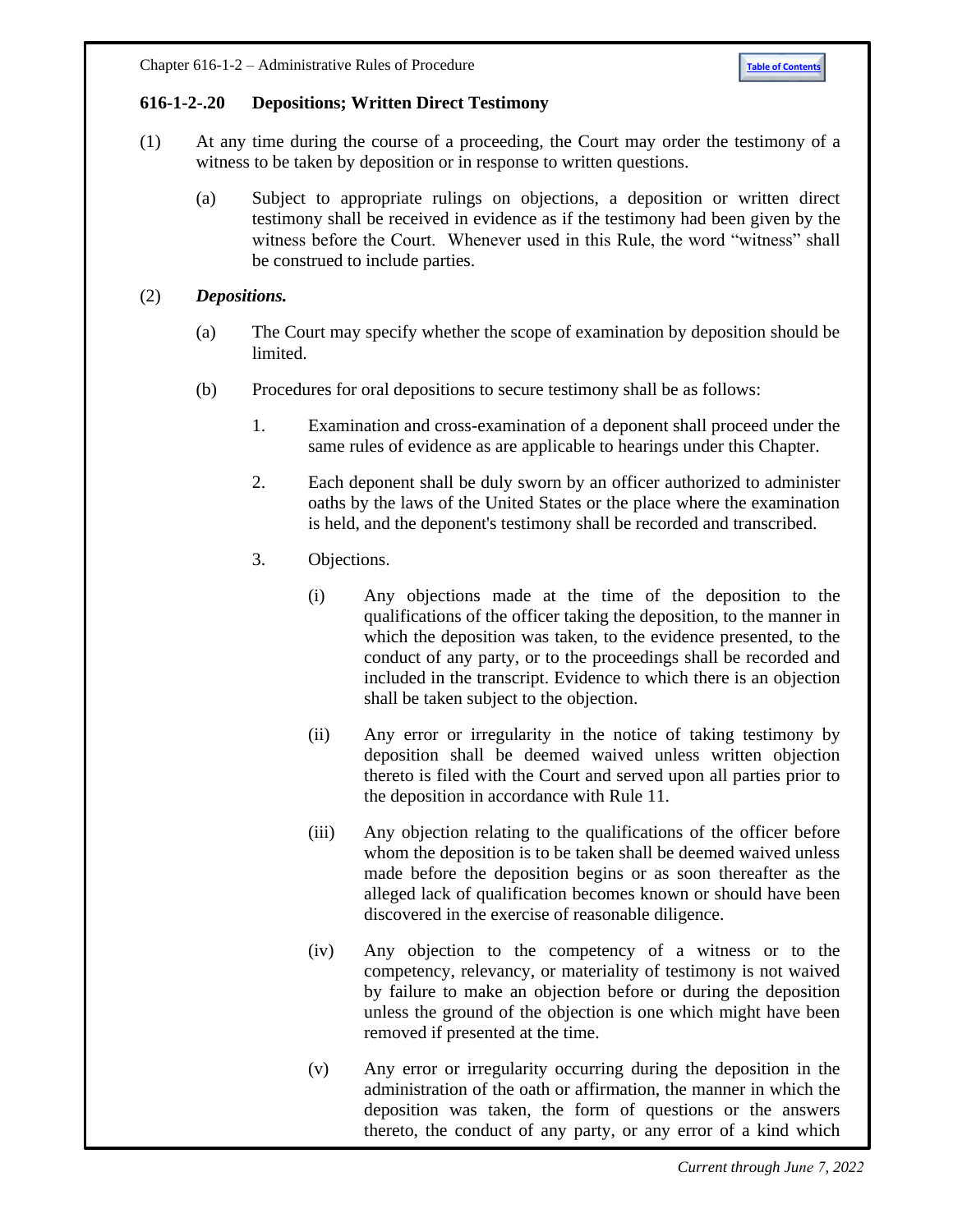## 616-1-2-.20 Depositions; Written Direct Testimony

(1) At any time during the course of a proceeding, the Court may order the testimony of a witness to be taken by deposition or in response to written questions.

(a) Subject to appropriate rulings on objections, a deposition or written direct testimony shall be received in evidence as if the testimony had been given by the witness before the Court. Whenever used in this Rule, the word "witness" shall be construed to include parties.

(2) ***Depositions.***

(a) The Court may specify whether the scope of examination by deposition should be limited.

(b) Procedures for oral depositions to secure testimony shall be as follows:

1. Examination and cross-examination of a deponent shall proceed under the same rules of evidence as are applicable to hearings under this Chapter.

2. Each deponent shall be duly sworn by an officer authorized to administer oaths by the laws of the United States or the place where the examination is held, and the deponent's testimony shall be recorded and transcribed.

3. Objections.

(i) Any objections made at the time of the deposition to the qualifications of the officer taking the deposition, to the manner in which the deposition was taken, to the evidence presented, to the conduct of any party, or to the proceedings shall be recorded and included in the transcript. Evidence to which there is an objection shall be taken subject to the objection.

(ii) Any error or irregularity in the notice of taking testimony by deposition shall be deemed waived unless written objection thereto is filed with the Court and served upon all parties prior to the deposition in accordance with Rule 11.

(iii) Any objection relating to the qualifications of the officer before whom the deposition is to be taken shall be deemed waived unless made before the deposition begins or as soon thereafter as the alleged lack of qualification becomes known or should have been discovered in the exercise of reasonable diligence.

(iv) Any objection to the competency of a witness or to the competency, relevancy, or materiality of testimony is not waived by failure to make an objection before or during the deposition unless the ground of the objection is one which might have been removed if presented at the time.

(v) Any error or irregularity occurring during the deposition in the administration of the oath or affirmation, the manner in which the deposition was taken, the form of questions or the answers thereto, the conduct of any party, or any error of a kind which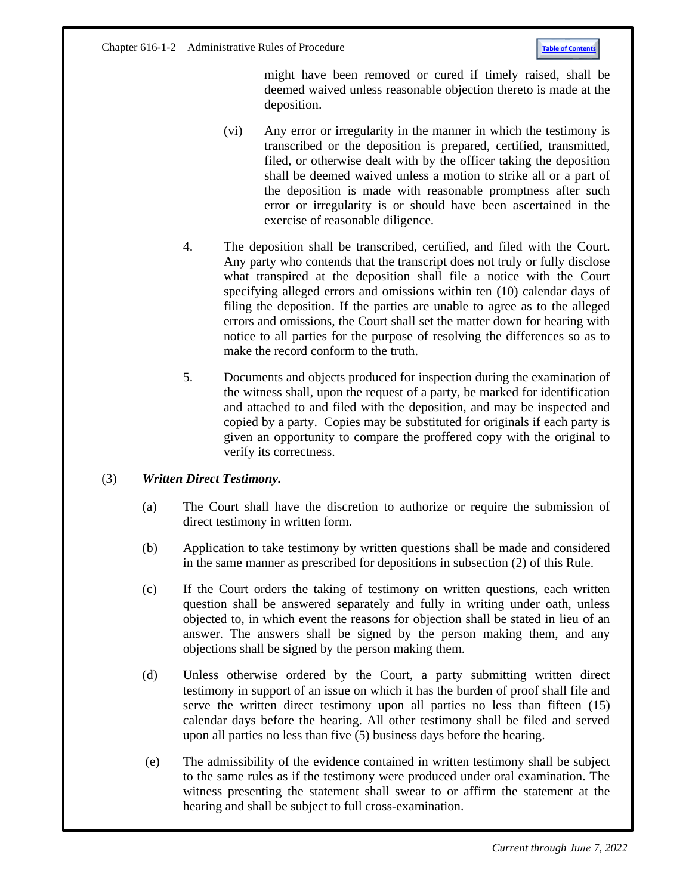might have been removed or cured if timely raised, shall be deemed waived unless reasonable objection thereto is made at the deposition.

(vi) Any error or irregularity in the manner in which the testimony is transcribed or the deposition is prepared, certified, transmitted, filed, or otherwise dealt with by the officer taking the deposition shall be deemed waived unless a motion to strike all or a part of the deposition is made with reasonable promptness after such error or irregularity is or should have been ascertained in the exercise of reasonable diligence.

4. The deposition shall be transcribed, certified, and filed with the Court. Any party who contends that the transcript does not truly or fully disclose what transpired at the deposition shall file a notice with the Court specifying alleged errors and omissions within ten (10) calendar days of filing the deposition. If the parties are unable to agree as to the alleged errors and omissions, the Court shall set the matter down for hearing with notice to all parties for the purpose of resolving the differences so as to make the record conform to the truth.

5. Documents and objects produced for inspection during the examination of the witness shall, upon the request of a party, be marked for identification and attached to and filed with the deposition, and may be inspected and copied by a party. Copies may be substituted for originals if each party is given an opportunity to compare the proffered copy with the original to verify its correctness.

(3) ***Written Direct Testimony.***

(a) The Court shall have the discretion to authorize or require the submission of direct testimony in written form.

(b) Application to take testimony by written questions shall be made and considered in the same manner as prescribed for depositions in subsection (2) of this Rule.

(c) If the Court orders the taking of testimony on written questions, each written question shall be answered separately and fully in writing under oath, unless objected to, in which event the reasons for objection shall be stated in lieu of an answer. The answers shall be signed by the person making them, and any objections shall be signed by the person making them.

(d) Unless otherwise ordered by the Court, a party submitting written direct testimony in support of an issue on which it has the burden of proof shall file and serve the written direct testimony upon all parties no less than fifteen (15) calendar days before the hearing. All other testimony shall be filed and served upon all parties no less than five (5) business days before the hearing.

(e) The admissibility of the evidence contained in written testimony shall be subject to the same rules as if the testimony were produced under oral examination. The witness presenting the statement shall swear to or affirm the statement at the hearing and shall be subject to full cross-examination.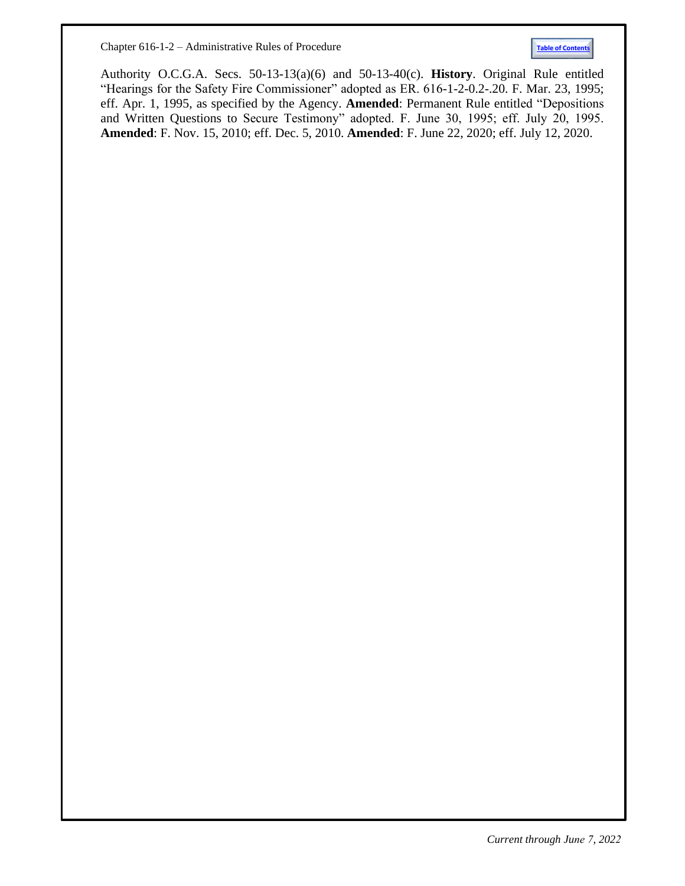Authority O.C.G.A. Secs. 50-13-13(a)(6) and 50-13-40(c). **History**. Original Rule entitled "Hearings for the Safety Fire Commissioner" adopted as ER. 616-1-2-0.2-.20. F. Mar. 23, 1995; eff. Apr. 1, 1995, as specified by the Agency. **Amended**: Permanent Rule entitled "Depositions and Written Questions to Secure Testimony" adopted. F. June 30, 1995; eff. July 20, 1995. **Amended**: F. Nov. 15, 2010; eff. Dec. 5, 2010. **Amended**: F. June 22, 2020; eff. July 12, 2020.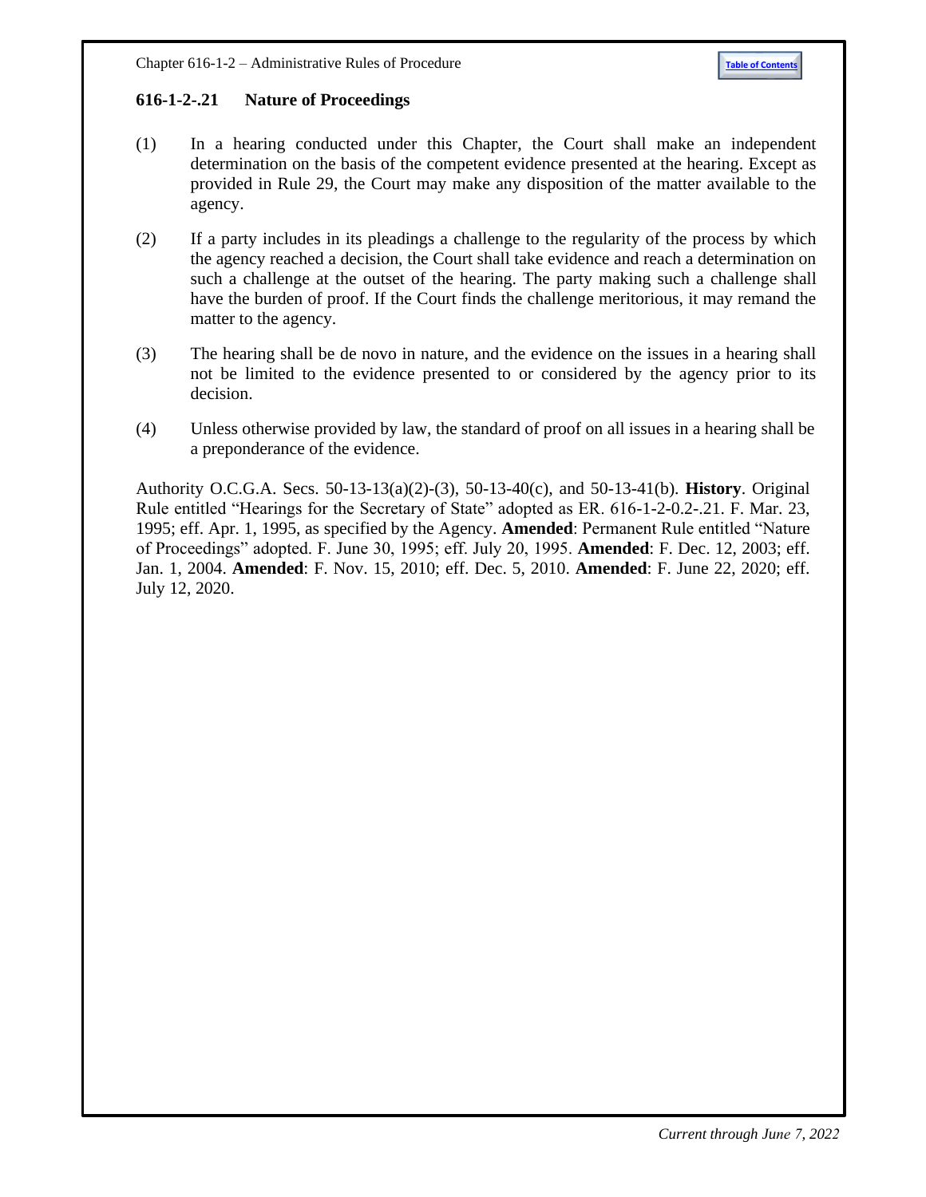### 616-1-2-.21 Nature of Proceedings

(1) In a hearing conducted under this Chapter, the Court shall make an independent determination on the basis of the competent evidence presented at the hearing. Except as provided in Rule 29, the Court may make any disposition of the matter available to the agency.

(2) If a party includes in its pleadings a challenge to the regularity of the process by which the agency reached a decision, the Court shall take evidence and reach a determination on such a challenge at the outset of the hearing. The party making such a challenge shall have the burden of proof. If the Court finds the challenge meritorious, it may remand the matter to the agency.

(3) The hearing shall be de novo in nature, and the evidence on the issues in a hearing shall not be limited to the evidence presented to or considered by the agency prior to its decision.

(4) Unless otherwise provided by law, the standard of proof on all issues in a hearing shall be a preponderance of the evidence.

Authority O.C.G.A. Secs. 50-13-13(a)(2)-(3), 50-13-40(c), and 50-13-41(b). **History**. Original Rule entitled "Hearings for the Secretary of State" adopted as ER. 616-1-2-0.2-.21. F. Mar. 23, 1995; eff. Apr. 1, 1995, as specified by the Agency. **Amended**: Permanent Rule entitled "Nature of Proceedings" adopted. F. June 30, 1995; eff. July 20, 1995. **Amended**: F. Dec. 12, 2003; eff. Jan. 1, 2004. **Amended**: F. Nov. 15, 2010; eff. Dec. 5, 2010. **Amended**: F. June 22, 2020; eff. July 12, 2020.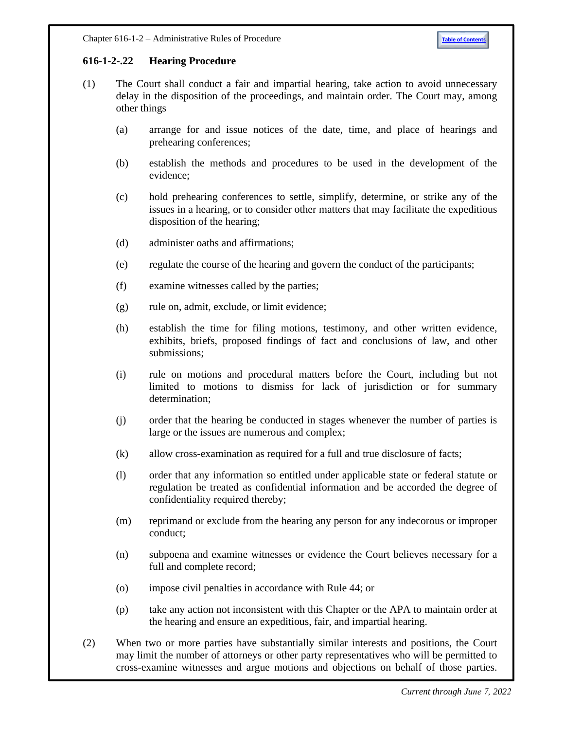### 616-1-2-.22 Hearing Procedure

(1) The Court shall conduct a fair and impartial hearing, take action to avoid unnecessary delay in the disposition of the proceedings, and maintain order. The Court may, among other things

   (a) arrange for and issue notices of the date, time, and place of hearings and prehearing conferences;

   (b) establish the methods and procedures to be used in the development of the evidence;

   (c) hold prehearing conferences to settle, simplify, determine, or strike any of the issues in a hearing, or to consider other matters that may facilitate the expeditious disposition of the hearing;

   (d) administer oaths and affirmations;

   (e) regulate the course of the hearing and govern the conduct of the participants;

   (f) examine witnesses called by the parties;

   (g) rule on, admit, exclude, or limit evidence;

   (h) establish the time for filing motions, testimony, and other written evidence, exhibits, briefs, proposed findings of fact and conclusions of law, and other submissions;

   (i) rule on motions and procedural matters before the Court, including but not limited to motions to dismiss for lack of jurisdiction or for summary determination;

   (j) order that the hearing be conducted in stages whenever the number of parties is large or the issues are numerous and complex;

   (k) allow cross-examination as required for a full and true disclosure of facts;

   (l) order that any information so entitled under applicable state or federal statute or regulation be treated as confidential information and be accorded the degree of confidentiality required thereby;

   (m) reprimand or exclude from the hearing any person for any indecorous or improper conduct;

   (n) subpoena and examine witnesses or evidence the Court believes necessary for a full and complete record;

   (o) impose civil penalties in accordance with Rule 44; or

   (p) take any action not inconsistent with this Chapter or the APA to maintain order at the hearing and ensure an expeditious, fair, and impartial hearing.

(2) When two or more parties have substantially similar interests and positions, the Court may limit the number of attorneys or other party representatives who will be permitted to cross-examine witnesses and argue motions and objections on behalf of those parties.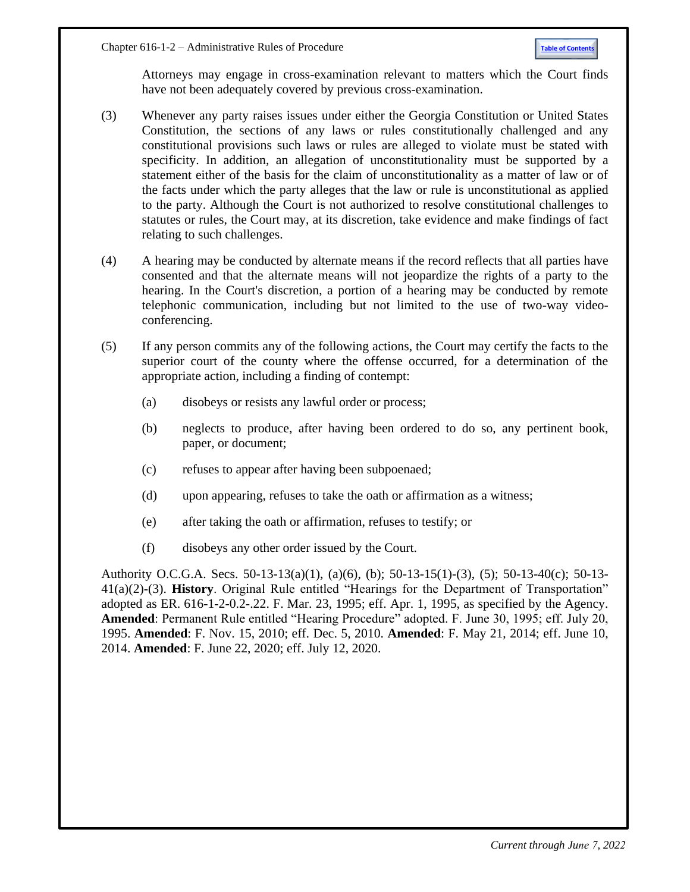Attorneys may engage in cross-examination relevant to matters which the Court finds have not been adequately covered by previous cross-examination.

(3) Whenever any party raises issues under either the Georgia Constitution or United States Constitution, the sections of any laws or rules constitutionally challenged and any constitutional provisions such laws or rules are alleged to violate must be stated with specificity. In addition, an allegation of unconstitutionality must be supported by a statement either of the basis for the claim of unconstitutionality as a matter of law or of the facts under which the party alleges that the law or rule is unconstitutional as applied to the party. Although the Court is not authorized to resolve constitutional challenges to statutes or rules, the Court may, at its discretion, take evidence and make findings of fact relating to such challenges.

(4) A hearing may be conducted by alternate means if the record reflects that all parties have consented and that the alternate means will not jeopardize the rights of a party to the hearing. In the Court's discretion, a portion of a hearing may be conducted by remote telephonic communication, including but not limited to the use of two-way video-conferencing.

(5) If any person commits any of the following actions, the Court may certify the facts to the superior court of the county where the offense occurred, for a determination of the appropriate action, including a finding of contempt:

(a) disobeys or resists any lawful order or process;

(b) neglects to produce, after having been ordered to do so, any pertinent book, paper, or document;

(c) refuses to appear after having been subpoenaed;

(d) upon appearing, refuses to take the oath or affirmation as a witness;

(e) after taking the oath or affirmation, refuses to testify; or

(f) disobeys any other order issued by the Court.

Authority O.C.G.A. Secs. 50-13-13(a)(1), (a)(6), (b); 50-13-15(1)-(3), (5); 50-13-40(c); 50-13-41(a)(2)-(3). **History**. Original Rule entitled "Hearings for the Department of Transportation" adopted as ER. 616-1-2-0.2-.22. F. Mar. 23, 1995; eff. Apr. 1, 1995, as specified by the Agency. **Amended**: Permanent Rule entitled "Hearing Procedure" adopted. F. June 30, 1995; eff. July 20, 1995. **Amended**: F. Nov. 15, 2010; eff. Dec. 5, 2010. **Amended**: F. May 21, 2014; eff. June 10, 2014. **Amended**: F. June 22, 2020; eff. July 12, 2020.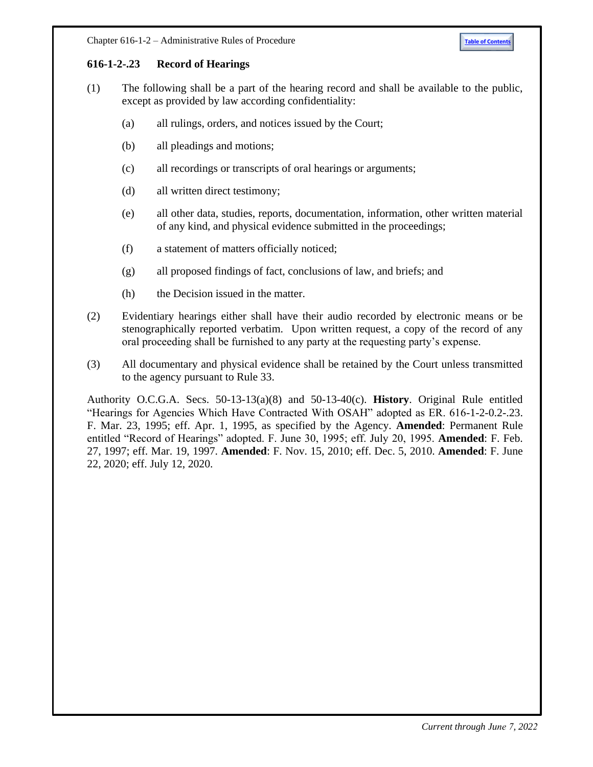## 616-1-2-.23 Record of Hearings

(1) The following shall be a part of the hearing record and shall be available to the public, except as provided by law according confidentiality:

(a) all rulings, orders, and notices issued by the Court;

(b) all pleadings and motions;

(c) all recordings or transcripts of oral hearings or arguments;

(d) all written direct testimony;

(e) all other data, studies, reports, documentation, information, other written material of any kind, and physical evidence submitted in the proceedings;

(f) a statement of matters officially noticed;

(g) all proposed findings of fact, conclusions of law, and briefs; and

(h) the Decision issued in the matter.

(2) Evidentiary hearings either shall have their audio recorded by electronic means or be stenographically reported verbatim. Upon written request, a copy of the record of any oral proceeding shall be furnished to any party at the requesting party's expense.

(3) All documentary and physical evidence shall be retained by the Court unless transmitted to the agency pursuant to Rule 33.

Authority O.C.G.A. Secs. 50-13-13(a)(8) and 50-13-40(c). **History**. Original Rule entitled "Hearings for Agencies Which Have Contracted With OSAH" adopted as ER. 616-1-2-0.2-.23. F. Mar. 23, 1995; eff. Apr. 1, 1995, as specified by the Agency. **Amended**: Permanent Rule entitled "Record of Hearings" adopted. F. June 30, 1995; eff. July 20, 1995. **Amended**: F. Feb. 27, 1997; eff. Mar. 19, 1997. **Amended**: F. Nov. 15, 2010; eff. Dec. 5, 2010. **Amended**: F. June 22, 2020; eff. July 12, 2020.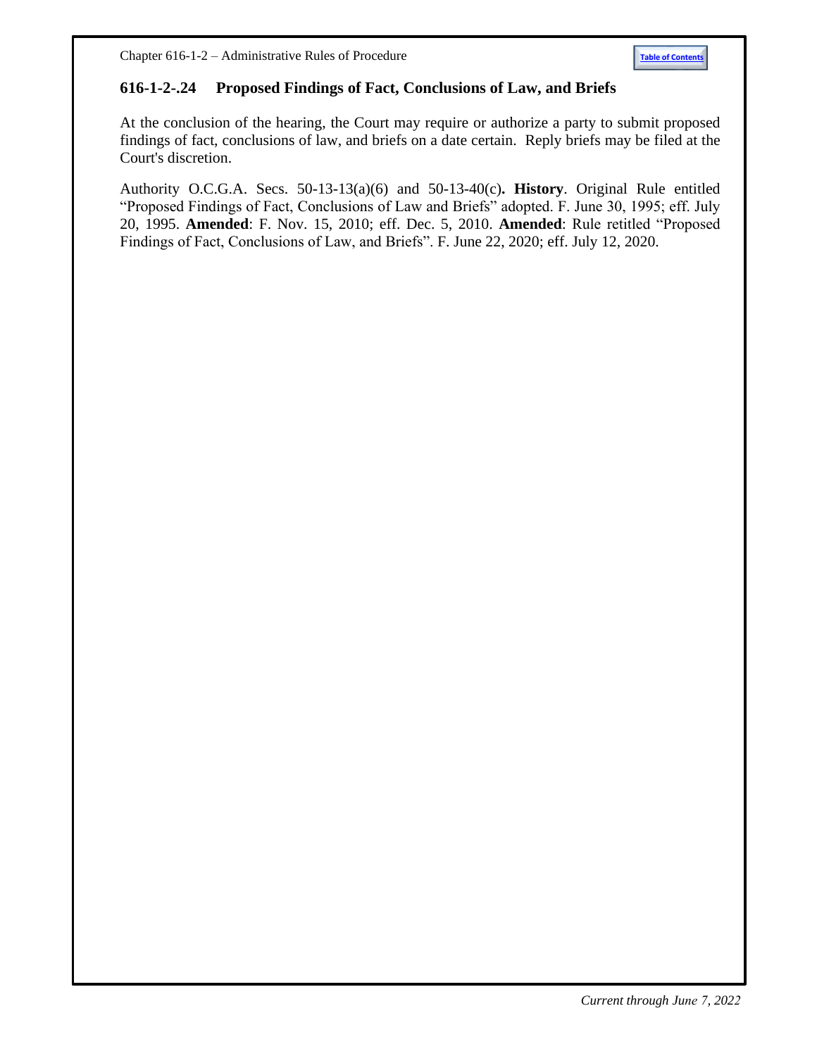## 616-1-2-.24 Proposed Findings of Fact, Conclusions of Law, and Briefs

At the conclusion of the hearing, the Court may require or authorize a party to submit proposed findings of fact, conclusions of law, and briefs on a date certain. Reply briefs may be filed at the Court's discretion.

Authority O.C.G.A. Secs. 50-13-13(a)(6) and 50-13-40(c)**. History**. Original Rule entitled "Proposed Findings of Fact, Conclusions of Law and Briefs" adopted. F. June 30, 1995; eff. July 20, 1995. **Amended**: F. Nov. 15, 2010; eff. Dec. 5, 2010. **Amended**: Rule retitled "Proposed Findings of Fact, Conclusions of Law, and Briefs". F. June 22, 2020; eff. July 12, 2020.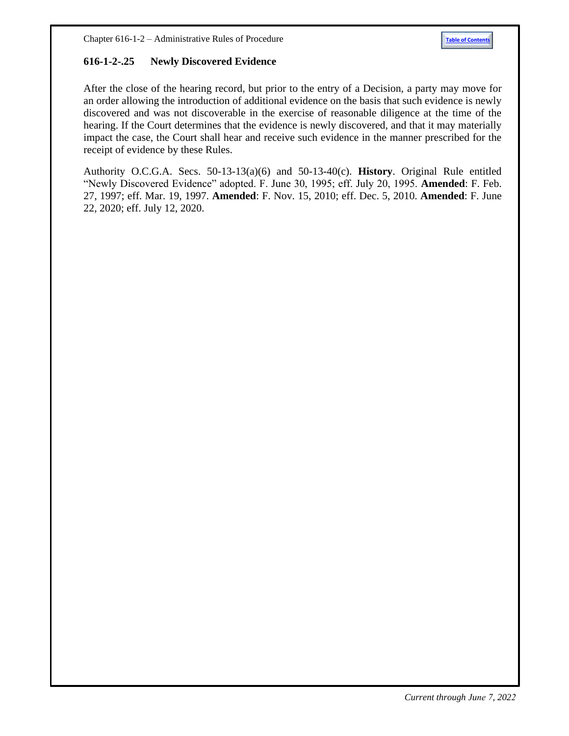## 616-1-2-.25 Newly Discovered Evidence

After the close of the hearing record, but prior to the entry of a Decision, a party may move for an order allowing the introduction of additional evidence on the basis that such evidence is newly discovered and was not discoverable in the exercise of reasonable diligence at the time of the hearing. If the Court determines that the evidence is newly discovered, and that it may materially impact the case, the Court shall hear and receive such evidence in the manner prescribed for the receipt of evidence by these Rules.

Authority O.C.G.A. Secs. 50-13-13(a)(6) and 50-13-40(c). **History**. Original Rule entitled "Newly Discovered Evidence" adopted. F. June 30, 1995; eff. July 20, 1995. **Amended**: F. Feb. 27, 1997; eff. Mar. 19, 1997. **Amended**: F. Nov. 15, 2010; eff. Dec. 5, 2010. **Amended**: F. June 22, 2020; eff. July 12, 2020.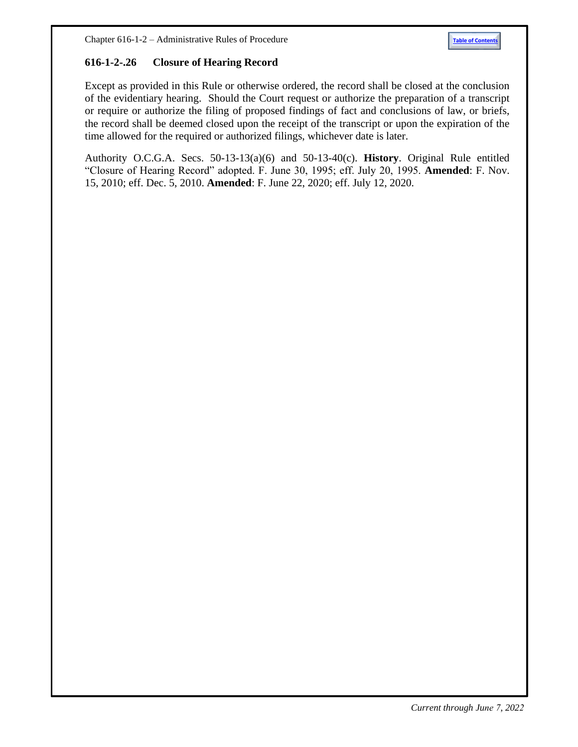### 616-1-2-.26 Closure of Hearing Record

Except as provided in this Rule or otherwise ordered, the record shall be closed at the conclusion of the evidentiary hearing. Should the Court request or authorize the preparation of a transcript or require or authorize the filing of proposed findings of fact and conclusions of law, or briefs, the record shall be deemed closed upon the receipt of the transcript or upon the expiration of the time allowed for the required or authorized filings, whichever date is later.

Authority O.C.G.A. Secs. 50-13-13(a)(6) and 50-13-40(c). **History**. Original Rule entitled "Closure of Hearing Record" adopted. F. June 30, 1995; eff. July 20, 1995. **Amended**: F. Nov. 15, 2010; eff. Dec. 5, 2010. **Amended**: F. June 22, 2020; eff. July 12, 2020.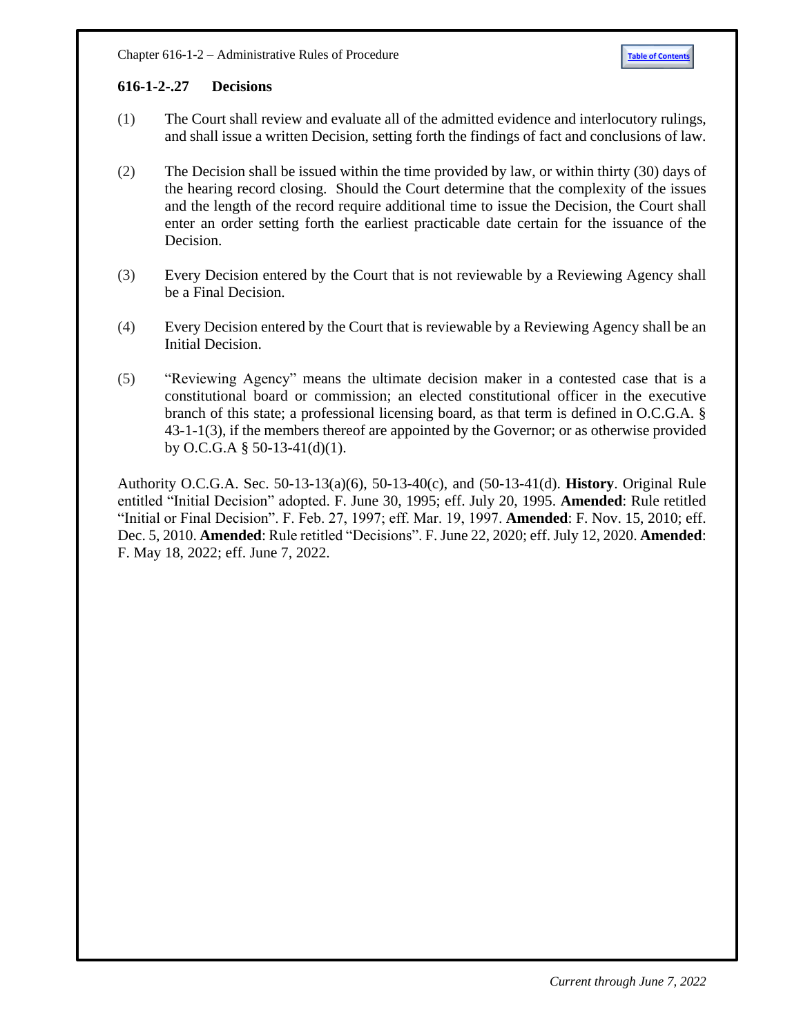### 616-1-2-.27 Decisions

(1) The Court shall review and evaluate all of the admitted evidence and interlocutory rulings, and shall issue a written Decision, setting forth the findings of fact and conclusions of law.

(2) The Decision shall be issued within the time provided by law, or within thirty (30) days of the hearing record closing. Should the Court determine that the complexity of the issues and the length of the record require additional time to issue the Decision, the Court shall enter an order setting forth the earliest practicable date certain for the issuance of the Decision.

(3) Every Decision entered by the Court that is not reviewable by a Reviewing Agency shall be a Final Decision.

(4) Every Decision entered by the Court that is reviewable by a Reviewing Agency shall be an Initial Decision.

(5) "Reviewing Agency" means the ultimate decision maker in a contested case that is a constitutional board or commission; an elected constitutional officer in the executive branch of this state; a professional licensing board, as that term is defined in O.C.G.A. § 43-1-1(3), if the members thereof are appointed by the Governor; or as otherwise provided by O.C.G.A § 50-13-41(d)(1).

Authority O.C.G.A. Sec. 50-13-13(a)(6), 50-13-40(c), and (50-13-41(d). **History**. Original Rule entitled "Initial Decision" adopted. F. June 30, 1995; eff. July 20, 1995. **Amended**: Rule retitled "Initial or Final Decision". F. Feb. 27, 1997; eff. Mar. 19, 1997. **Amended**: F. Nov. 15, 2010; eff. Dec. 5, 2010. **Amended**: Rule retitled "Decisions". F. June 22, 2020; eff. July 12, 2020. **Amended**: F. May 18, 2022; eff. June 7, 2022.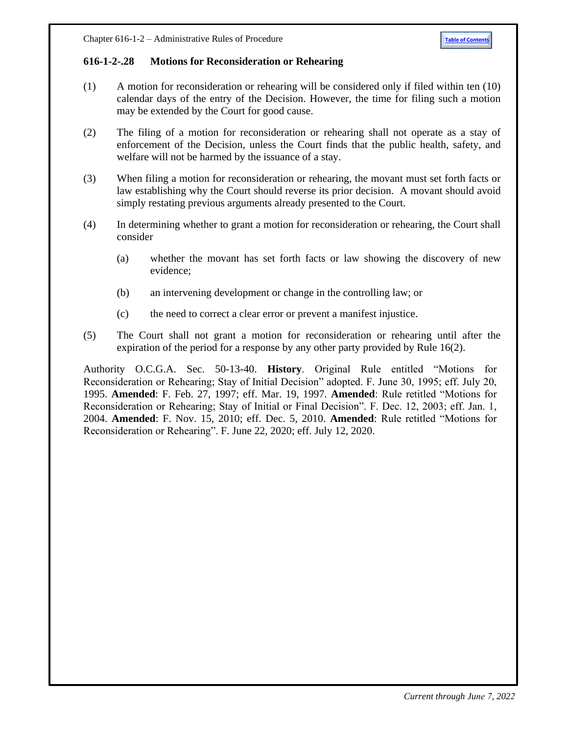## 616-1-2-.28 Motions for Reconsideration or Rehearing

(1) A motion for reconsideration or rehearing will be considered only if filed within ten (10) calendar days of the entry of the Decision. However, the time for filing such a motion may be extended by the Court for good cause.

(2) The filing of a motion for reconsideration or rehearing shall not operate as a stay of enforcement of the Decision, unless the Court finds that the public health, safety, and welfare will not be harmed by the issuance of a stay.

(3) When filing a motion for reconsideration or rehearing, the movant must set forth facts or law establishing why the Court should reverse its prior decision. A movant should avoid simply restating previous arguments already presented to the Court.

(4) In determining whether to grant a motion for reconsideration or rehearing, the Court shall consider

(a) whether the movant has set forth facts or law showing the discovery of new evidence;

(b) an intervening development or change in the controlling law; or

(c) the need to correct a clear error or prevent a manifest injustice.

(5) The Court shall not grant a motion for reconsideration or rehearing until after the expiration of the period for a response by any other party provided by Rule 16(2).

Authority O.C.G.A. Sec. 50-13-40. **History**. Original Rule entitled "Motions for Reconsideration or Rehearing; Stay of Initial Decision" adopted. F. June 30, 1995; eff. July 20, 1995. **Amended**: F. Feb. 27, 1997; eff. Mar. 19, 1997. **Amended**: Rule retitled "Motions for Reconsideration or Rehearing; Stay of Initial or Final Decision". F. Dec. 12, 2003; eff. Jan. 1, 2004. **Amended**: F. Nov. 15, 2010; eff. Dec. 5, 2010. **Amended**: Rule retitled "Motions for Reconsideration or Rehearing". F. June 22, 2020; eff. July 12, 2020.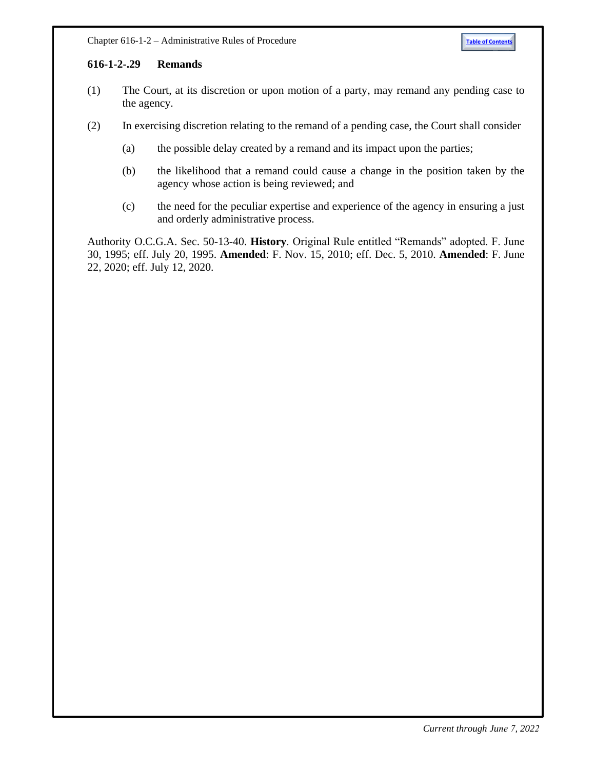### 616-1-2-.29 Remands

(1) The Court, at its discretion or upon motion of a party, may remand any pending case to the agency.

(2) In exercising discretion relating to the remand of a pending case, the Court shall consider

   (a) the possible delay created by a remand and its impact upon the parties;

   (b) the likelihood that a remand could cause a change in the position taken by the agency whose action is being reviewed; and

   (c) the need for the peculiar expertise and experience of the agency in ensuring a just and orderly administrative process.

Authority O.C.G.A. Sec. 50-13-40. **History**. Original Rule entitled "Remands" adopted. F. June 30, 1995; eff. July 20, 1995. **Amended**: F. Nov. 15, 2010; eff. Dec. 5, 2010. **Amended**: F. June 22, 2020; eff. July 12, 2020.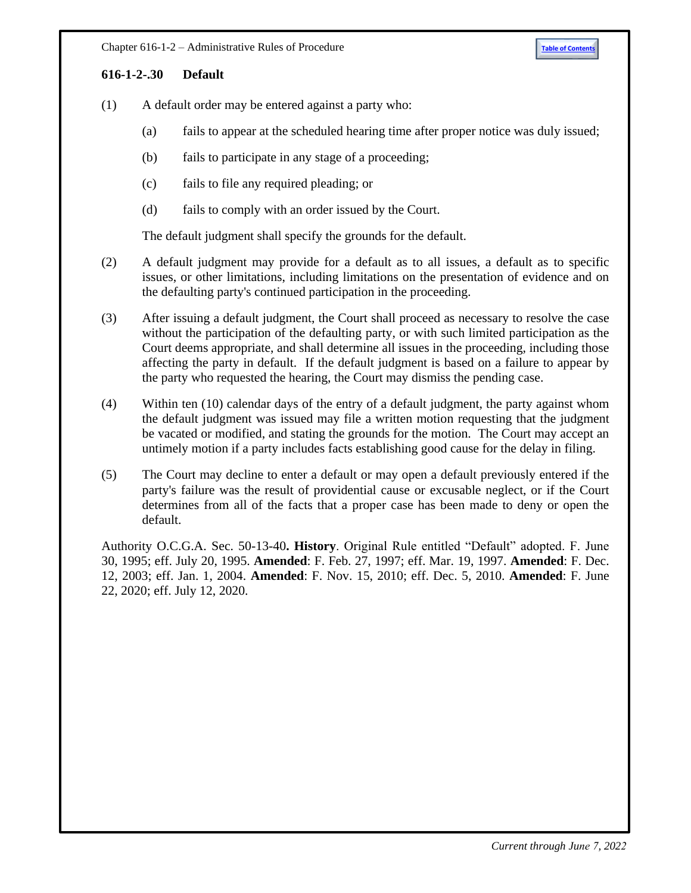## 616-1-2-.30 Default

(1) A default order may be entered against a party who:

(a) fails to appear at the scheduled hearing time after proper notice was duly issued;

(b) fails to participate in any stage of a proceeding;

(c) fails to file any required pleading; or

(d) fails to comply with an order issued by the Court.

The default judgment shall specify the grounds for the default.

(2) A default judgment may provide for a default as to all issues, a default as to specific issues, or other limitations, including limitations on the presentation of evidence and on the defaulting party's continued participation in the proceeding.

(3) After issuing a default judgment, the Court shall proceed as necessary to resolve the case without the participation of the defaulting party, or with such limited participation as the Court deems appropriate, and shall determine all issues in the proceeding, including those affecting the party in default. If the default judgment is based on a failure to appear by the party who requested the hearing, the Court may dismiss the pending case.

(4) Within ten (10) calendar days of the entry of a default judgment, the party against whom the default judgment was issued may file a written motion requesting that the judgment be vacated or modified, and stating the grounds for the motion. The Court may accept an untimely motion if a party includes facts establishing good cause for the delay in filing.

(5) The Court may decline to enter a default or may open a default previously entered if the party's failure was the result of providential cause or excusable neglect, or if the Court determines from all of the facts that a proper case has been made to deny or open the default.

Authority O.C.G.A. Sec. 50-13-40**.** **History**. Original Rule entitled "Default" adopted. F. June 30, 1995; eff. July 20, 1995. **Amended**: F. Feb. 27, 1997; eff. Mar. 19, 1997. **Amended**: F. Dec. 12, 2003; eff. Jan. 1, 2004. **Amended**: F. Nov. 15, 2010; eff. Dec. 5, 2010. **Amended**: F. June 22, 2020; eff. July 12, 2020.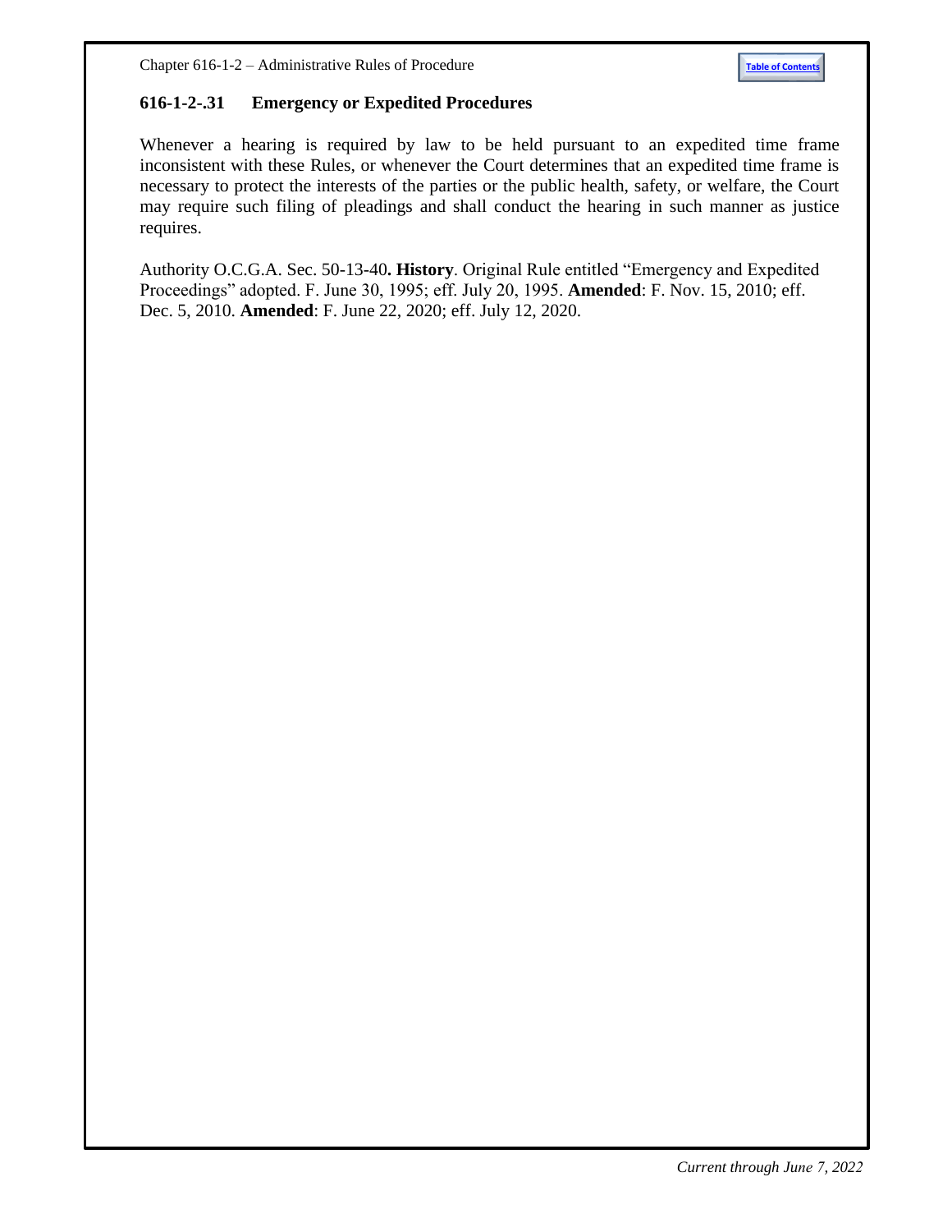### 616-1-2-.31 Emergency or Expedited Procedures

Whenever a hearing is required by law to be held pursuant to an expedited time frame inconsistent with these Rules, or whenever the Court determines that an expedited time frame is necessary to protect the interests of the parties or the public health, safety, or welfare, the Court may require such filing of pleadings and shall conduct the hearing in such manner as justice requires.

Authority O.C.G.A. Sec. 50-13-40**. History**. Original Rule entitled "Emergency and Expedited Proceedings" adopted. F. June 30, 1995; eff. July 20, 1995. **Amended**: F. Nov. 15, 2010; eff. Dec. 5, 2010. **Amended**: F. June 22, 2020; eff. July 12, 2020.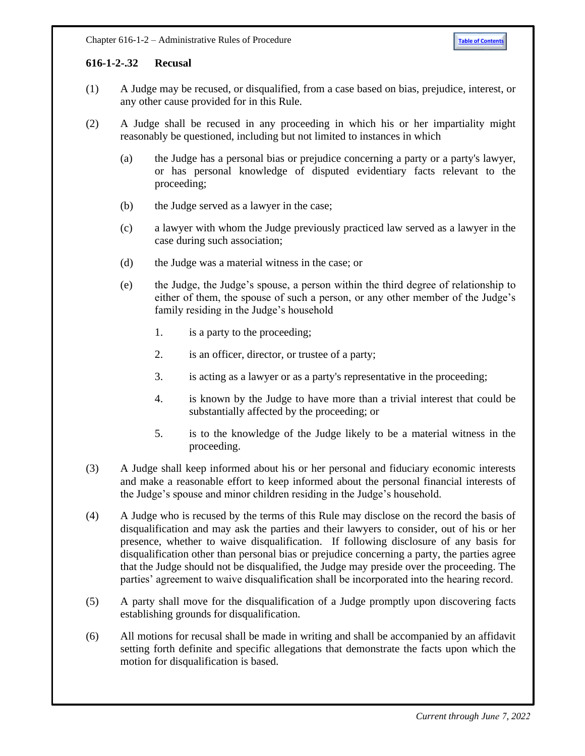### 616-1-2-.32 Recusal

(1) A Judge may be recused, or disqualified, from a case based on bias, prejudice, interest, or any other cause provided for in this Rule.

(2) A Judge shall be recused in any proceeding in which his or her impartiality might reasonably be questioned, including but not limited to instances in which

  (a) the Judge has a personal bias or prejudice concerning a party or a party's lawyer, or has personal knowledge of disputed evidentiary facts relevant to the proceeding;

  (b) the Judge served as a lawyer in the case;

  (c) a lawyer with whom the Judge previously practiced law served as a lawyer in the case during such association;

  (d) the Judge was a material witness in the case; or

  (e) the Judge, the Judge's spouse, a person within the third degree of relationship to either of them, the spouse of such a person, or any other member of the Judge's family residing in the Judge's household

    1. is a party to the proceeding;

    2. is an officer, director, or trustee of a party;

    3. is acting as a lawyer or as a party's representative in the proceeding;

    4. is known by the Judge to have more than a trivial interest that could be substantially affected by the proceeding; or

    5. is to the knowledge of the Judge likely to be a material witness in the proceeding.

(3) A Judge shall keep informed about his or her personal and fiduciary economic interests and make a reasonable effort to keep informed about the personal financial interests of the Judge's spouse and minor children residing in the Judge's household.

(4) A Judge who is recused by the terms of this Rule may disclose on the record the basis of disqualification and may ask the parties and their lawyers to consider, out of his or her presence, whether to waive disqualification. If following disclosure of any basis for disqualification other than personal bias or prejudice concerning a party, the parties agree that the Judge should not be disqualified, the Judge may preside over the proceeding. The parties' agreement to waive disqualification shall be incorporated into the hearing record.

(5) A party shall move for the disqualification of a Judge promptly upon discovering facts establishing grounds for disqualification.

(6) All motions for recusal shall be made in writing and shall be accompanied by an affidavit setting forth definite and specific allegations that demonstrate the facts upon which the motion for disqualification is based.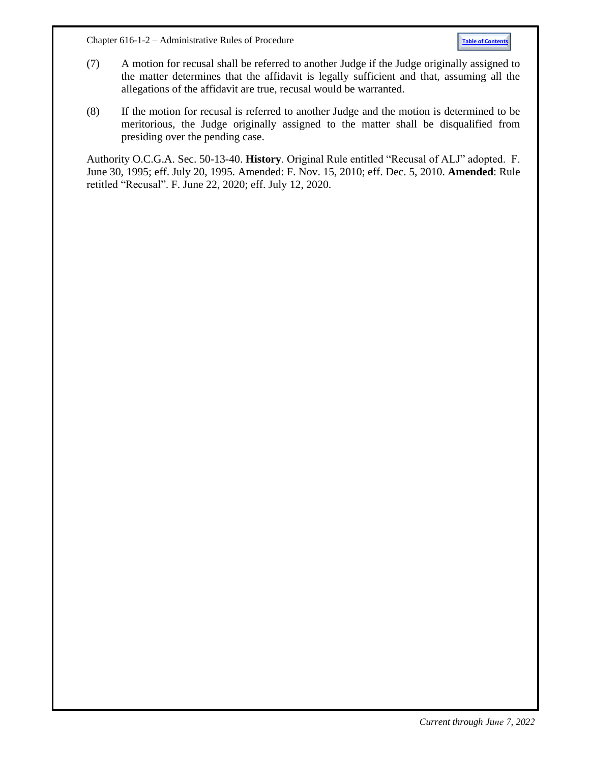(7) A motion for recusal shall be referred to another Judge if the Judge originally assigned to the matter determines that the affidavit is legally sufficient and that, assuming all the allegations of the affidavit are true, recusal would be warranted.

(8) If the motion for recusal is referred to another Judge and the motion is determined to be meritorious, the Judge originally assigned to the matter shall be disqualified from presiding over the pending case.

Authority O.C.G.A. Sec. 50-13-40. **History**. Original Rule entitled "Recusal of ALJ" adopted. F. June 30, 1995; eff. July 20, 1995. Amended: F. Nov. 15, 2010; eff. Dec. 5, 2010. **Amended**: Rule retitled "Recusal". F. June 22, 2020; eff. July 12, 2020.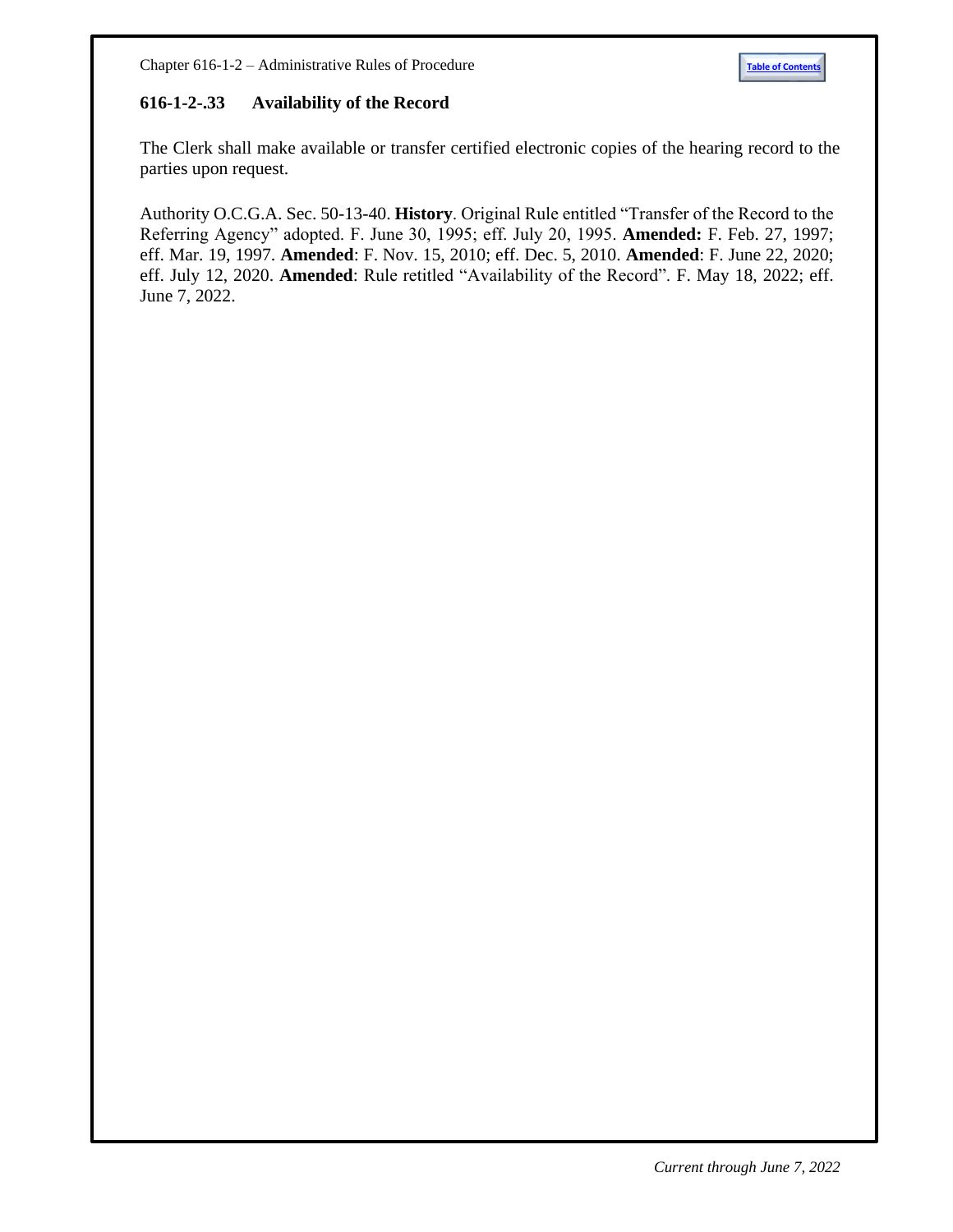### 616-1-2-.33 Availability of the Record

The Clerk shall make available or transfer certified electronic copies of the hearing record to the parties upon request.

Authority O.C.G.A. Sec. 50-13-40. **History**. Original Rule entitled "Transfer of the Record to the Referring Agency" adopted. F. June 30, 1995; eff. July 20, 1995. **Amended:** F. Feb. 27, 1997; eff. Mar. 19, 1997. **Amended**: F. Nov. 15, 2010; eff. Dec. 5, 2010. **Amended**: F. June 22, 2020; eff. July 12, 2020. **Amended**: Rule retitled "Availability of the Record". F. May 18, 2022; eff. June 7, 2022.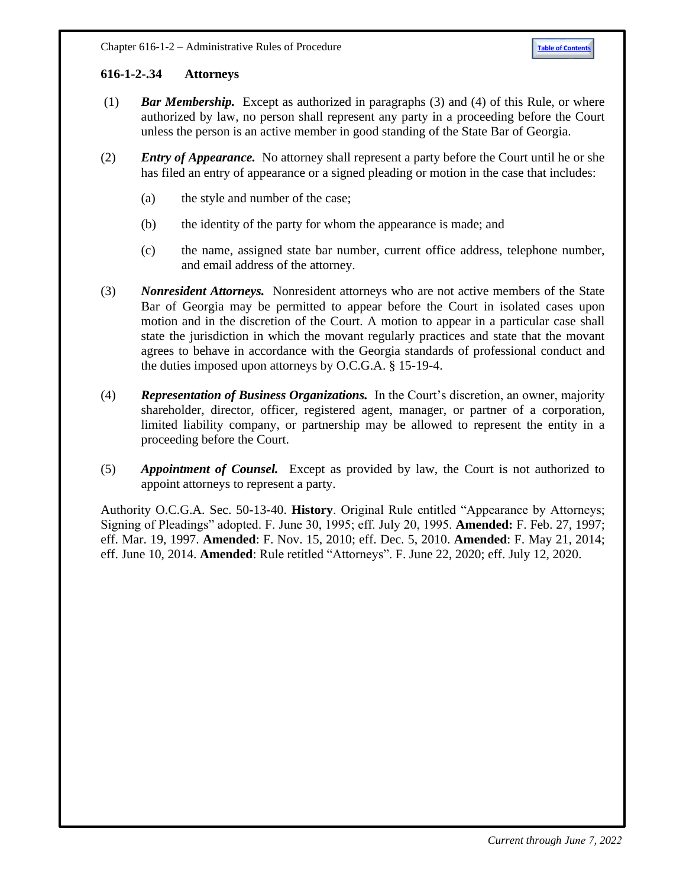### 616-1-2-.34 Attorneys

(1) ***Bar Membership.*** Except as authorized in paragraphs (3) and (4) of this Rule, or where authorized by law, no person shall represent any party in a proceeding before the Court unless the person is an active member in good standing of the State Bar of Georgia.

(2) ***Entry of Appearance.*** No attorney shall represent a party before the Court until he or she has filed an entry of appearance or a signed pleading or motion in the case that includes:

(a) the style and number of the case;

(b) the identity of the party for whom the appearance is made; and

(c) the name, assigned state bar number, current office address, telephone number, and email address of the attorney.

(3) ***Nonresident Attorneys.*** Nonresident attorneys who are not active members of the State Bar of Georgia may be permitted to appear before the Court in isolated cases upon motion and in the discretion of the Court. A motion to appear in a particular case shall state the jurisdiction in which the movant regularly practices and state that the movant agrees to behave in accordance with the Georgia standards of professional conduct and the duties imposed upon attorneys by O.C.G.A. § 15-19-4.

(4) ***Representation of Business Organizations.*** In the Court's discretion, an owner, majority shareholder, director, officer, registered agent, manager, or partner of a corporation, limited liability company, or partnership may be allowed to represent the entity in a proceeding before the Court.

(5) ***Appointment of Counsel.*** Except as provided by law, the Court is not authorized to appoint attorneys to represent a party.

Authority O.C.G.A. Sec. 50-13-40. **History**. Original Rule entitled "Appearance by Attorneys; Signing of Pleadings" adopted. F. June 30, 1995; eff. July 20, 1995. **Amended:** F. Feb. 27, 1997; eff. Mar. 19, 1997. **Amended**: F. Nov. 15, 2010; eff. Dec. 5, 2010. **Amended**: F. May 21, 2014; eff. June 10, 2014. **Amended**: Rule retitled "Attorneys". F. June 22, 2020; eff. July 12, 2020.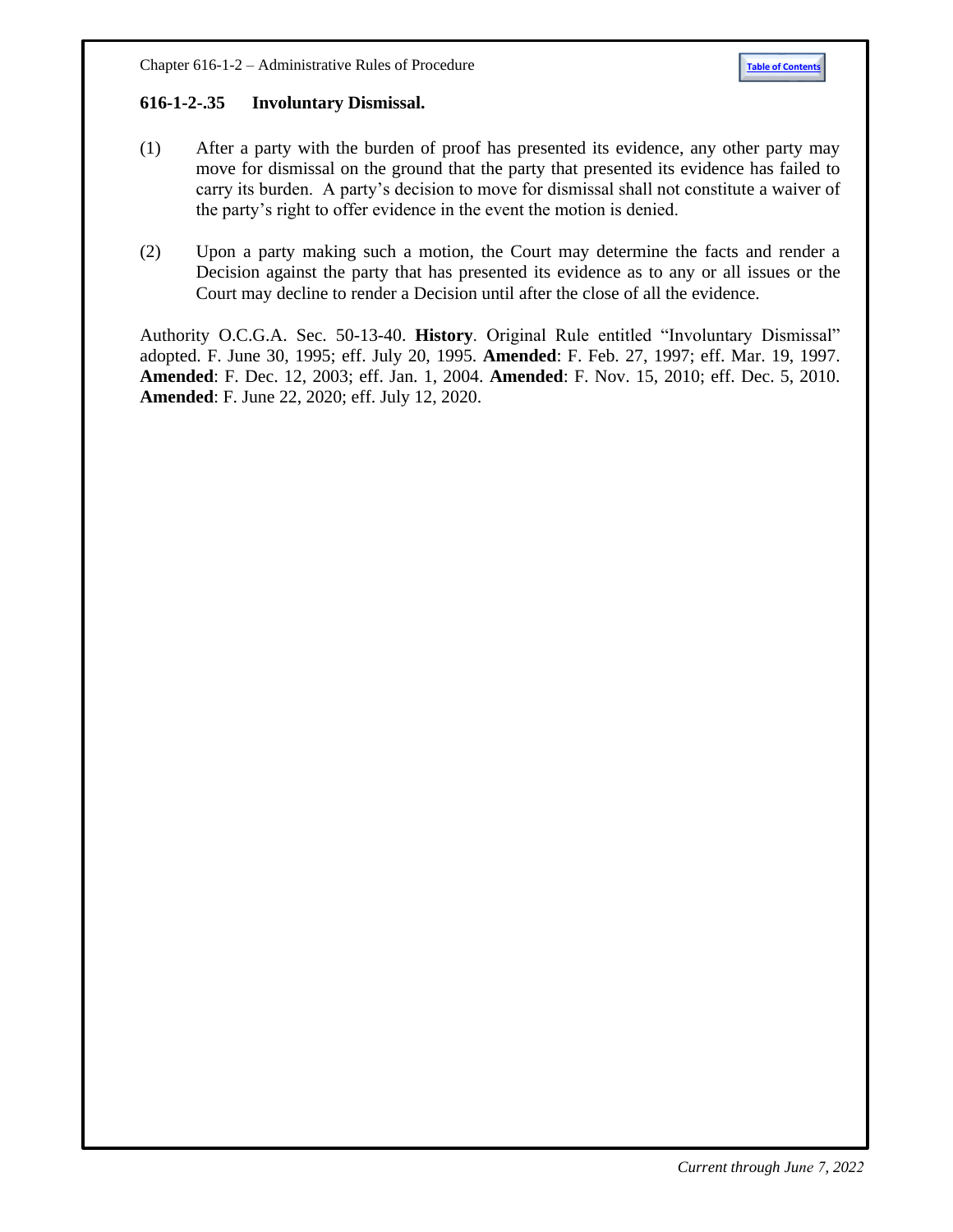### 616-1-2-.35 Involuntary Dismissal.

(1) After a party with the burden of proof has presented its evidence, any other party may move for dismissal on the ground that the party that presented its evidence has failed to carry its burden. A party's decision to move for dismissal shall not constitute a waiver of the party's right to offer evidence in the event the motion is denied.

(2) Upon a party making such a motion, the Court may determine the facts and render a Decision against the party that has presented its evidence as to any or all issues or the Court may decline to render a Decision until after the close of all the evidence.

Authority O.C.G.A. Sec. 50-13-40. **History**. Original Rule entitled "Involuntary Dismissal" adopted. F. June 30, 1995; eff. July 20, 1995. **Amended**: F. Feb. 27, 1997; eff. Mar. 19, 1997. **Amended**: F. Dec. 12, 2003; eff. Jan. 1, 2004. **Amended**: F. Nov. 15, 2010; eff. Dec. 5, 2010. **Amended**: F. June 22, 2020; eff. July 12, 2020.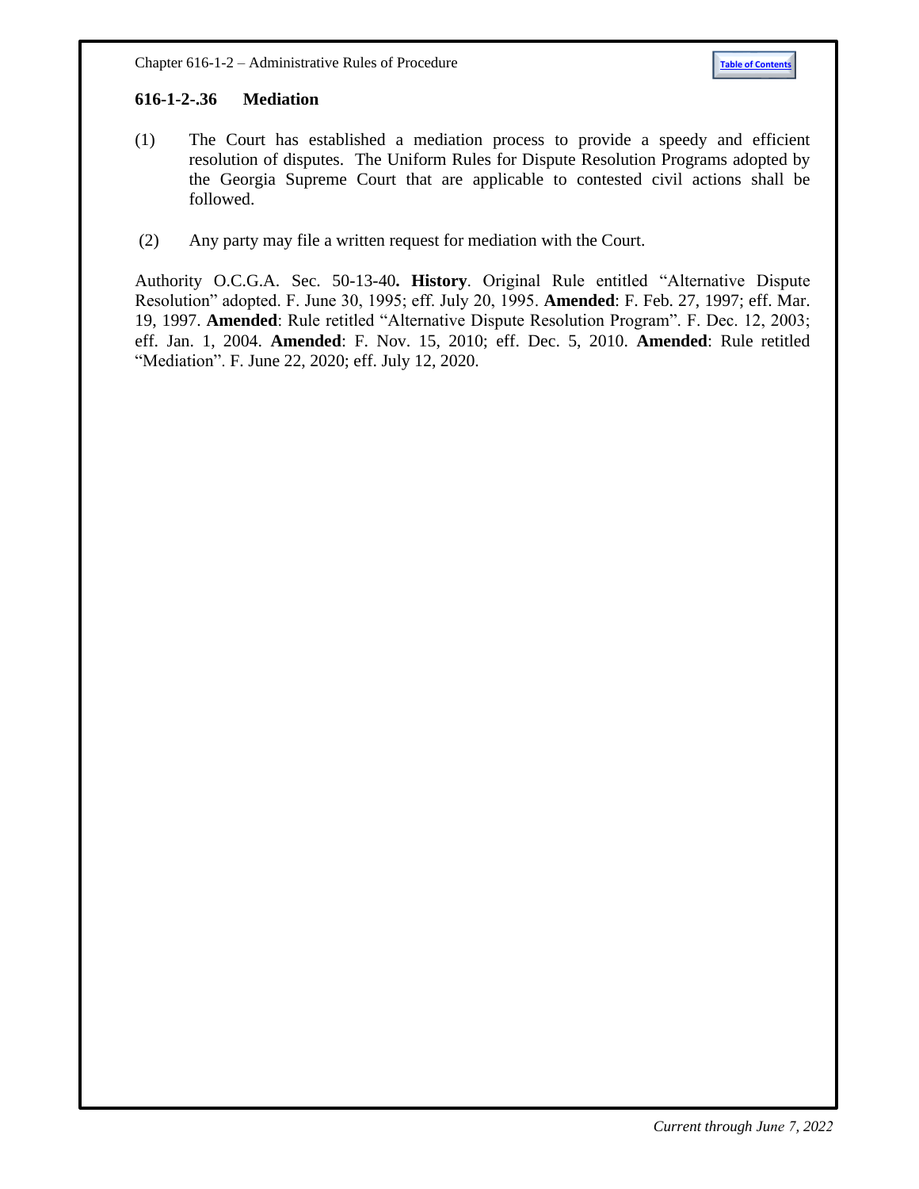### 616-1-2-.36 Mediation

(1) The Court has established a mediation process to provide a speedy and efficient resolution of disputes. The Uniform Rules for Dispute Resolution Programs adopted by the Georgia Supreme Court that are applicable to contested civil actions shall be followed.

(2) Any party may file a written request for mediation with the Court.

Authority O.C.G.A. Sec. 50-13-40**.** **History**. Original Rule entitled "Alternative Dispute Resolution" adopted. F. June 30, 1995; eff. July 20, 1995. **Amended**: F. Feb. 27, 1997; eff. Mar. 19, 1997. **Amended**: Rule retitled "Alternative Dispute Resolution Program". F. Dec. 12, 2003; eff. Jan. 1, 2004. **Amended**: F. Nov. 15, 2010; eff. Dec. 5, 2010. **Amended**: Rule retitled "Mediation". F. June 22, 2020; eff. July 12, 2020.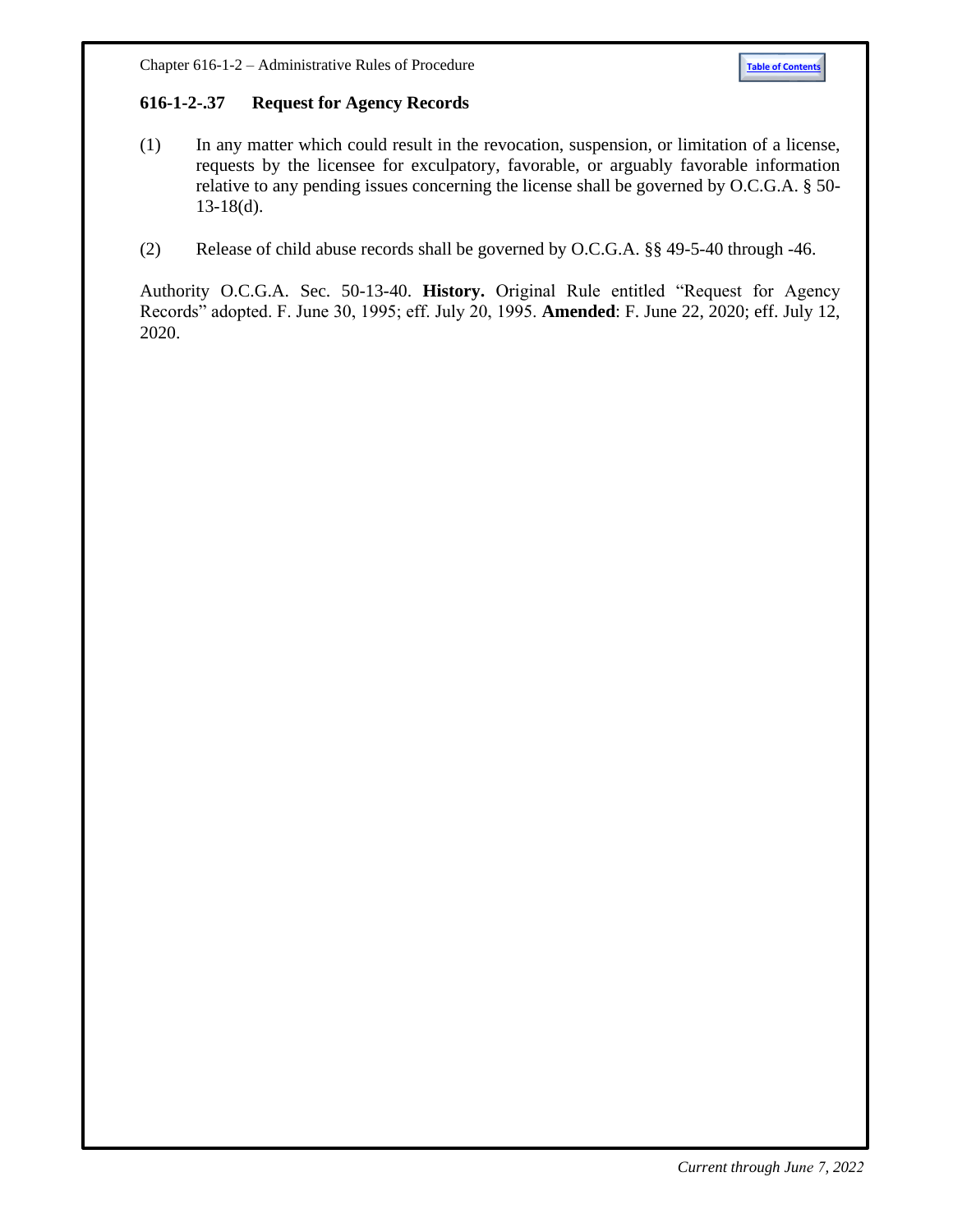### 616-1-2-.37 Request for Agency Records

(1) In any matter which could result in the revocation, suspension, or limitation of a license, requests by the licensee for exculpatory, favorable, or arguably favorable information relative to any pending issues concerning the license shall be governed by O.C.G.A. § 50-13-18(d).

(2) Release of child abuse records shall be governed by O.C.G.A. §§ 49-5-40 through -46.

Authority O.C.G.A. Sec. 50-13-40. **History.** Original Rule entitled "Request for Agency Records" adopted. F. June 30, 1995; eff. July 20, 1995. **Amended**: F. June 22, 2020; eff. July 12, 2020.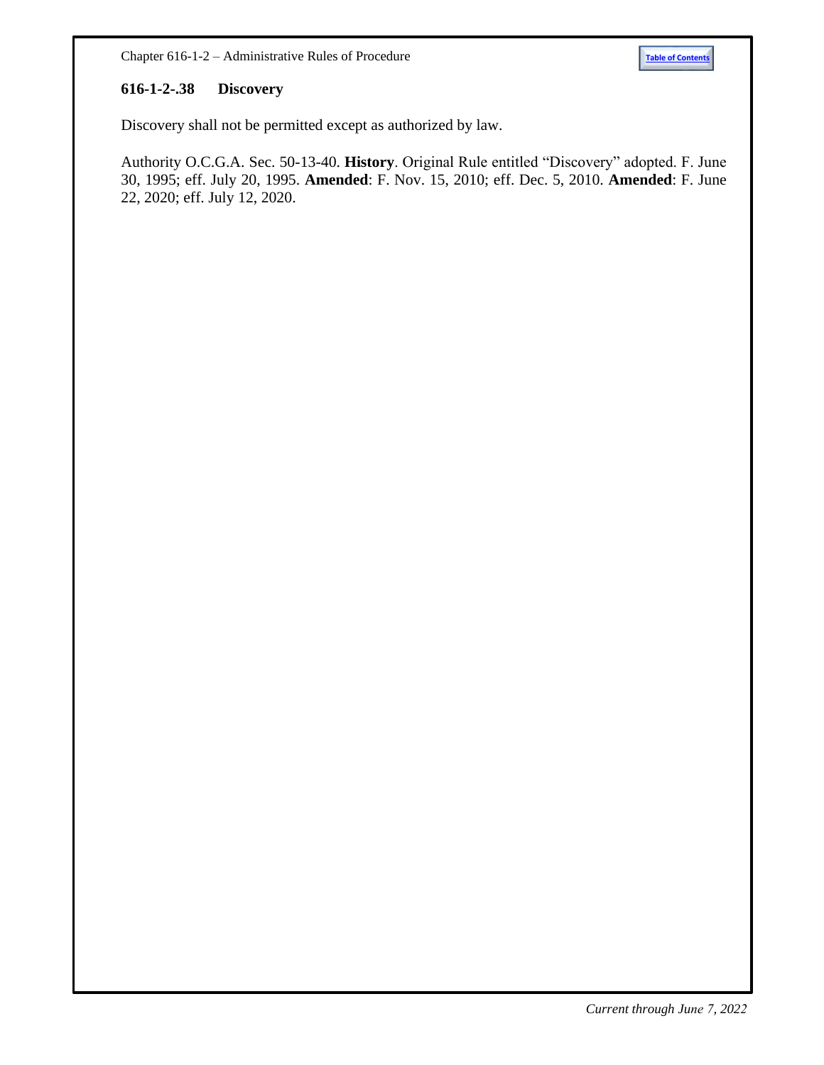### 616-1-2-.38 Discovery

Discovery shall not be permitted except as authorized by law.

Authority O.C.G.A. Sec. 50-13-40. **History**. Original Rule entitled “Discovery” adopted. F. June 30, 1995; eff. July 20, 1995. **Amended**: F. Nov. 15, 2010; eff. Dec. 5, 2010. **Amended**: F. June 22, 2020; eff. July 12, 2020.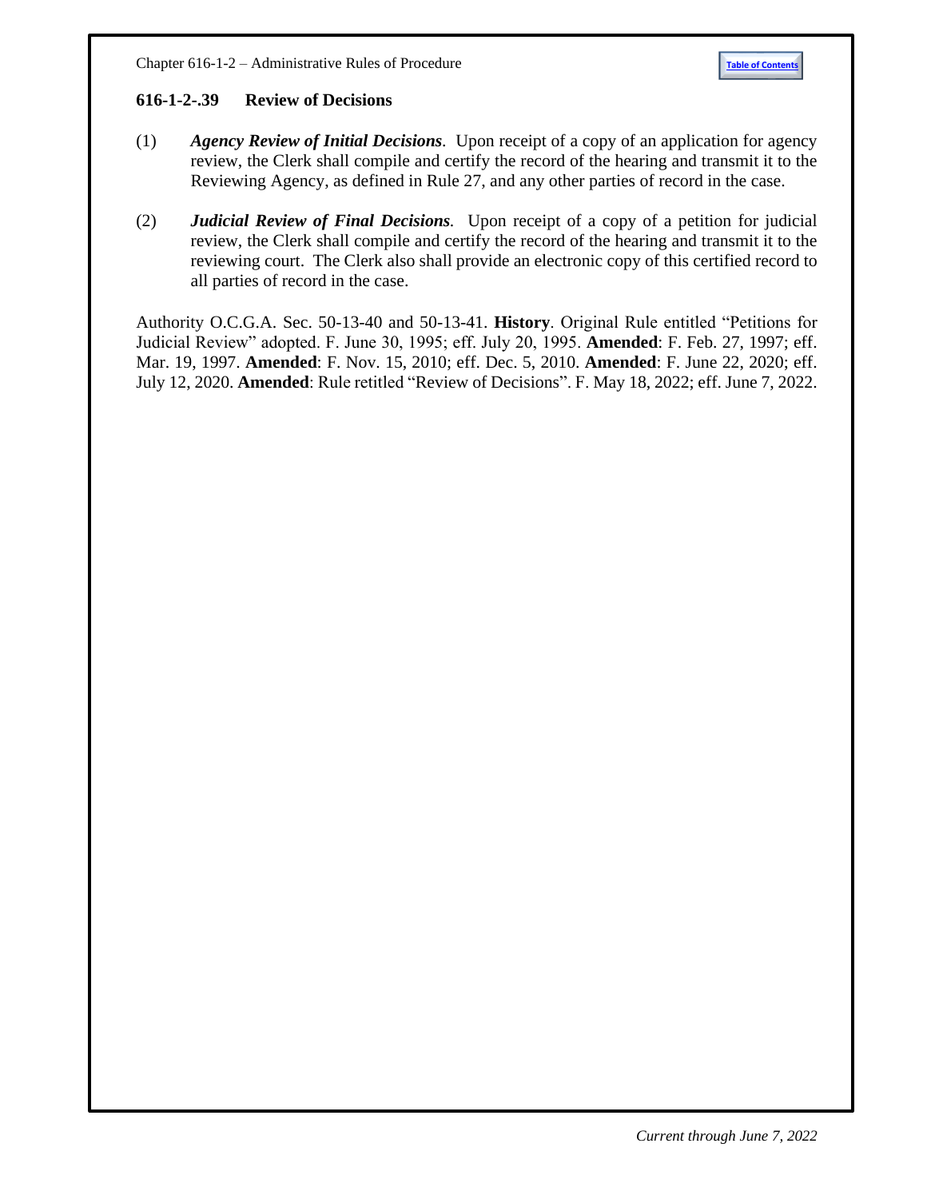### 616-1-2-.39 Review of Decisions

(1) ***Agency Review of Initial Decisions***. Upon receipt of a copy of an application for agency review, the Clerk shall compile and certify the record of the hearing and transmit it to the Reviewing Agency, as defined in Rule 27, and any other parties of record in the case.

(2) ***Judicial Review of Final Decisions.*** Upon receipt of a copy of a petition for judicial review, the Clerk shall compile and certify the record of the hearing and transmit it to the reviewing court. The Clerk also shall provide an electronic copy of this certified record to all parties of record in the case.

Authority O.C.G.A. Sec. 50-13-40 and 50-13-41. **History**. Original Rule entitled "Petitions for Judicial Review" adopted. F. June 30, 1995; eff. July 20, 1995. **Amended**: F. Feb. 27, 1997; eff. Mar. 19, 1997. **Amended**: F. Nov. 15, 2010; eff. Dec. 5, 2010. **Amended**: F. June 22, 2020; eff. July 12, 2020. **Amended**: Rule retitled "Review of Decisions". F. May 18, 2022; eff. June 7, 2022.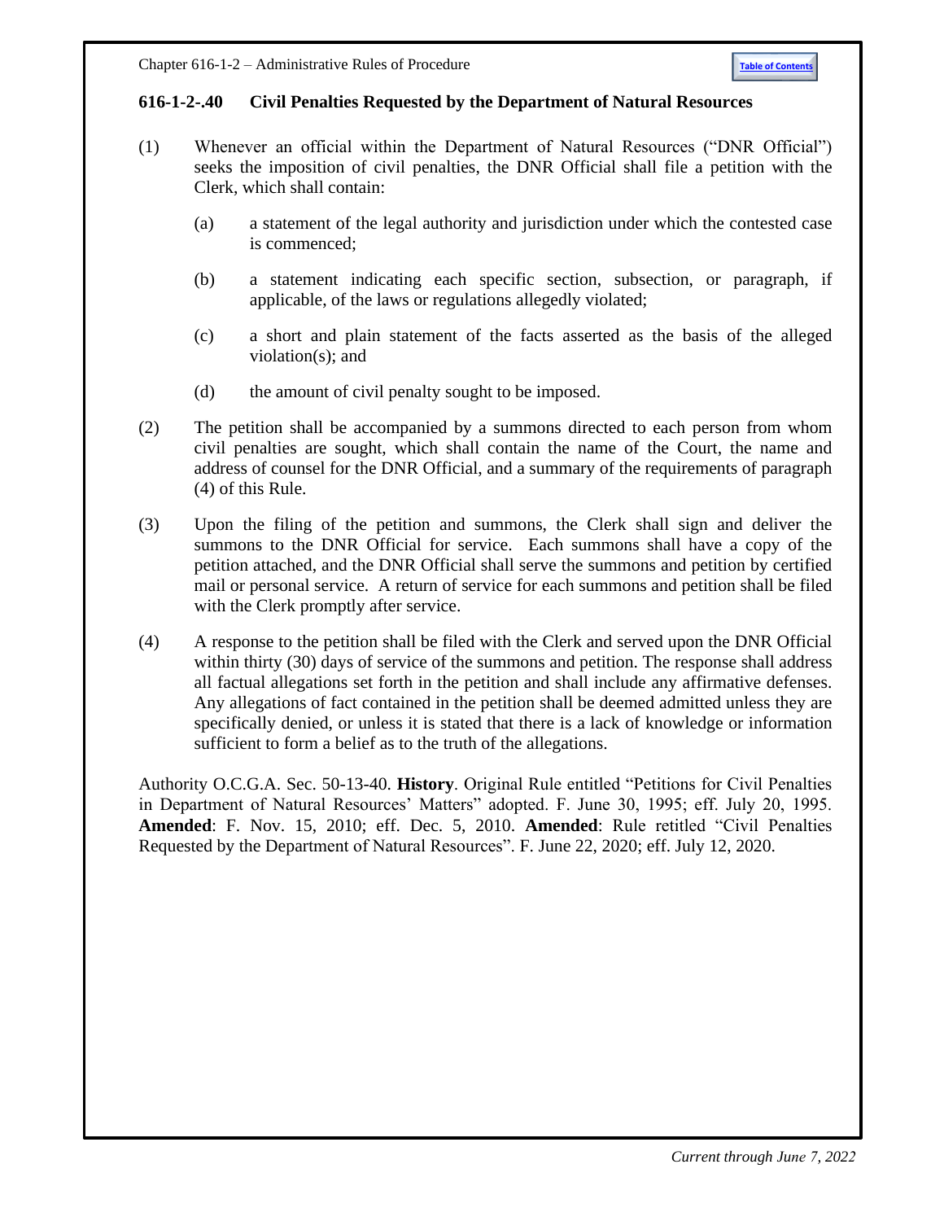### 616-1-2-.40 Civil Penalties Requested by the Department of Natural Resources

(1) Whenever an official within the Department of Natural Resources ("DNR Official") seeks the imposition of civil penalties, the DNR Official shall file a petition with the Clerk, which shall contain:

   (a) a statement of the legal authority and jurisdiction under which the contested case is commenced;

   (b) a statement indicating each specific section, subsection, or paragraph, if applicable, of the laws or regulations allegedly violated;

   (c) a short and plain statement of the facts asserted as the basis of the alleged violation(s); and

   (d) the amount of civil penalty sought to be imposed.

(2) The petition shall be accompanied by a summons directed to each person from whom civil penalties are sought, which shall contain the name of the Court, the name and address of counsel for the DNR Official, and a summary of the requirements of paragraph (4) of this Rule.

(3) Upon the filing of the petition and summons, the Clerk shall sign and deliver the summons to the DNR Official for service. Each summons shall have a copy of the petition attached, and the DNR Official shall serve the summons and petition by certified mail or personal service. A return of service for each summons and petition shall be filed with the Clerk promptly after service.

(4) A response to the petition shall be filed with the Clerk and served upon the DNR Official within thirty (30) days of service of the summons and petition. The response shall address all factual allegations set forth in the petition and shall include any affirmative defenses. Any allegations of fact contained in the petition shall be deemed admitted unless they are specifically denied, or unless it is stated that there is a lack of knowledge or information sufficient to form a belief as to the truth of the allegations.

Authority O.C.G.A. Sec. 50-13-40. **History**. Original Rule entitled "Petitions for Civil Penalties in Department of Natural Resources' Matters" adopted. F. June 30, 1995; eff. July 20, 1995. **Amended**: F. Nov. 15, 2010; eff. Dec. 5, 2010. **Amended**: Rule retitled "Civil Penalties Requested by the Department of Natural Resources". F. June 22, 2020; eff. July 12, 2020.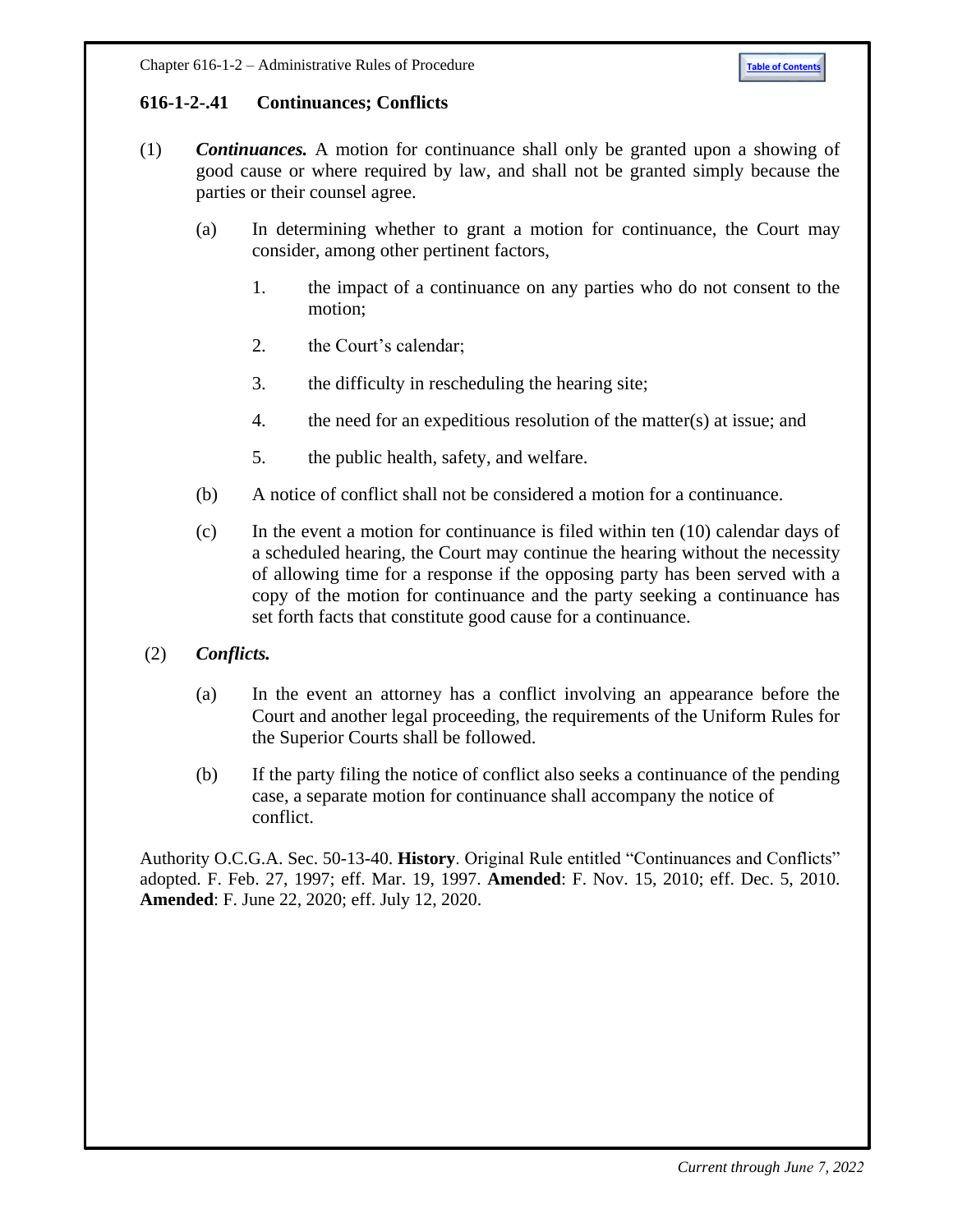## 616-1-2-.41 Continuances; Conflicts

(1) ***Continuances.*** A motion for continuance shall only be granted upon a showing of good cause or where required by law, and shall not be granted simply because the parties or their counsel agree.

(a) In determining whether to grant a motion for continuance, the Court may consider, among other pertinent factors,

1. the impact of a continuance on any parties who do not consent to the motion;

2. the Court's calendar;

3. the difficulty in rescheduling the hearing site;

4. the need for an expeditious resolution of the matter(s) at issue; and

5. the public health, safety, and welfare.

(b) A notice of conflict shall not be considered a motion for a continuance.

(c) In the event a motion for continuance is filed within ten (10) calendar days of a scheduled hearing, the Court may continue the hearing without the necessity of allowing time for a response if the opposing party has been served with a copy of the motion for continuance and the party seeking a continuance has set forth facts that constitute good cause for a continuance.

(2) ***Conflicts.***

(a) In the event an attorney has a conflict involving an appearance before the Court and another legal proceeding, the requirements of the Uniform Rules for the Superior Courts shall be followed.

(b) If the party filing the notice of conflict also seeks a continuance of the pending case, a separate motion for continuance shall accompany the notice of conflict.

Authority O.C.G.A. Sec. 50-13-40. **History**. Original Rule entitled "Continuances and Conflicts" adopted. F. Feb. 27, 1997; eff. Mar. 19, 1997. **Amended**: F. Nov. 15, 2010; eff. Dec. 5, 2010. **Amended**: F. June 22, 2020; eff. July 12, 2020.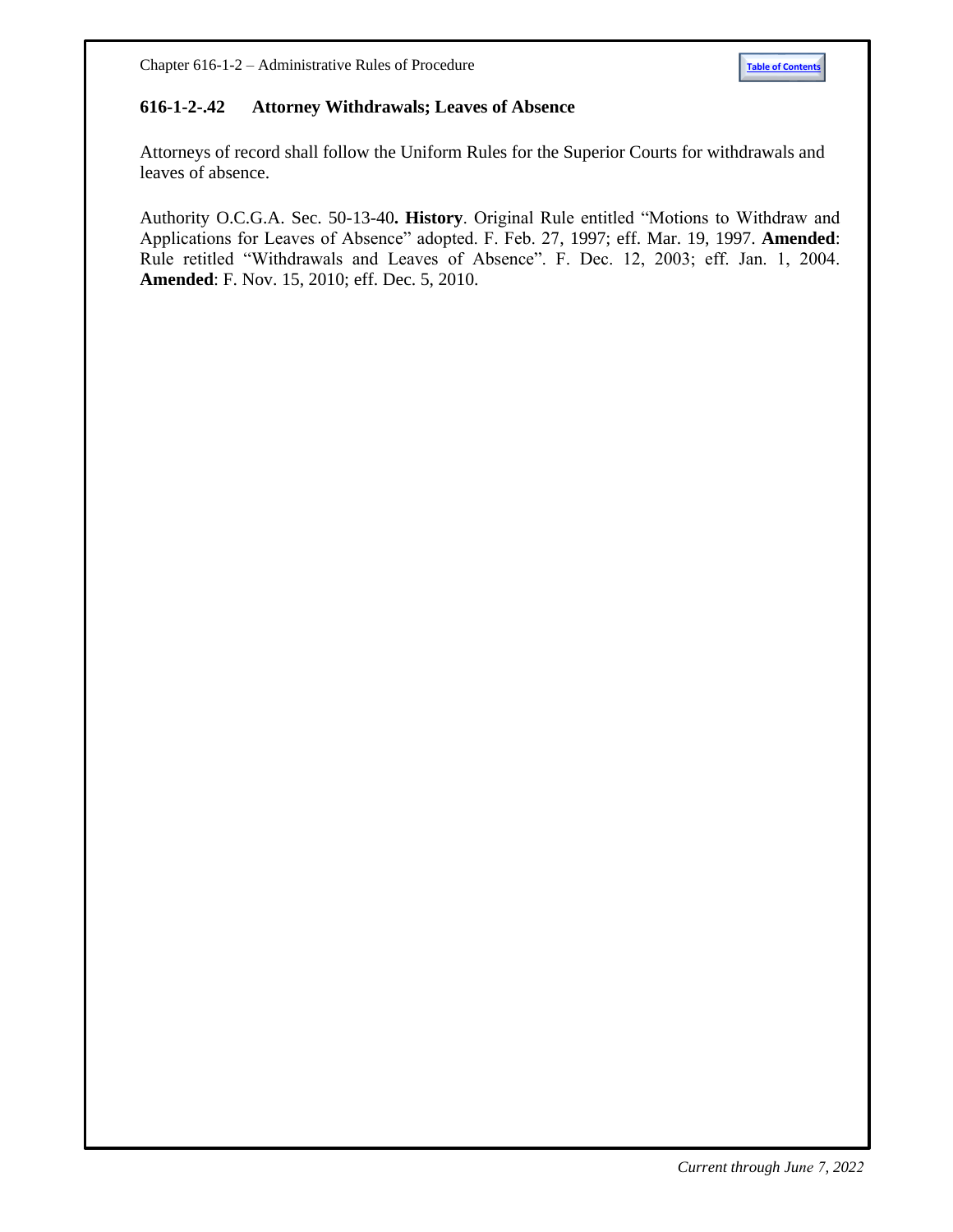## 616-1-2-.42 Attorney Withdrawals; Leaves of Absence

Attorneys of record shall follow the Uniform Rules for the Superior Courts for withdrawals and leaves of absence.

Authority O.C.G.A. Sec. 50-13-40**. History**. Original Rule entitled "Motions to Withdraw and Applications for Leaves of Absence" adopted. F. Feb. 27, 1997; eff. Mar. 19, 1997. **Amended**: Rule retitled "Withdrawals and Leaves of Absence". F. Dec. 12, 2003; eff. Jan. 1, 2004. **Amended**: F. Nov. 15, 2010; eff. Dec. 5, 2010.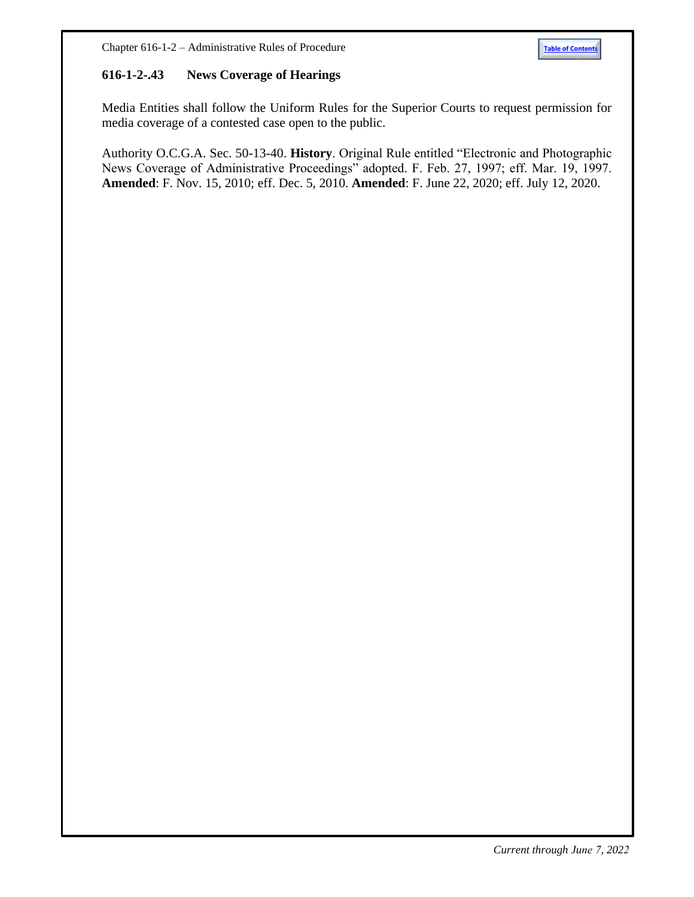### 616-1-2-.43 News Coverage of Hearings

Media Entities shall follow the Uniform Rules for the Superior Courts to request permission for media coverage of a contested case open to the public.

Authority O.C.G.A. Sec. 50-13-40. **History**. Original Rule entitled "Electronic and Photographic News Coverage of Administrative Proceedings" adopted. F. Feb. 27, 1997; eff. Mar. 19, 1997. **Amended**: F. Nov. 15, 2010; eff. Dec. 5, 2010. **Amended**: F. June 22, 2020; eff. July 12, 2020.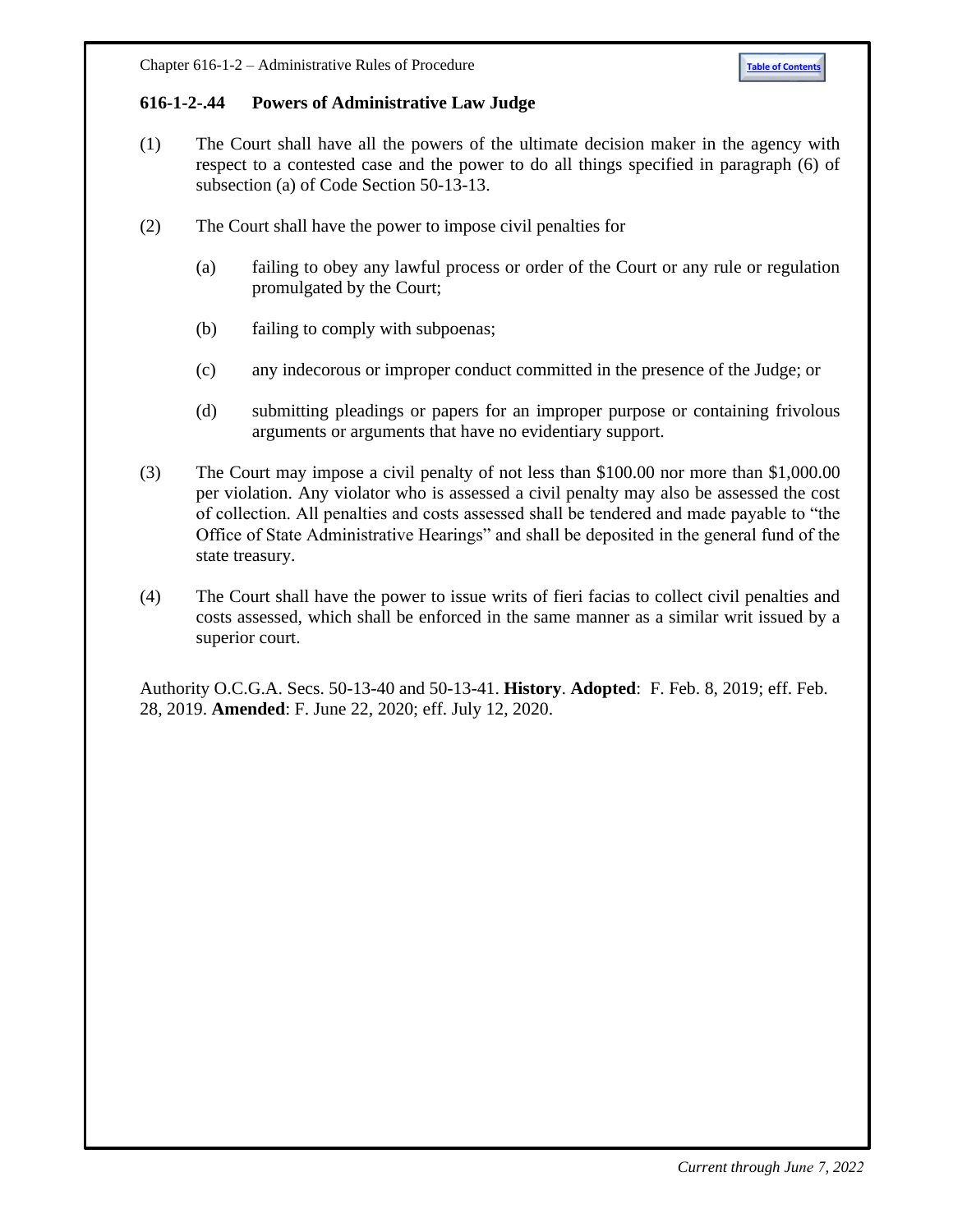### 616-1-2-.44 Powers of Administrative Law Judge

(1) The Court shall have all the powers of the ultimate decision maker in the agency with respect to a contested case and the power to do all things specified in paragraph (6) of subsection (a) of Code Section 50-13-13.

(2) The Court shall have the power to impose civil penalties for

(a) failing to obey any lawful process or order of the Court or any rule or regulation promulgated by the Court;

(b) failing to comply with subpoenas;

(c) any indecorous or improper conduct committed in the presence of the Judge; or

(d) submitting pleadings or papers for an improper purpose or containing frivolous arguments or arguments that have no evidentiary support.

(3) The Court may impose a civil penalty of not less than $100.00 nor more than $1,000.00 per violation. Any violator who is assessed a civil penalty may also be assessed the cost of collection. All penalties and costs assessed shall be tendered and made payable to "the Office of State Administrative Hearings" and shall be deposited in the general fund of the state treasury.

(4) The Court shall have the power to issue writs of fieri facias to collect civil penalties and costs assessed, which shall be enforced in the same manner as a similar writ issued by a superior court.

Authority O.C.G.A. Secs. 50-13-40 and 50-13-41. **History**. **Adopted**: F. Feb. 8, 2019; eff. Feb. 28, 2019. **Amended**: F. June 22, 2020; eff. July 12, 2020.